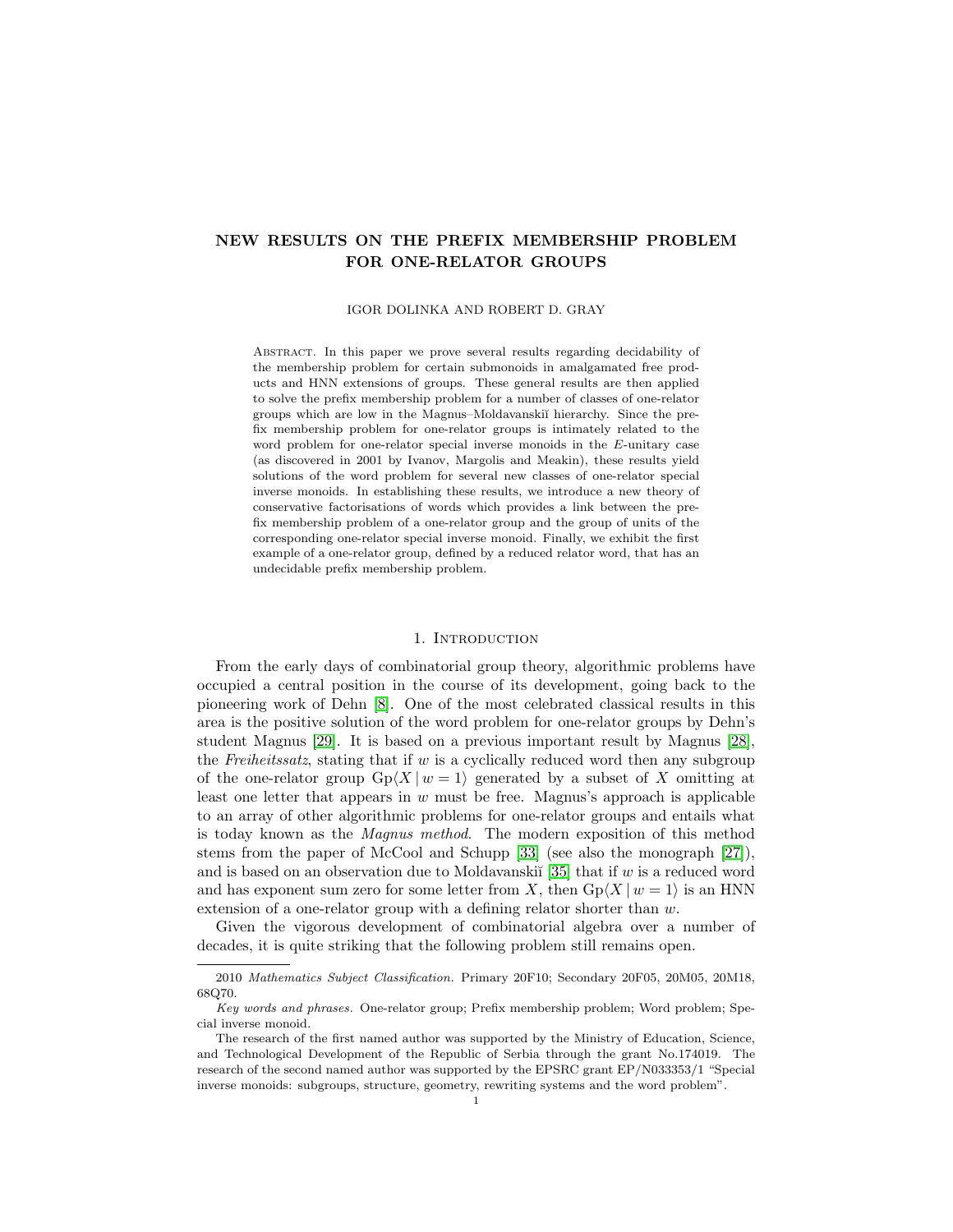# NEW RESULTS ON THE PREFIX MEMBERSHIP PROBLEM FOR ONE-RELATOR GROUPS

IGOR DOLINKA AND ROBERT D. GRAY

Abstract. In this paper we prove several results regarding decidability of the membership problem for certain submonoids in amalgamated free products and HNN extensions of groups. These general results are then applied to solve the prefix membership problem for a number of classes of one-relator groups which are low in the Magnus–Moldavanskiĭ hierarchy. Since the prefix membership problem for one-relator groups is intimately related to the word problem for one-relator special inverse monoids in the $E$-unitary case (as discovered in 2001 by Ivanov, Margolis and Meakin), these results yield solutions of the word problem for several new classes of one-relator special inverse monoids. In establishing these results, we introduce a new theory of conservative factorisations of words which provides a link between the prefix membership problem of a one-relator group and the group of units of the corresponding one-relator special inverse monoid. Finally, we exhibit the first example of a one-relator group, defined by a reduced relator word, that has an undecidable prefix membership problem.

## 1. Introduction

From the early days of combinatorial group theory, algorithmic problems have occupied a central position in the course of its development, going back to the pioneering work of Dehn [8]. One of the most celebrated classical results in this area is the positive solution of the word problem for one-relator groups by Dehn's student Magnus [29]. It is based on a previous important result by Magnus [28], the *Freiheitssatz*, stating that if $w$ is a cyclically reduced word then any subgroup of the one-relator group $\mathrm{Gp}\langle X \mid w = 1\rangle$ generated by a subset of $X$ omitting at least one letter that appears in $w$ must be free. Magnus's approach is applicable to an array of other algorithmic problems for one-relator groups and entails what is today known as the *Magnus method*. The modern exposition of this method stems from the paper of McCool and Schupp [33] (see also the monograph [27]), and is based on an observation due to Moldavanskiĭ [35] that if $w$ is a reduced word and has exponent sum zero for some letter from $X$, then $\mathrm{Gp}\langle X \mid w = 1\rangle$ is an HNN extension of a one-relator group with a defining relator shorter than $w$.

Given the vigorous development of combinatorial algebra over a number of decades, it is quite striking that the following problem still remains open.

---

2010 *Mathematics Subject Classification.* Primary 20F10; Secondary 20F05, 20M05, 20M18, 68Q70.

*Key words and phrases.* One-relator group; Prefix membership problem; Word problem; Special inverse monoid.

The research of the first named author was supported by the Ministry of Education, Science, and Technological Development of the Republic of Serbia through the grant No.174019. The research of the second named author was supported by the EPSRC grant EP/N033353/1 "Special inverse monoids: subgroups, structure, geometry, rewriting systems and the word problem".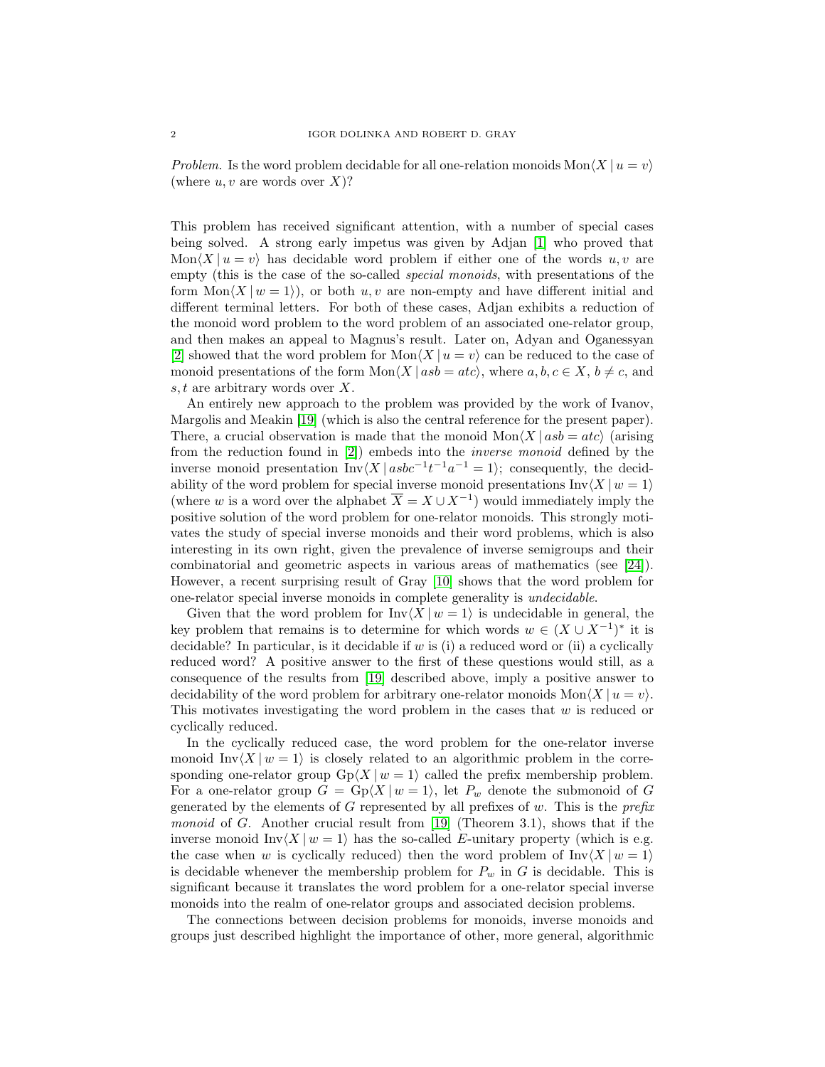*Problem.* Is the word problem decidable for all one-relation monoids $\mathrm{Mon}\langle X \mid u = v\rangle$ (where $u, v$ are words over $X$)?

This problem has received significant attention, with a number of special cases being solved. A strong early impetus was given by Adjan [1] who proved that $\mathrm{Mon}\langle X \mid u = v\rangle$ has decidable word problem if either one of the words $u, v$ are empty (this is the case of the so-called *special monoids*, with presentations of the form $\mathrm{Mon}\langle X \mid w = 1\rangle$), or both $u, v$ are non-empty and have different initial and different terminal letters. For both of these cases, Adjan exhibits a reduction of the monoid word problem to the word problem of an associated one-relator group, and then makes an appeal to Magnus's result. Later on, Adyan and Oganessyan [2] showed that the word problem for $\mathrm{Mon}\langle X \mid u = v\rangle$ can be reduced to the case of monoid presentations of the form $\mathrm{Mon}\langle X \mid asb = atc\rangle$, where $a, b, c \in X$, $b \neq c$, and $s, t$ are arbitrary words over $X$.

An entirely new approach to the problem was provided by the work of Ivanov, Margolis and Meakin [19] (which is also the central reference for the present paper). There, a crucial observation is made that the monoid $\mathrm{Mon}\langle X \mid asb = atc\rangle$ (arising from the reduction found in [2]) embeds into the *inverse monoid* defined by the inverse monoid presentation $\mathrm{Inv}\langle X \mid asbc^{-1}t^{-1}a^{-1} = 1\rangle$; consequently, the decidability of the word problem for special inverse monoid presentations $\mathrm{Inv}\langle X \mid w = 1\rangle$ (where $w$ is a word over the alphabet $\overline{X} = X \cup X^{-1}$) would immediately imply the positive solution of the word problem for one-relator monoids. This strongly motivates the study of special inverse monoids and their word problems, which is also interesting in its own right, given the prevalence of inverse semigroups and their combinatorial and geometric aspects in various areas of mathematics (see [24]). However, a recent surprising result of Gray [10] shows that the word problem for one-relator special inverse monoids in complete generality is *undecidable*.

Given that the word problem for $\mathrm{Inv}\langle X \mid w = 1\rangle$ is undecidable in general, the key problem that remains is to determine for which words $w \in (X \cup X^{-1})^*$ it is decidable? In particular, is it decidable if $w$ is (i) a reduced word or (ii) a cyclically reduced word? A positive answer to the first of these questions would still, as a consequence of the results from [19] described above, imply a positive answer to decidability of the word problem for arbitrary one-relator monoids $\mathrm{Mon}\langle X \mid u = v\rangle$. This motivates investigating the word problem in the cases that $w$ is reduced or cyclically reduced.

In the cyclically reduced case, the word problem for the one-relator inverse monoid $\mathrm{Inv}\langle X \mid w = 1\rangle$ is closely related to an algorithmic problem in the corresponding one-relator group $\mathrm{Gp}\langle X \mid w = 1\rangle$ called the prefix membership problem. For a one-relator group $G = \mathrm{Gp}\langle X \mid w = 1\rangle$, let $P_w$ denote the submonoid of $G$ generated by the elements of $G$ represented by all prefixes of $w$. This is the *prefix monoid* of $G$. Another crucial result from [19] (Theorem 3.1), shows that if the inverse monoid $\mathrm{Inv}\langle X \mid w = 1\rangle$ has the so-called $E$-unitary property (which is e.g. the case when $w$ is cyclically reduced) then the word problem of $\mathrm{Inv}\langle X \mid w = 1\rangle$ is decidable whenever the membership problem for $P_w$ in $G$ is decidable. This is significant because it translates the word problem for a one-relator special inverse monoids into the realm of one-relator groups and associated decision problems.

The connections between decision problems for monoids, inverse monoids and groups just described highlight the importance of other, more general, algorithmic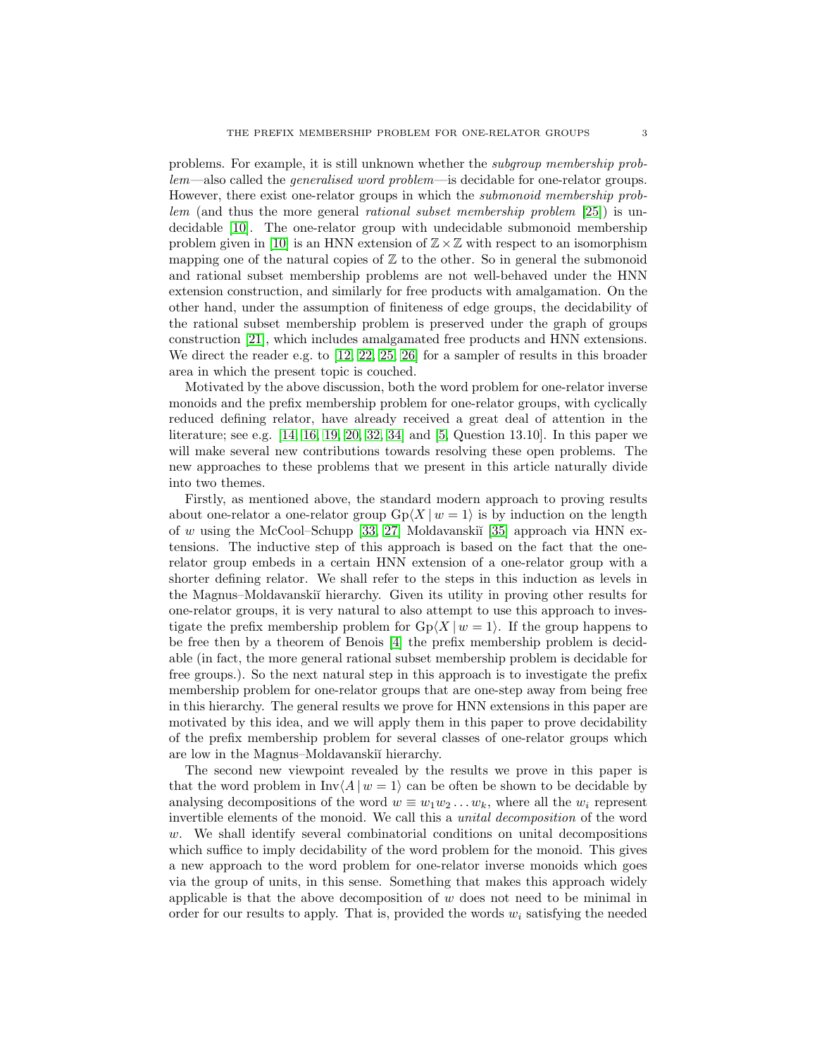problems. For example, it is still unknown whether the *subgroup membership problem*—also called the *generalised word problem*—is decidable for one-relator groups. However, there exist one-relator groups in which the *submonoid membership problem* (and thus the more general *rational subset membership problem* [25]) is undecidable [10]. The one-relator group with undecidable submonoid membership problem given in [10] is an HNN extension of $\mathbb{Z} \times \mathbb{Z}$ with respect to an isomorphism mapping one of the natural copies of $\mathbb{Z}$ to the other. So in general the submonoid and rational subset membership problems are not well-behaved under the HNN extension construction, and similarly for free products with amalgamation. On the other hand, under the assumption of finiteness of edge groups, the decidability of the rational subset membership problem is preserved under the graph of groups construction [21], which includes amalgamated free products and HNN extensions. We direct the reader e.g. to [12, 22, 25, 26] for a sampler of results in this broader area in which the present topic is couched.

Motivated by the above discussion, both the word problem for one-relator inverse monoids and the prefix membership problem for one-relator groups, with cyclically reduced defining relator, have already received a great deal of attention in the literature; see e.g. [14, 16, 19, 20, 32, 34] and [5, Question 13.10]. In this paper we will make several new contributions towards resolving these open problems. The new approaches to these problems that we present in this article naturally divide into two themes.

Firstly, as mentioned above, the standard modern approach to proving results about one-relator a one-relator group $\mathrm{Gp}\langle X \mid w = 1\rangle$ is by induction on the length of $w$ using the McCool–Schupp [33, 27] Moldavanskiĭ [35] approach via HNN extensions. The inductive step of this approach is based on the fact that the one-relator group embeds in a certain HNN extension of a one-relator group with a shorter defining relator. We shall refer to the steps in this induction as levels in the Magnus–Moldavanskiĭ hierarchy. Given its utility in proving other results for one-relator groups, it is very natural to also attempt to use this approach to investigate the prefix membership problem for $\mathrm{Gp}\langle X \mid w = 1\rangle$. If the group happens to be free then by a theorem of Benois [4] the prefix membership problem is decidable (in fact, the more general rational subset membership problem is decidable for free groups.). So the next natural step in this approach is to investigate the prefix membership problem for one-relator groups that are one-step away from being free in this hierarchy. The general results we prove for HNN extensions in this paper are motivated by this idea, and we will apply them in this paper to prove decidability of the prefix membership problem for several classes of one-relator groups which are low in the Magnus–Moldavanskiĭ hierarchy.

The second new viewpoint revealed by the results we prove in this paper is that the word problem in $\mathrm{Inv}\langle A \mid w = 1\rangle$ can be often be shown to be decidable by analysing decompositions of the word $w \equiv w_1 w_2 \dots w_k$, where all the $w_i$ represent invertible elements of the monoid. We call this a *unital decomposition* of the word $w$. We shall identify several combinatorial conditions on unital decompositions which suffice to imply decidability of the word problem for the monoid. This gives a new approach to the word problem for one-relator inverse monoids which goes via the group of units, in this sense. Something that makes this approach widely applicable is that the above decomposition of $w$ does not need to be minimal in order for our results to apply. That is, provided the words $w_i$ satisfying the needed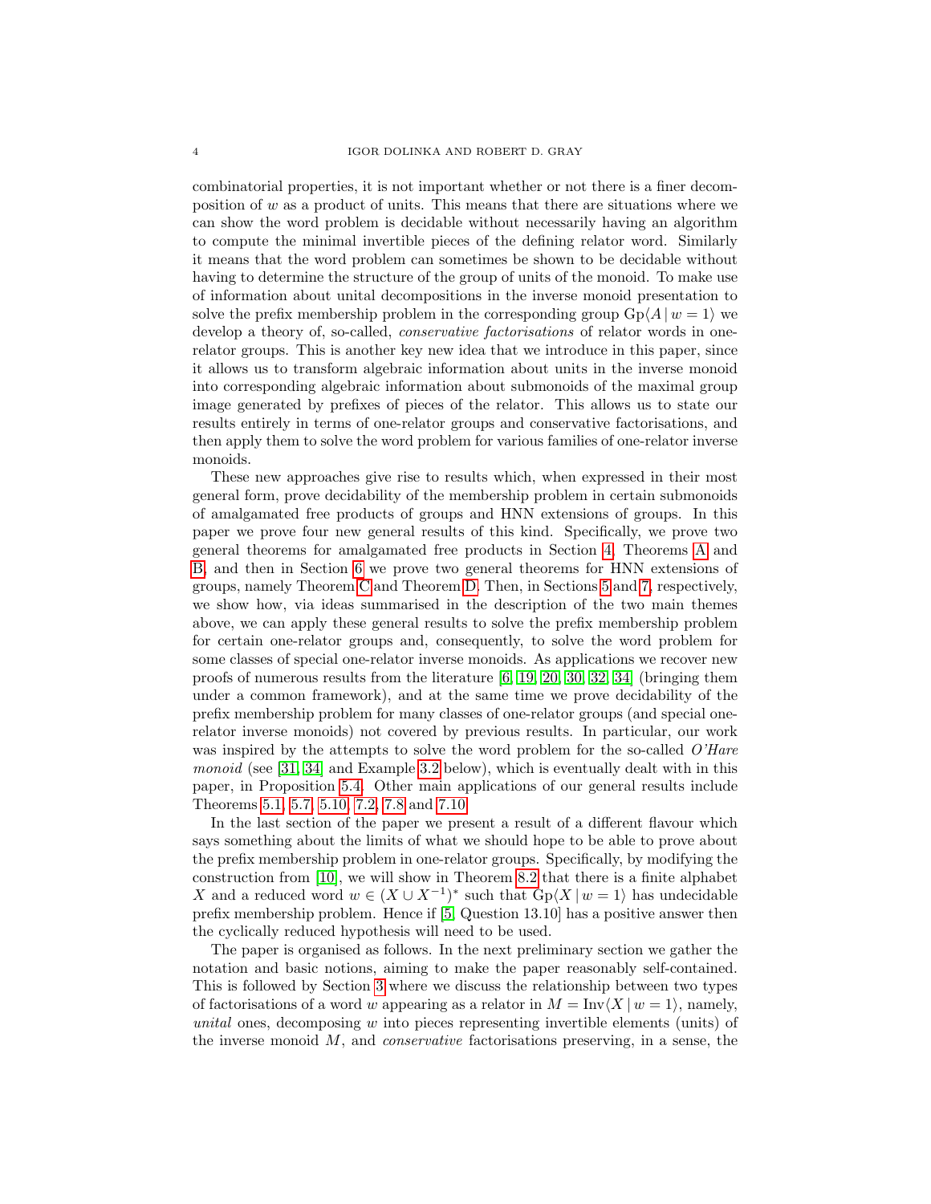combinatorial properties, it is not important whether or not there is a finer decomposition of $w$ as a product of units. This means that there are situations where we can show the word problem is decidable without necessarily having an algorithm to compute the minimal invertible pieces of the defining relator word. Similarly it means that the word problem can sometimes be shown to be decidable without having to determine the structure of the group of units of the monoid. To make use of information about unital decompositions in the inverse monoid presentation to solve the prefix membership problem in the corresponding group $\mathrm{Gp}\langle A \mid w = 1\rangle$ we develop a theory of, so-called, *conservative factorisations* of relator words in one-relator groups. This is another key new idea that we introduce in this paper, since it allows us to transform algebraic information about units in the inverse monoid into corresponding algebraic information about submonoids of the maximal group image generated by prefixes of pieces of the relator. This allows us to state our results entirely in terms of one-relator groups and conservative factorisations, and then apply them to solve the word problem for various families of one-relator inverse monoids.

These new approaches give rise to results which, when expressed in their most general form, prove decidability of the membership problem in certain submonoids of amalgamated free products of groups and HNN extensions of groups. In this paper we prove four new general results of this kind. Specifically, we prove two general theorems for amalgamated free products in Section 4, Theorems A and B, and then in Section 6 we prove two general theorems for HNN extensions of groups, namely Theorem C and Theorem D. Then, in Sections 5 and 7, respectively, we show how, via ideas summarised in the description of the two main themes above, we can apply these general results to solve the prefix membership problem for certain one-relator groups and, consequently, to solve the word problem for some classes of special one-relator inverse monoids. As applications we recover new proofs of numerous results from the literature [6, 19, 20, 30, 32, 34] (bringing them under a common framework), and at the same time we prove decidability of the prefix membership problem for many classes of one-relator groups (and special one-relator inverse monoids) not covered by previous results. In particular, our work was inspired by the attempts to solve the word problem for the so-called *O'Hare monoid* (see [31, 34] and Example 3.2 below), which is eventually dealt with in this paper, in Proposition 5.4. Other main applications of our general results include Theorems 5.1, 5.7, 5.10, 7.2, 7.8 and 7.10.

In the last section of the paper we present a result of a different flavour which says something about the limits of what we should hope to be able to prove about the prefix membership problem in one-relator groups. Specifically, by modifying the construction from [10], we will show in Theorem 8.2 that there is a finite alphabet $X$ and a reduced word $w \in (X \cup X^{-1})^*$ such that $\mathrm{Gp}\langle X \mid w = 1\rangle$ has undecidable prefix membership problem. Hence if [5, Question 13.10] has a positive answer then the cyclically reduced hypothesis will need to be used.

The paper is organised as follows. In the next preliminary section we gather the notation and basic notions, aiming to make the paper reasonably self-contained. This is followed by Section 3 where we discuss the relationship between two types of factorisations of a word $w$ appearing as a relator in $M = \mathrm{Inv}\langle X \mid w = 1\rangle$, namely, *unital* ones, decomposing $w$ into pieces representing invertible elements (units) of the inverse monoid $M$, and *conservative* factorisations preserving, in a sense, the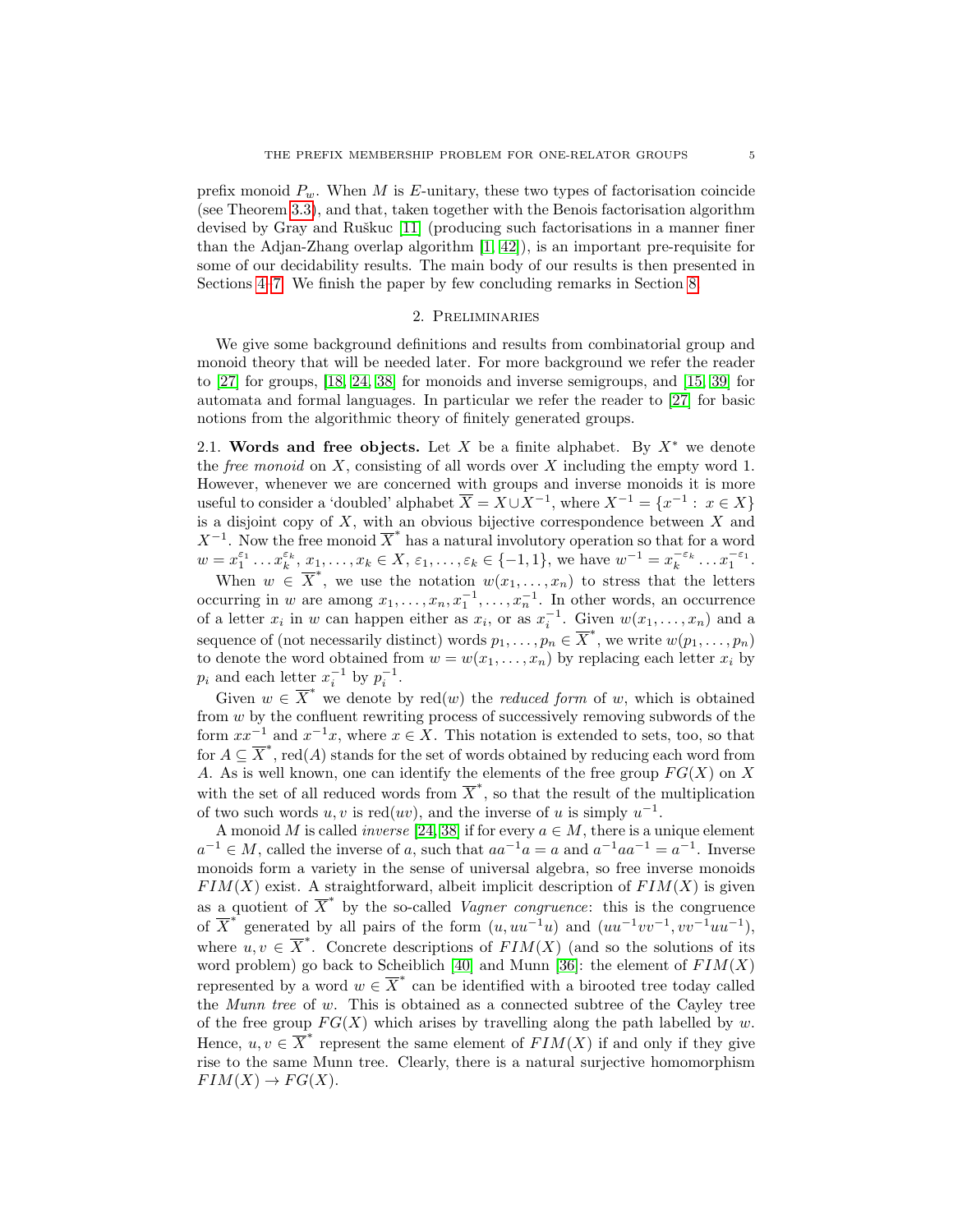prefix monoid $P_w$. When $M$ is $E$-unitary, these two types of factorisation coincide (see Theorem 3.3), and that, taken together with the Benois factorisation algorithm devised by Gray and Ruškuc [11] (producing such factorisations in a manner finer than the Adjan-Zhang overlap algorithm [1, 42]), is an important pre-requisite for some of our decidability results. The main body of our results is then presented in Sections 4–7. We finish the paper by few concluding remarks in Section 8.

## 2. Preliminaries

We give some background definitions and results from combinatorial group and monoid theory that will be needed later. For more background we refer the reader to [27] for groups, [18, 24, 38] for monoids and inverse semigroups, and [15, 39] for automata and formal languages. In particular we refer the reader to [27] for basic notions from the algorithmic theory of finitely generated groups.

### 2.1. Words and free objects.

Let $X$ be a finite alphabet. By $X^*$ we denote the *free monoid* on $X$, consisting of all words over $X$ including the empty word 1. However, whenever we are concerned with groups and inverse monoids it is more useful to consider a 'doubled' alphabet $\overline{X} = X \cup X^{-1}$, where $X^{-1} = \{x^{-1} : x \in X\}$ is a disjoint copy of $X$, with an obvious bijective correspondence between $X$ and $X^{-1}$. Now the free monoid $\overline{X}^*$ has a natural involutory operation so that for a word $w = x_1^{\varepsilon_1} \dots x_k^{\varepsilon_k}$, $x_1, \dots, x_k \in X$, $\varepsilon_1, \dots, \varepsilon_k \in \{-1, 1\}$, we have $w^{-1} = x_k^{-\varepsilon_k} \dots x_1^{-\varepsilon_1}$.

When $w \in \overline{X}^*$, we use the notation $w(x_1, \dots, x_n)$ to stress that the letters occurring in $w$ are among $x_1, \dots, x_n, x_1^{-1}, \dots, x_n^{-1}$. In other words, an occurrence of a letter $x_i$ in $w$ can happen either as $x_i$, or as $x_i^{-1}$. Given $w(x_1, \dots, x_n)$ and a sequence of (not necessarily distinct) words $p_1, \dots, p_n \in \overline{X}^*$, we write $w(p_1, \dots, p_n)$ to denote the word obtained from $w = w(x_1, \dots, x_n)$ by replacing each letter $x_i$ by $p_i$ and each letter $x_i^{-1}$ by $p_i^{-1}$.

Given $w \in \overline{X}^*$ we denote by $\mathrm{red}(w)$ the *reduced form* of $w$, which is obtained from $w$ by the confluent rewriting process of successively removing subwords of the form $xx^{-1}$ and $x^{-1}x$, where $x \in X$. This notation is extended to sets, too, so that for $A \subseteq \overline{X}^*$, $\mathrm{red}(A)$ stands for the set of words obtained by reducing each word from $A$. As is well known, one can identify the elements of the free group $FG(X)$ on $X$ with the set of all reduced words from $\overline{X}^*$, so that the result of the multiplication of two such words $u, v$ is $\mathrm{red}(uv)$, and the inverse of $u$ is simply $u^{-1}$.

A monoid $M$ is called *inverse* [24, 38] if for every $a \in M$, there is a unique element $a^{-1} \in M$, called the inverse of $a$, such that $aa^{-1}a = a$ and $a^{-1}aa^{-1} = a^{-1}$. Inverse monoids form a variety in the sense of universal algebra, so free inverse monoids $FIM(X)$ exist. A straightforward, albeit implicit description of $FIM(X)$ is given as a quotient of $\overline{X}^*$ by the so-called *Vagner congruence*: this is the congruence of $\overline{X}^*$ generated by all pairs of the form $(u, uu^{-1}u)$ and $(uu^{-1}vv^{-1}, vv^{-1}uu^{-1})$, where $u, v \in \overline{X}^*$. Concrete descriptions of $FIM(X)$ (and so the solutions of its word problem) go back to Scheiblich [40] and Munn [36]: the element of $FIM(X)$ represented by a word $w \in \overline{X}^*$ can be identified with a birooted tree today called the *Munn tree* of $w$. This is obtained as a connected subtree of the Cayley tree of the free group $FG(X)$ which arises by travelling along the path labelled by $w$. Hence, $u, v \in \overline{X}^*$ represent the same element of $FIM(X)$ if and only if they give rise to the same Munn tree. Clearly, there is a natural surjective homomorphism $FIM(X) \to FG(X)$.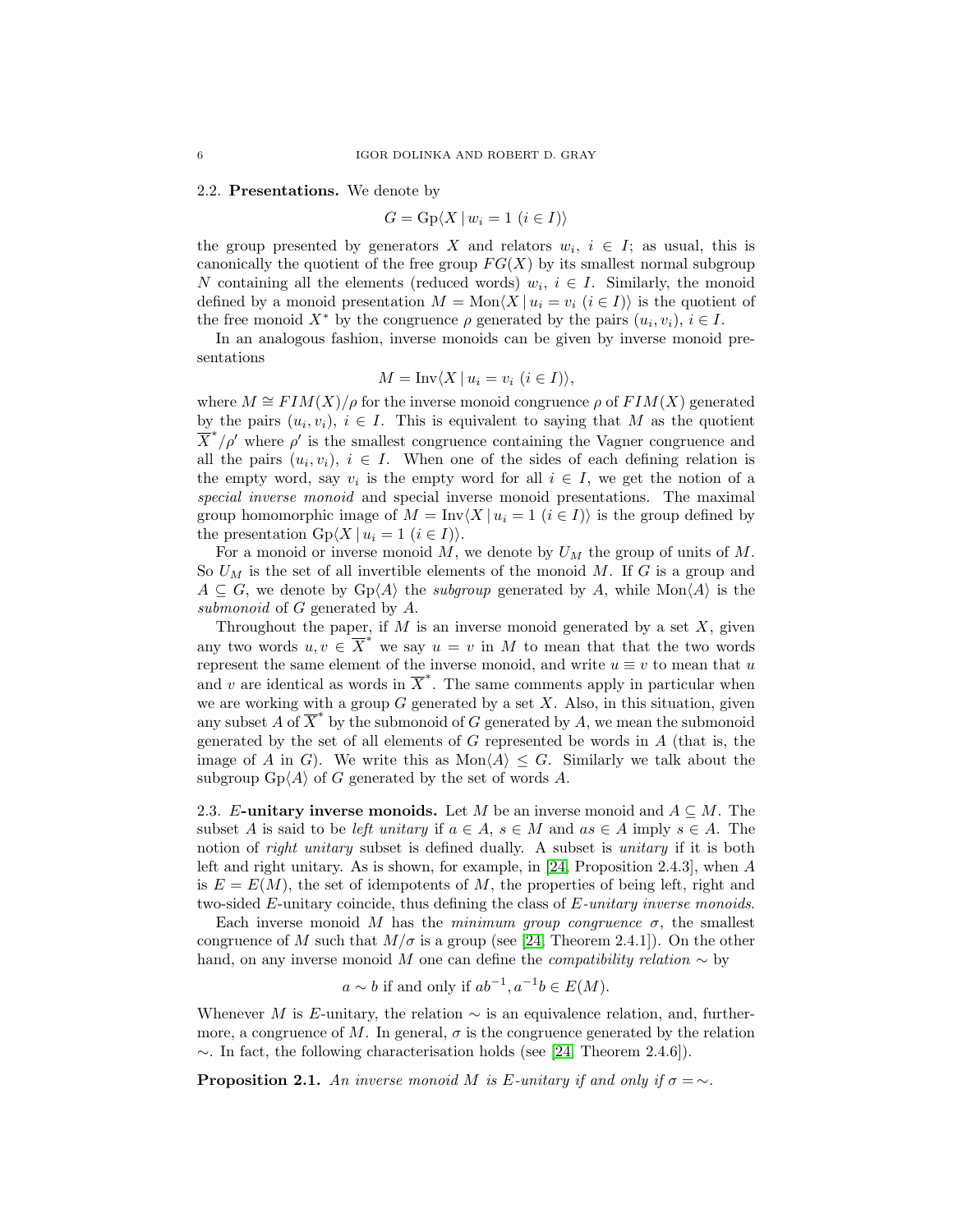### 2.2. Presentations.

We denote by

$$G = \mathrm{Gp}\langle X \mid w_i = 1 \ (i \in I)\rangle$$

the group presented by generators $X$ and relators $w_i$, $i \in I$; as usual, this is canonically the quotient of the free group $FG(X)$ by its smallest normal subgroup $N$ containing all the elements (reduced words) $w_i$, $i \in I$. Similarly, the monoid defined by a monoid presentation $M = \mathrm{Mon}\langle X \mid u_i = v_i \ (i \in I)\rangle$ is the quotient of the free monoid $X^*$ by the congruence $\rho$ generated by the pairs $(u_i, v_i)$, $i \in I$.

In an analogous fashion, inverse monoids can be given by inverse monoid presentations

$$M = \mathrm{Inv}\langle X \mid u_i = v_i \ (i \in I)\rangle,$$

where $M \cong FIM(X)/\rho$ for the inverse monoid congruence $\rho$ of $FIM(X)$ generated by the pairs $(u_i, v_i)$, $i \in I$. This is equivalent to saying that $M$ as the quotient $\overline{X}^*/\rho'$ where $\rho'$ is the smallest congruence containing the Vagner congruence and all the pairs $(u_i, v_i)$, $i \in I$. When one of the sides of each defining relation is the empty word, say $v_i$ is the empty word for all $i \in I$, we get the notion of a *special inverse monoid* and special inverse monoid presentations. The maximal group homomorphic image of $M = \mathrm{Inv}\langle X \mid u_i = 1 \ (i \in I)\rangle$ is the group defined by the presentation $\mathrm{Gp}\langle X \mid u_i = 1 \ (i \in I)\rangle$.

For a monoid or inverse monoid $M$, we denote by $U_M$ the group of units of $M$. So $U_M$ is the set of all invertible elements of the monoid $M$. If $G$ is a group and $A \subseteq G$, we denote by $\mathrm{Gp}\langle A\rangle$ the *subgroup* generated by $A$, while $\mathrm{Mon}\langle A\rangle$ is the *submonoid* of $G$ generated by $A$.

Throughout the paper, if $M$ is an inverse monoid generated by a set $X$, given any two words $u, v \in \overline{X}^*$ we say $u = v$ in $M$ to mean that that the two words represent the same element of the inverse monoid, and write $u \equiv v$ to mean that $u$ and $v$ are identical as words in $\overline{X}^*$. The same comments apply in particular when we are working with a group $G$ generated by a set $X$. Also, in this situation, given any subset $A$ of $\overline{X}^*$ by the submonoid of $G$ generated by $A$, we mean the submonoid generated by the set of all elements of $G$ represented be words in $A$ (that is, the image of $A$ in $G$). We write this as $\mathrm{Mon}\langle A\rangle \le G$. Similarly we talk about the subgroup $\mathrm{Gp}\langle A\rangle$ of $G$ generated by the set of words $A$.

### 2.3. $E$-unitary inverse monoids.

Let $M$ be an inverse monoid and $A \subseteq M$. The subset $A$ is said to be *left unitary* if $a \in A$, $s \in M$ and $as \in A$ imply $s \in A$. The notion of *right unitary* subset is defined dually. A subset is *unitary* if it is both left and right unitary. As is shown, for example, in [24, Proposition 2.4.3], when $A$ is $E = E(M)$, the set of idempotents of $M$, the properties of being left, right and two-sided $E$-unitary coincide, thus defining the class of *$E$-unitary inverse monoids*.

Each inverse monoid $M$ has the *minimum group congruence* $\sigma$, the smallest congruence of $M$ such that $M/\sigma$ is a group (see [24, Theorem 2.4.1]). On the other hand, on any inverse monoid $M$ one can define the *compatibility relation* $\sim$ by

$$a \sim b \text{ if and only if } ab^{-1}, a^{-1}b \in E(M).$$

Whenever $M$ is $E$-unitary, the relation $\sim$ is an equivalence relation, and, furthermore, a congruence of $M$. In general, $\sigma$ is the congruence generated by the relation $\sim$. In fact, the following characterisation holds (see [24, Theorem 2.4.6]).

**Proposition 2.1.** *An inverse monoid $M$ is $E$-unitary if and only if $\sigma = \sim$.*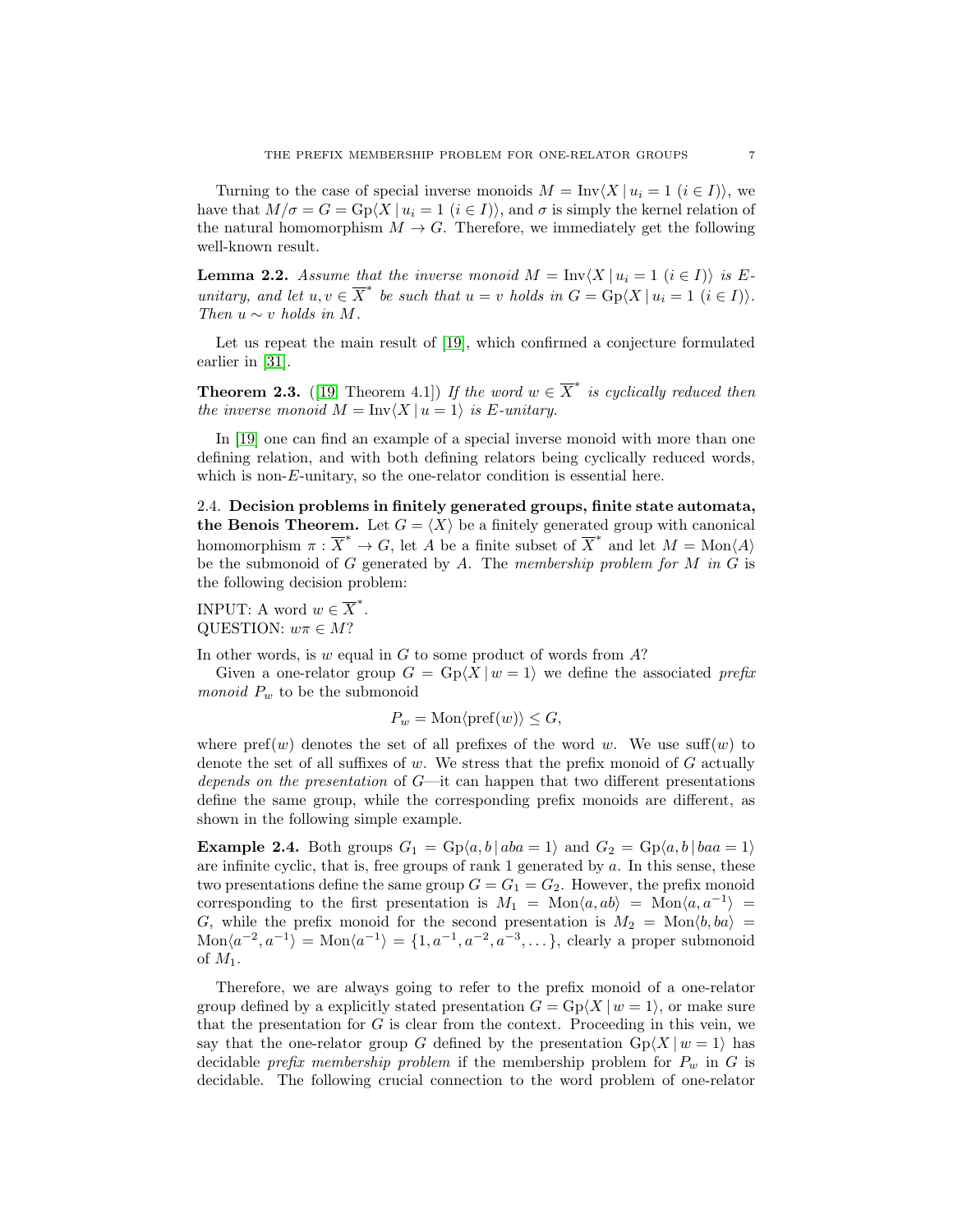Turning to the case of special inverse monoids $M = \mathrm{Inv}\langle X \mid u_i = 1 \ (i \in I)\rangle$, we have that $M/\sigma = G = \mathrm{Gp}\langle X \mid u_i = 1 \ (i \in I)\rangle$, and $\sigma$ is simply the kernel relation of the natural homomorphism $M \to G$. Therefore, we immediately get the following well-known result.

**Lemma 2.2.** *Assume that the inverse monoid $M = \mathrm{Inv}\langle X \mid u_i = 1 \ (i \in I)\rangle$ is E-unitary, and let $u, v \in \overline{X}^*$ be such that $u = v$ holds in $G = \mathrm{Gp}\langle X \mid u_i = 1 \ (i \in I)\rangle$. Then $u \sim v$ holds in $M$.*

Let us repeat the main result of [19], which confirmed a conjecture formulated earlier in [31].

**Theorem 2.3.** ([19, Theorem 4.1]) *If the word $w \in \overline{X}^*$ is cyclically reduced then the inverse monoid $M = \mathrm{Inv}\langle X \mid u = 1\rangle$ is E-unitary.*

In [19] one can find an example of a special inverse monoid with more than one defining relation, and with both defining relators being cyclically reduced words, which is non-$E$-unitary, so the one-relator condition is essential here.

**2.4. Decision problems in finitely generated groups, finite state automata, the Benois Theorem.** Let $G = \langle X\rangle$ be a finitely generated group with canonical homomorphism $\pi : \overline{X}^* \to G$, let $A$ be a finite subset of $\overline{X}^*$ and let $M = \mathrm{Mon}\langle A\rangle$ be the submonoid of $G$ generated by $A$. The *membership problem for $M$ in $G$* is the following decision problem:

INPUT: A word $w \in \overline{X}^*$.
QUESTION: $w\pi \in M$?

In other words, is $w$ equal in $G$ to some product of words from $A$?

Given a one-relator group $G = \mathrm{Gp}\langle X \mid w = 1\rangle$ we define the associated *prefix monoid* $P_w$ to be the submonoid

$$P_w = \mathrm{Mon}\langle \mathrm{pref}(w)\rangle \leq G,$$

where $\mathrm{pref}(w)$ denotes the set of all prefixes of the word $w$. We use $\mathrm{suff}(w)$ to denote the set of all suffixes of $w$. We stress that the prefix monoid of $G$ actually *depends on the presentation* of $G$—it can happen that two different presentations define the same group, while the corresponding prefix monoids are different, as shown in the following simple example.

**Example 2.4.** Both groups $G_1 = \mathrm{Gp}\langle a, b \mid aba = 1\rangle$ and $G_2 = \mathrm{Gp}\langle a, b \mid baa = 1\rangle$ are infinite cyclic, that is, free groups of rank 1 generated by $a$. In this sense, these two presentations define the same group $G = G_1 = G_2$. However, the prefix monoid corresponding to the first presentation is $M_1 = \mathrm{Mon}\langle a, ab\rangle = \mathrm{Mon}\langle a, a^{-1}\rangle = G$, while the prefix monoid for the second presentation is $M_2 = \mathrm{Mon}\langle b, ba\rangle = \mathrm{Mon}\langle a^{-2}, a^{-1}\rangle = \mathrm{Mon}\langle a^{-1}\rangle = \{1, a^{-1}, a^{-2}, a^{-3}, \dots\}$, clearly a proper submonoid of $M_1$.

Therefore, we are always going to refer to the prefix monoid of a one-relator group defined by a explicitly stated presentation $G = \mathrm{Gp}\langle X \mid w = 1\rangle$, or make sure that the presentation for $G$ is clear from the context. Proceeding in this vein, we say that the one-relator group $G$ defined by the presentation $\mathrm{Gp}\langle X \mid w = 1\rangle$ has decidable *prefix membership problem* if the membership problem for $P_w$ in $G$ is decidable. The following crucial connection to the word problem of one-relator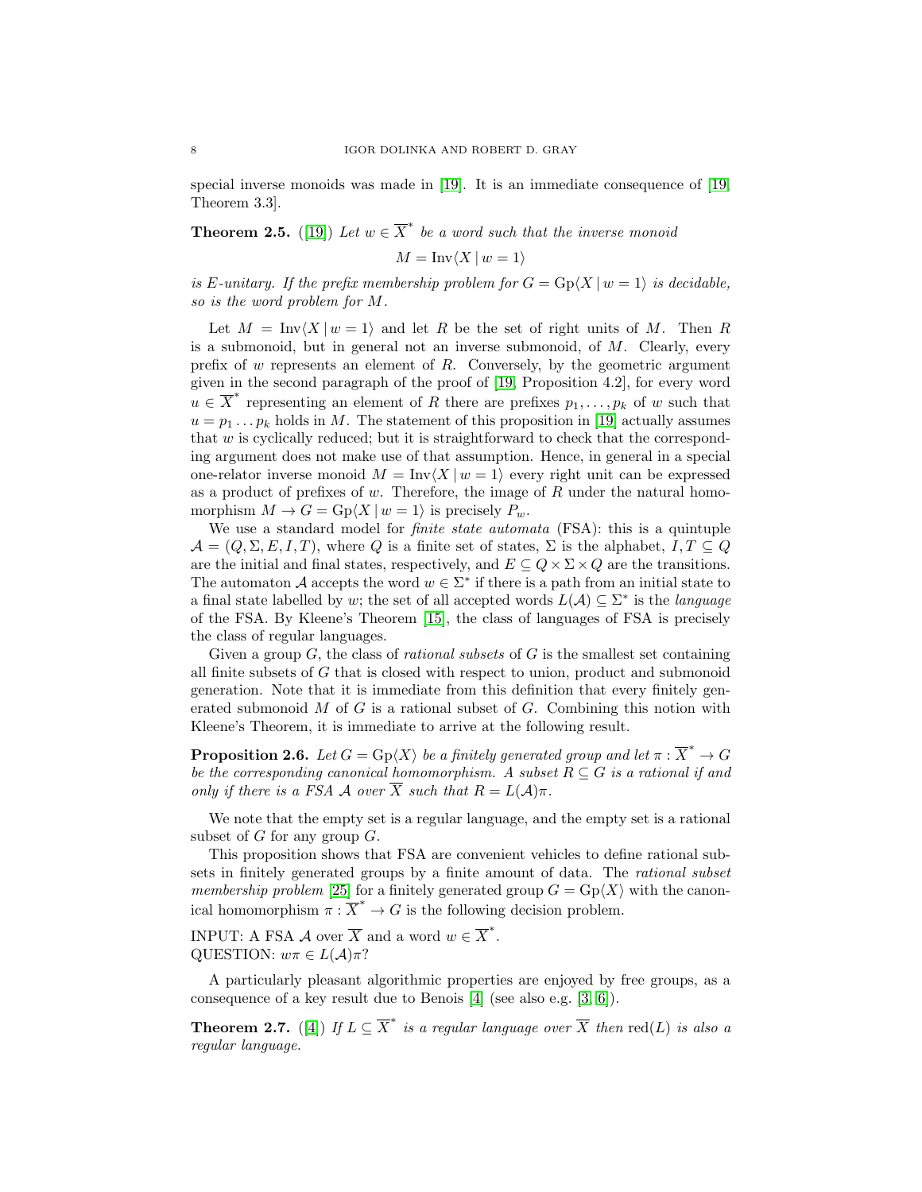special inverse monoids was made in [19]. It is an immediate consequence of [19, Theorem 3.3].

**Theorem 2.5.** ([19]) *Let $w \in \overline{X}^*$ be a word such that the inverse monoid*

$$M = \mathrm{Inv}\langle X \mid w = 1\rangle$$

*is E-unitary. If the prefix membership problem for $G = \mathrm{Gp}\langle X \mid w = 1\rangle$ is decidable, so is the word problem for $M$.*

Let $M = \mathrm{Inv}\langle X \mid w = 1\rangle$ and let $R$ be the set of right units of $M$. Then $R$ is a submonoid, but in general not an inverse submonoid, of $M$. Clearly, every prefix of $w$ represents an element of $R$. Conversely, by the geometric argument given in the second paragraph of the proof of [19, Proposition 4.2], for every word $u \in \overline{X}^*$ representing an element of $R$ there are prefixes $p_1, \dots, p_k$ of $w$ such that $u = p_1 \dots p_k$ holds in $M$. The statement of this proposition in [19] actually assumes that $w$ is cyclically reduced; but it is straightforward to check that the corresponding argument does not make use of that assumption. Hence, in general in a special one-relator inverse monoid $M = \mathrm{Inv}\langle X \mid w = 1\rangle$ every right unit can be expressed as a product of prefixes of $w$. Therefore, the image of $R$ under the natural homomorphism $M \to G = \mathrm{Gp}\langle X \mid w = 1\rangle$ is precisely $P_w$.

We use a standard model for *finite state automata* (FSA): this is a quintuple $\mathcal{A} = (Q, \Sigma, E, I, T)$, where $Q$ is a finite set of states, $\Sigma$ is the alphabet, $I, T \subseteq Q$ are the initial and final states, respectively, and $E \subseteq Q \times \Sigma \times Q$ are the transitions. The automaton $\mathcal{A}$ accepts the word $w \in \Sigma^*$ if there is a path from an initial state to a final state labelled by $w$; the set of all accepted words $L(\mathcal{A}) \subseteq \Sigma^*$ is the *language* of the FSA. By Kleene's Theorem [15], the class of languages of FSA is precisely the class of regular languages.

Given a group $G$, the class of *rational subsets* of $G$ is the smallest set containing all finite subsets of $G$ that is closed with respect to union, product and submonoid generation. Note that it is immediate from this definition that every finitely generated submonoid $M$ of $G$ is a rational subset of $G$. Combining this notion with Kleene's Theorem, it is immediate to arrive at the following result.

**Proposition 2.6.** *Let $G = \mathrm{Gp}\langle X\rangle$ be a finitely generated group and let $\pi : \overline{X}^* \to G$ be the corresponding canonical homomorphism. A subset $R \subseteq G$ is a rational if and only if there is a FSA $\mathcal{A}$ over $\overline{X}$ such that $R = L(\mathcal{A})\pi$.*

We note that the empty set is a regular language, and the empty set is a rational subset of $G$ for any group $G$.

This proposition shows that FSA are convenient vehicles to define rational subsets in finitely generated groups by a finite amount of data. The *rational subset membership problem* [25] for a finitely generated group $G = \mathrm{Gp}\langle X\rangle$ with the canonical homomorphism $\pi : \overline{X}^* \to G$ is the following decision problem.

INPUT: A FSA $\mathcal{A}$ over $\overline{X}$ and a word $w \in \overline{X}^*$.
QUESTION: $w\pi \in L(\mathcal{A})\pi$?

A particularly pleasant algorithmic properties are enjoyed by free groups, as a consequence of a key result due to Benois [4] (see also e.g. [3, 6]).

**Theorem 2.7.** ([4]) *If $L \subseteq \overline{X}^*$ is a regular language over $\overline{X}$ then $\mathrm{red}(L)$ is also a regular language.*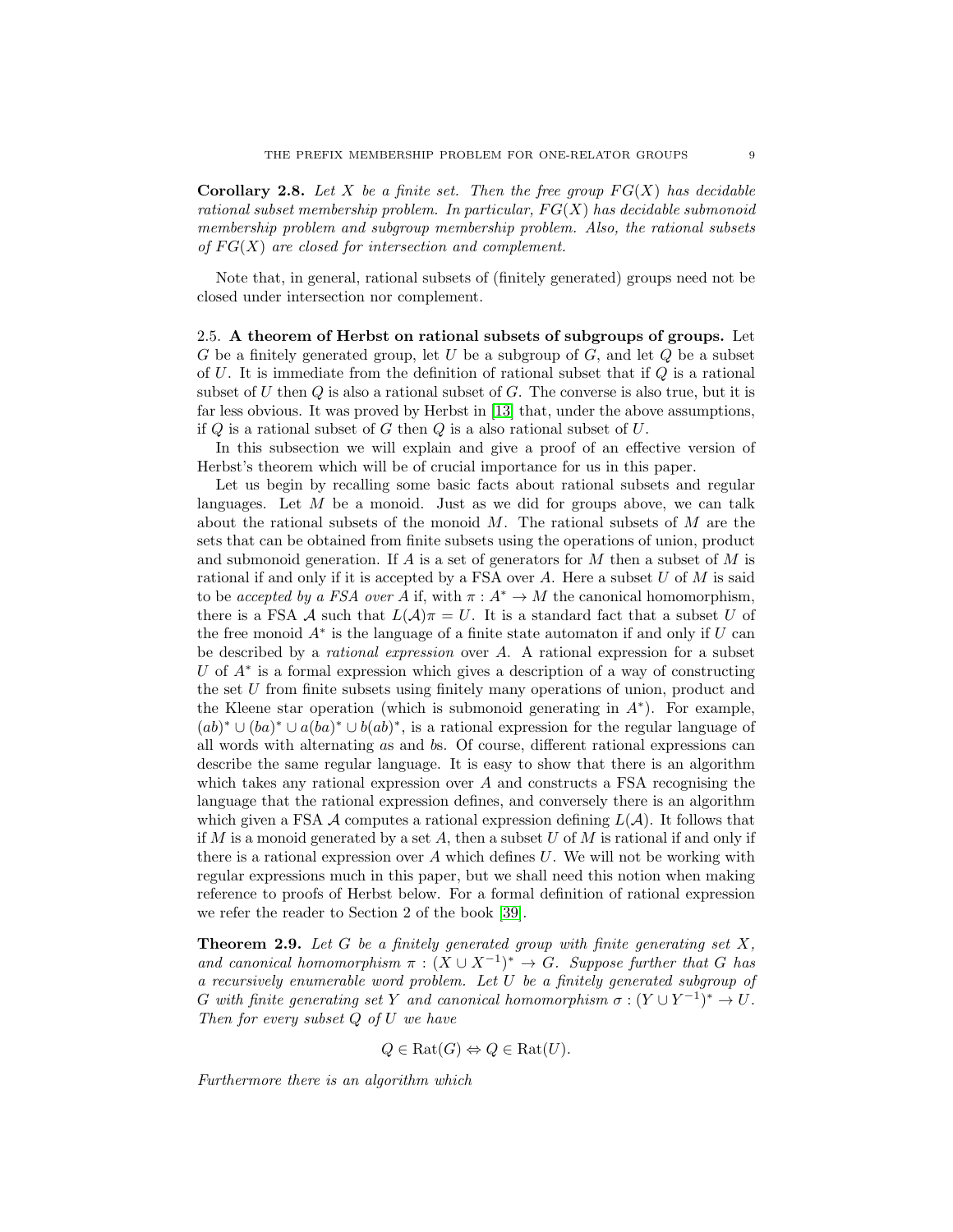**Corollary 2.8.** *Let $X$ be a finite set. Then the free group $FG(X)$ has decidable rational subset membership problem. In particular, $FG(X)$ has decidable submonoid membership problem and subgroup membership problem. Also, the rational subsets of $FG(X)$ are closed for intersection and complement.*

Note that, in general, rational subsets of (finitely generated) groups need not be closed under intersection nor complement.

### 2.5. A theorem of Herbst on rational subsets of subgroups of groups.

Let $G$ be a finitely generated group, let $U$ be a subgroup of $G$, and let $Q$ be a subset of $U$. It is immediate from the definition of rational subset that if $Q$ is a rational subset of $U$ then $Q$ is also a rational subset of $G$. The converse is also true, but it is far less obvious. It was proved by Herbst in [13] that, under the above assumptions, if $Q$ is a rational subset of $G$ then $Q$ is a also rational subset of $U$.

In this subsection we will explain and give a proof of an effective version of Herbst's theorem which will be of crucial importance for us in this paper.

Let us begin by recalling some basic facts about rational subsets and regular languages. Let $M$ be a monoid. Just as we did for groups above, we can talk about the rational subsets of the monoid $M$. The rational subsets of $M$ are the sets that can be obtained from finite subsets using the operations of union, product and submonoid generation. If $A$ is a set of generators for $M$ then a subset of $M$ is rational if and only if it is accepted by a FSA over $A$. Here a subset $U$ of $M$ is said to be *accepted by a FSA over $A$* if, with $\pi : A^* \to M$ the canonical homomorphism, there is a FSA $\mathcal{A}$ such that $L(\mathcal{A})\pi = U$. It is a standard fact that a subset $U$ of the free monoid $A^*$ is the language of a finite state automaton if and only if $U$ can be described by a *rational expression* over $A$. A rational expression for a subset $U$ of $A^*$ is a formal expression which gives a description of a way of constructing the set $U$ from finite subsets using finitely many operations of union, product and the Kleene star operation (which is submonoid generating in $A^*$). For example, $(ab)^* \cup (ba)^* \cup a(ba)^* \cup b(ab)^*$, is a rational expression for the regular language of all words with alternating $a$s and $b$s. Of course, different rational expressions can describe the same regular language. It is easy to show that there is an algorithm which takes any rational expression over $A$ and constructs a FSA recognising the language that the rational expression defines, and conversely there is an algorithm which given a FSA $\mathcal{A}$ computes a rational expression defining $L(\mathcal{A})$. It follows that if $M$ is a monoid generated by a set $A$, then a subset $U$ of $M$ is rational if and only if there is a rational expression over $A$ which defines $U$. We will not be working with regular expressions much in this paper, but we shall need this notion when making reference to proofs of Herbst below. For a formal definition of rational expression we refer the reader to Section 2 of the book [39].

**Theorem 2.9.** *Let $G$ be a finitely generated group with finite generating set $X$, and canonical homomorphism $\pi : (X \cup X^{-1})^* \to G$. Suppose further that $G$ has a recursively enumerable word problem. Let $U$ be a finitely generated subgroup of $G$ with finite generating set $Y$ and canonical homomorphism $\sigma : (Y \cup Y^{-1})^* \to U$. Then for every subset $Q$ of $U$ we have*

$$Q \in \mathrm{Rat}(G) \Leftrightarrow Q \in \mathrm{Rat}(U).$$

*Furthermore there is an algorithm which*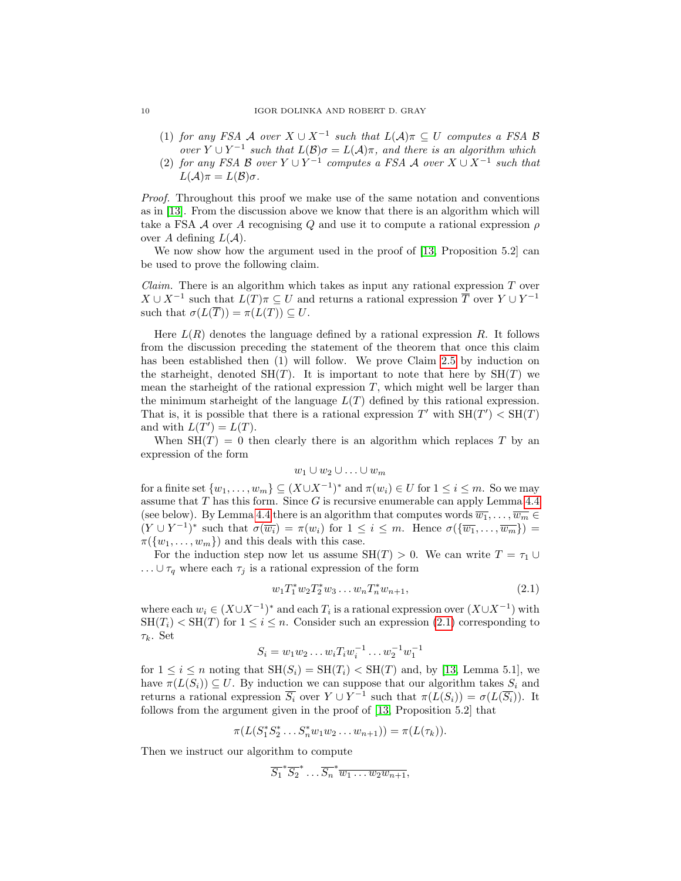(1) *for any FSA $\mathcal{A}$ over $X \cup X^{-1}$ such that $L(\mathcal{A})\pi \subseteq U$ computes a FSA $\mathcal{B}$ over $Y \cup Y^{-1}$ such that $L(\mathcal{B})\sigma = L(\mathcal{A})\pi$, and there is an algorithm which*

(2) *for any FSA $\mathcal{B}$ over $Y \cup Y^{-1}$ computes a FSA $\mathcal{A}$ over $X \cup X^{-1}$ such that $L(\mathcal{A})\pi = L(\mathcal{B})\sigma$.*

*Proof.* Throughout this proof we make use of the same notation and conventions as in [13]. From the discussion above we know that there is an algorithm which will take a FSA $\mathcal{A}$ over $A$ recognising $Q$ and use it to compute a rational expression $\rho$ over $A$ defining $L(\mathcal{A})$.

We now show how the argument used in the proof of [13, Proposition 5.2] can be used to prove the following claim.

*Claim.* There is an algorithm which takes as input any rational expression $T$ over $X \cup X^{-1}$ such that $L(T)\pi \subseteq U$ and returns a rational expression $\overline{T}$ over $Y \cup Y^{-1}$ such that $\sigma(L(\overline{T})) = \pi(L(T)) \subseteq U$.

Here $L(R)$ denotes the language defined by a rational expression $R$. It follows from the discussion preceding the statement of the theorem that once this claim has been established then (1) will follow. We prove Claim 2.5 by induction on the starheight, denoted $\mathrm{SH}(T)$. It is important to note that here by $\mathrm{SH}(T)$ we mean the starheight of the rational expression $T$, which might well be larger than the minimum starheight of the language $L(T)$ defined by this rational expression. That is, it is possible that there is a rational expression $T'$ with $\mathrm{SH}(T') < \mathrm{SH}(T)$ and with $L(T') = L(T)$.

When $\mathrm{SH}(T) = 0$ then clearly there is an algorithm which replaces $T$ by an expression of the form

$$w_1 \cup w_2 \cup \ldots \cup w_m$$

for a finite set $\{w_1, \ldots, w_m\} \subseteq (X \cup X^{-1})^*$ and $\pi(w_i) \in U$ for $1 \leq i \leq m$. So we may assume that $T$ has this form. Since $G$ is recursive enumerable can apply Lemma 4.4 (see below). By Lemma 4.4 there is an algorithm that computes words $\overline{w_1}, \ldots, \overline{w_m} \in (Y \cup Y^{-1})^*$ such that $\sigma(\overline{w_i}) = \pi(w_i)$ for $1 \leq i \leq m$. Hence $\sigma(\{\overline{w_1}, \ldots, \overline{w_m}\}) = \pi(\{w_1, \ldots, w_m\})$ and this deals with this case.

For the induction step now let us assume $\mathrm{SH}(T) > 0$. We can write $T = \tau_1 \cup \ldots \cup \tau_q$ where each $\tau_j$ is a rational expression of the form

$$w_1 T_1^* w_2 T_2^* w_3 \ldots w_n T_n^* w_{n+1}, \tag{2.1}$$

where each $w_i \in (X \cup X^{-1})^*$ and each $T_i$ is a rational expression over $(X \cup X^{-1})$ with $\mathrm{SH}(T_i) < \mathrm{SH}(T)$ for $1 \leq i \leq n$. Consider such an expression (2.1) corresponding to $\tau_k$. Set

$$S_i = w_1 w_2 \ldots w_i T_i w_i^{-1} \ldots w_2^{-1} w_1^{-1}$$

for $1 \leq i \leq n$ noting that $\mathrm{SH}(S_i) = \mathrm{SH}(T_i) < \mathrm{SH}(T)$ and, by [13, Lemma 5.1], we have $\pi(L(S_i)) \subseteq U$. By induction we can suppose that our algorithm takes $S_i$ and returns a rational expression $\overline{S_i}$ over $Y \cup Y^{-1}$ such that $\pi(L(S_i)) = \sigma(L(\overline{S_i}))$. It follows from the argument given in the proof of [13, Proposition 5.2] that

$$\pi(L(S_1^* S_2^* \ldots S_n^* w_1 w_2 \ldots w_{n+1})) = \pi(L(\tau_k)).$$

Then we instruct our algorithm to compute

$$\overline{S_1}^* \overline{S_2}^* \ldots \overline{S_n}^* \overline{w_1 \ldots w_2 w_{n+1}},$$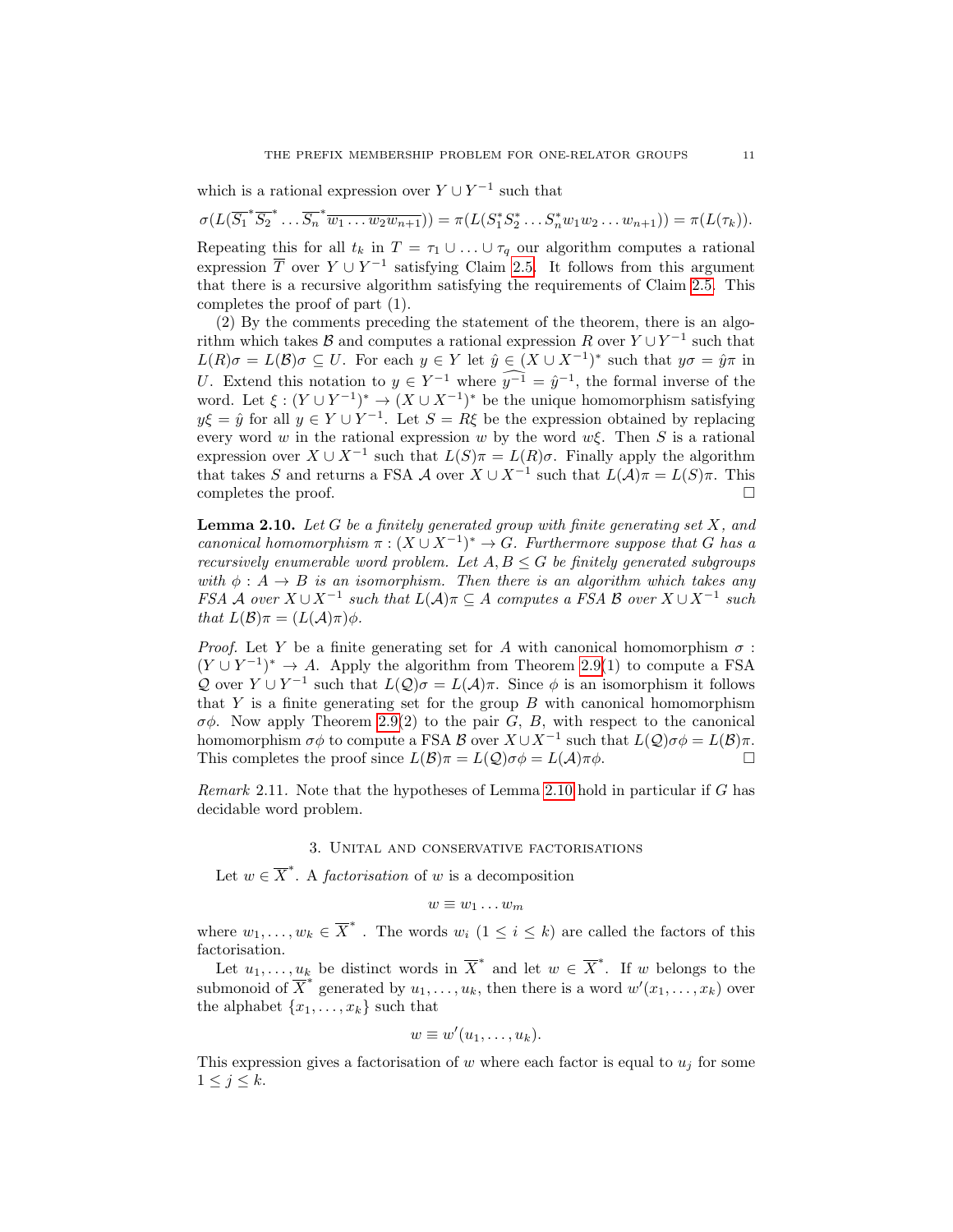which is a rational expression over $Y \cup Y^{-1}$ such that

$$\sigma(L(\overline{S_1}^*\overline{S_2}^* \ldots \overline{S_n}^*\overline{w_1 \ldots w_2 w_{n+1}})) = \pi(L(S_1^* S_2^* \ldots S_n^* w_1 w_2 \ldots w_{n+1})) = \pi(L(\tau_k)).$$

Repeating this for all $t_k$ in $T = \tau_1 \cup \ldots \cup \tau_q$ our algorithm computes a rational expression $\overline{T}$ over $Y \cup Y^{-1}$ satisfying Claim 2.5. It follows from this argument that there is a recursive algorithm satisfying the requirements of Claim 2.5. This completes the proof of part (1).

(2) By the comments preceding the statement of the theorem, there is an algorithm which takes $\mathcal{B}$ and computes a rational expression $R$ over $Y \cup Y^{-1}$ such that $L(R)\sigma = L(\mathcal{B})\sigma \subseteq U$. For each $y \in Y$ let $\hat{y} \in (X \cup X^{-1})^*$ such that $y\sigma = \hat{y}\pi$ in $U$. Extend this notation to $y \in Y^{-1}$ where $\widehat{y^{-1}} = \hat{y}^{-1}$, the formal inverse of the word. Let $\xi : (Y \cup Y^{-1})^* \to (X \cup X^{-1})^*$ be the unique homomorphism satisfying $y\xi = \hat{y}$ for all $y \in Y \cup Y^{-1}$. Let $S = R\xi$ be the expression obtained by replacing every word $w$ in the rational expression $w$ by the word $w\xi$. Then $S$ is a rational expression over $X \cup X^{-1}$ such that $L(S)\pi = L(R)\sigma$. Finally apply the algorithm that takes $S$ and returns a FSA $\mathcal{A}$ over $X \cup X^{-1}$ such that $L(\mathcal{A})\pi = L(S)\pi$. This completes the proof. $\square$

**Lemma 2.10.** *Let $G$ be a finitely generated group with finite generating set $X$, and canonical homomorphism $\pi : (X \cup X^{-1})^* \to G$. Furthermore suppose that $G$ has a recursively enumerable word problem. Let $A, B \leq G$ be finitely generated subgroups with $\phi : A \to B$ is an isomorphism. Then there is an algorithm which takes any FSA $\mathcal{A}$ over $X \cup X^{-1}$ such that $L(\mathcal{A})\pi \subseteq A$ computes a FSA $\mathcal{B}$ over $X \cup X^{-1}$ such that $L(\mathcal{B})\pi = (L(\mathcal{A})\pi)\phi$.*

*Proof.* Let $Y$ be a finite generating set for $A$ with canonical homomorphism $\sigma : (Y \cup Y^{-1})^* \to A$. Apply the algorithm from Theorem 2.9(1) to compute a FSA $\mathcal{Q}$ over $Y \cup Y^{-1}$ such that $L(\mathcal{Q})\sigma = L(\mathcal{A})\pi$. Since $\phi$ is an isomorphism it follows that $Y$ is a finite generating set for the group $B$ with canonical homomorphism $\sigma\phi$. Now apply Theorem 2.9(2) to the pair $G$, $B$, with respect to the canonical homomorphism $\sigma\phi$ to compute a FSA $\mathcal{B}$ over $X \cup X^{-1}$ such that $L(\mathcal{Q})\sigma\phi = L(\mathcal{B})\pi$. This completes the proof since $L(\mathcal{B})\pi = L(\mathcal{Q})\sigma\phi = L(\mathcal{A})\pi\phi$. $\square$

*Remark* 2.11. Note that the hypotheses of Lemma 2.10 hold in particular if $G$ has decidable word problem.

## 3. Unital and conservative factorisations

Let $w \in \overline{X}^*$. A *factorisation* of $w$ is a decomposition

$$w \equiv w_1 \ldots w_m$$

where $w_1, \ldots, w_k \in \overline{X}^*$ . The words $w_i$ $(1 \leq i \leq k)$ are called the factors of this factorisation.

Let $u_1, \ldots, u_k$ be distinct words in $\overline{X}^*$ and let $w \in \overline{X}^*$. If $w$ belongs to the submonoid of $\overline{X}^*$ generated by $u_1, \ldots, u_k$, then there is a word $w'(x_1, \ldots, x_k)$ over the alphabet $\{x_1, \ldots, x_k\}$ such that

$$w \equiv w'(u_1, \ldots, u_k).$$

This expression gives a factorisation of $w$ where each factor is equal to $u_j$ for some $1 \leq j \leq k$.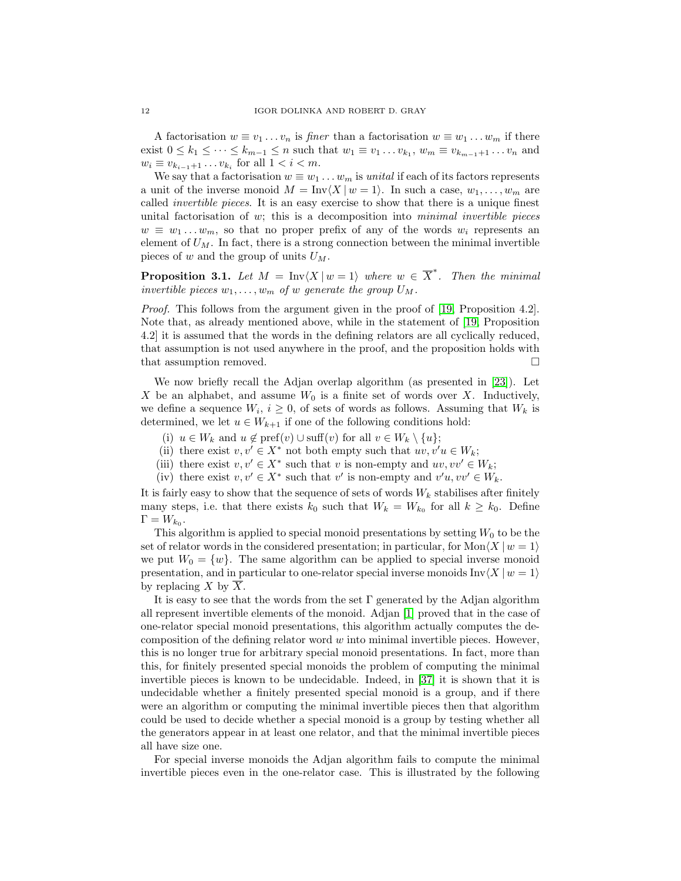A factorisation $w \equiv v_1 \dots v_n$ is *finer* than a factorisation $w \equiv w_1 \dots w_m$ if there exist $0 \leq k_1 \leq \cdots \leq k_{m-1} \leq n$ such that $w_1 \equiv v_1 \dots v_{k_1}$, $w_m \equiv v_{k_{m-1}+1} \dots v_n$ and $w_i \equiv v_{k_{i-1}+1} \dots v_{k_i}$ for all $1 < i < m$.

We say that a factorisation $w \equiv w_1 \dots w_m$ is *unital* if each of its factors represents a unit of the inverse monoid $M = \mathrm{Inv}\langle X \mid w = 1\rangle$. In such a case, $w_1, \dots, w_m$ are called *invertible pieces*. It is an easy exercise to show that there is a unique finest unital factorisation of $w$; this is a decomposition into *minimal invertible pieces* $w \equiv w_1 \dots w_m$, so that no proper prefix of any of the words $w_i$ represents an element of $U_M$. In fact, there is a strong connection between the minimal invertible pieces of $w$ and the group of units $U_M$.

**Proposition 3.1.** *Let $M = \mathrm{Inv}\langle X \mid w = 1\rangle$ where $w \in \overline{X}^*$. Then the minimal invertible pieces $w_1, \dots, w_m$ of $w$ generate the group $U_M$.*

*Proof.* This follows from the argument given in the proof of [19, Proposition 4.2]. Note that, as already mentioned above, while in the statement of [19, Proposition 4.2] it is assumed that the words in the defining relators are all cyclically reduced, that assumption is not used anywhere in the proof, and the proposition holds with that assumption removed. □

We now briefly recall the Adjan overlap algorithm (as presented in [23]). Let $X$ be an alphabet, and assume $W_0$ is a finite set of words over $X$. Inductively, we define a sequence $W_i$, $i \geq 0$, of sets of words as follows. Assuming that $W_k$ is determined, we let $u \in W_{k+1}$ if one of the following conditions hold:

(i) $u \in W_k$ and $u \notin \mathrm{pref}(v) \cup \mathrm{suff}(v)$ for all $v \in W_k \setminus \{u\}$;
(ii) there exist $v, v' \in X^*$ not both empty such that $uv, v'u \in W_k$;
(iii) there exist $v, v' \in X^*$ such that $v$ is non-empty and $uv, vv' \in W_k$;
(iv) there exist $v, v' \in X^*$ such that $v'$ is non-empty and $v'u, vv' \in W_k$.

It is fairly easy to show that the sequence of sets of words $W_k$ stabilises after finitely many steps, i.e. that there exists $k_0$ such that $W_k = W_{k_0}$ for all $k \geq k_0$. Define $\Gamma = W_{k_0}$.

This algorithm is applied to special monoid presentations by setting $W_0$ to be the set of relator words in the considered presentation; in particular, for $\mathrm{Mon}\langle X \mid w = 1\rangle$ we put $W_0 = \{w\}$. The same algorithm can be applied to special inverse monoid presentation, and in particular to one-relator special inverse monoids $\mathrm{Inv}\langle X \mid w = 1\rangle$ by replacing $X$ by $\overline{X}$.

It is easy to see that the words from the set $\Gamma$ generated by the Adjan algorithm all represent invertible elements of the monoid. Adjan [1] proved that in the case of one-relator special monoid presentations, this algorithm actually computes the decomposition of the defining relator word $w$ into minimal invertible pieces. However, this is no longer true for arbitrary special monoid presentations. In fact, more than this, for finitely presented special monoids the problem of computing the minimal invertible pieces is known to be undecidable. Indeed, in [37] it is shown that it is undecidable whether a finitely presented special monoid is a group, and if there were an algorithm or computing the minimal invertible pieces then that algorithm could be used to decide whether a special monoid is a group by testing whether all the generators appear in at least one relator, and that the minimal invertible pieces all have size one.

For special inverse monoids the Adjan algorithm fails to compute the minimal invertible pieces even in the one-relator case. This is illustrated by the following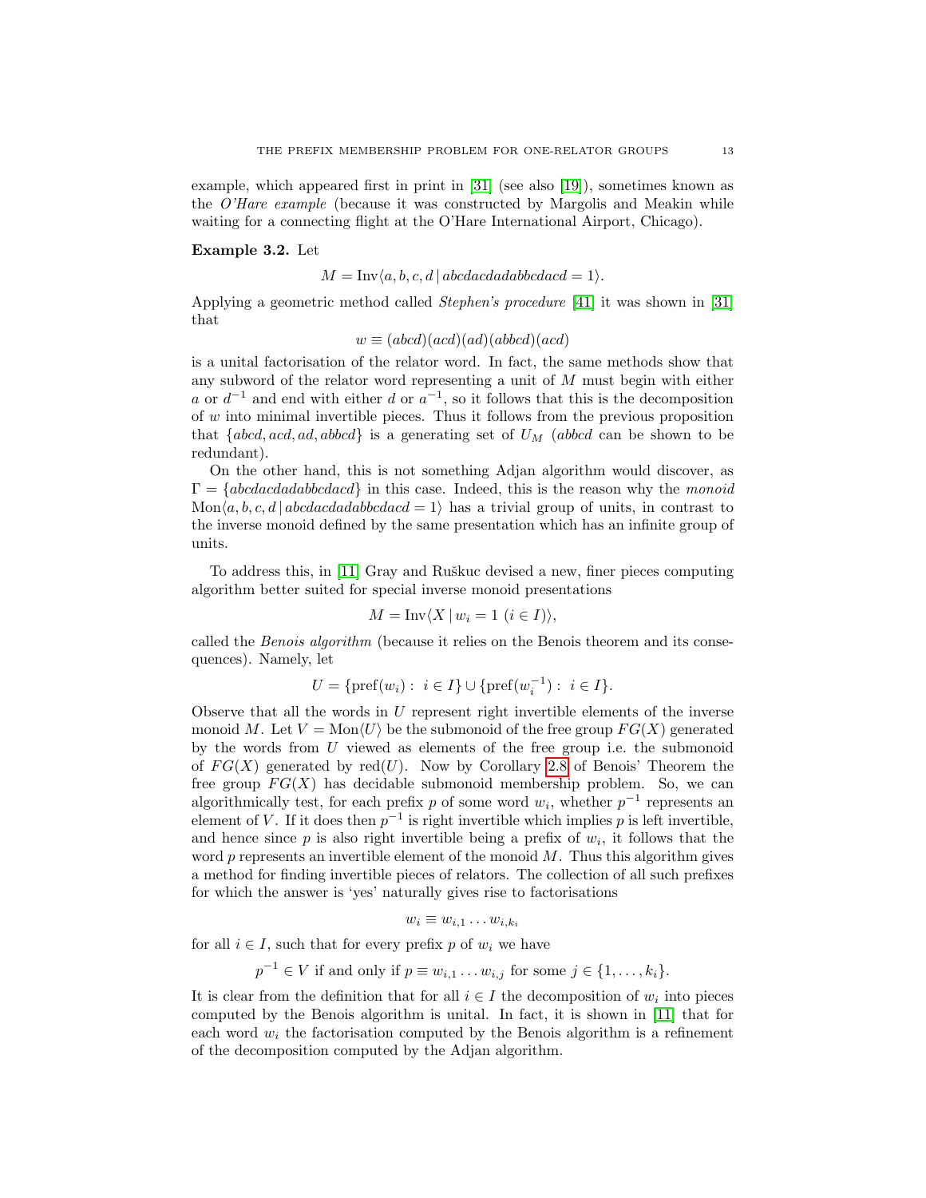example, which appeared first in print in [31] (see also [19]), sometimes known as the *O'Hare example* (because it was constructed by Margolis and Meakin while waiting for a connecting flight at the O'Hare International Airport, Chicago).

**Example 3.2.** Let

$$M = \mathrm{Inv}\langle a, b, c, d \,|\, abcdacdadabbcdacd = 1\rangle.$$

Applying a geometric method called *Stephen's procedure* [41] it was shown in [31] that

$$w \equiv (abcd)(acd)(ad)(abbcd)(acd)$$

is a unital factorisation of the relator word. In fact, the same methods show that any subword of the relator word representing a unit of $M$ must begin with either $a$ or $d^{-1}$ and end with either $d$ or $a^{-1}$, so it follows that this is the decomposition of $w$ into minimal invertible pieces. Thus it follows from the previous proposition that $\{abcd, acd, ad, abbcd\}$ is a generating set of $U_M$ ($abbcd$ can be shown to be redundant).

On the other hand, this is not something Adjan algorithm would discover, as $\Gamma = \{abcdacdadabbcdacd\}$ in this case. Indeed, this is the reason why the *monoid* $\mathrm{Mon}\langle a, b, c, d \,|\, abcdacdadabbcdacd = 1\rangle$ has a trivial group of units, in contrast to the inverse monoid defined by the same presentation which has an infinite group of units.

To address this, in [11] Gray and Ruškuc devised a new, finer pieces computing algorithm better suited for special inverse monoid presentations

$$M = \mathrm{Inv}\langle X \,|\, w_i = 1 \ (i \in I)\rangle,$$

called the *Benois algorithm* (because it relies on the Benois theorem and its consequences). Namely, let

$$U = \{\mathrm{pref}(w_i) : \ i \in I\} \cup \{\mathrm{pref}(w_i^{-1}) : \ i \in I\}.$$

Observe that all the words in $U$ represent right invertible elements of the inverse monoid $M$. Let $V = \mathrm{Mon}\langle U\rangle$ be the submonoid of the free group $FG(X)$ generated by the words from $U$ viewed as elements of the free group i.e. the submonoid of $FG(X)$ generated by $\mathrm{red}(U)$. Now by Corollary 2.8 of Benois' Theorem the free group $FG(X)$ has decidable submonoid membership problem. So, we can algorithmically test, for each prefix $p$ of some word $w_i$, whether $p^{-1}$ represents an element of $V$. If it does then $p^{-1}$ is right invertible which implies $p$ is left invertible, and hence since $p$ is also right invertible being a prefix of $w_i$, it follows that the word $p$ represents an invertible element of the monoid $M$. Thus this algorithm gives a method for finding invertible pieces of relators. The collection of all such prefixes for which the answer is 'yes' naturally gives rise to factorisations

$$w_i \equiv w_{i,1} \dots w_{i,k_i}$$

for all $i \in I$, such that for every prefix $p$ of $w_i$ we have

$$p^{-1} \in V \text{ if and only if } p \equiv w_{i,1} \dots w_{i,j} \text{ for some } j \in \{1, \dots, k_i\}.$$

It is clear from the definition that for all $i \in I$ the decomposition of $w_i$ into pieces computed by the Benois algorithm is unital. In fact, it is shown in [11] that for each word $w_i$ the factorisation computed by the Benois algorithm is a refinement of the decomposition computed by the Adjan algorithm.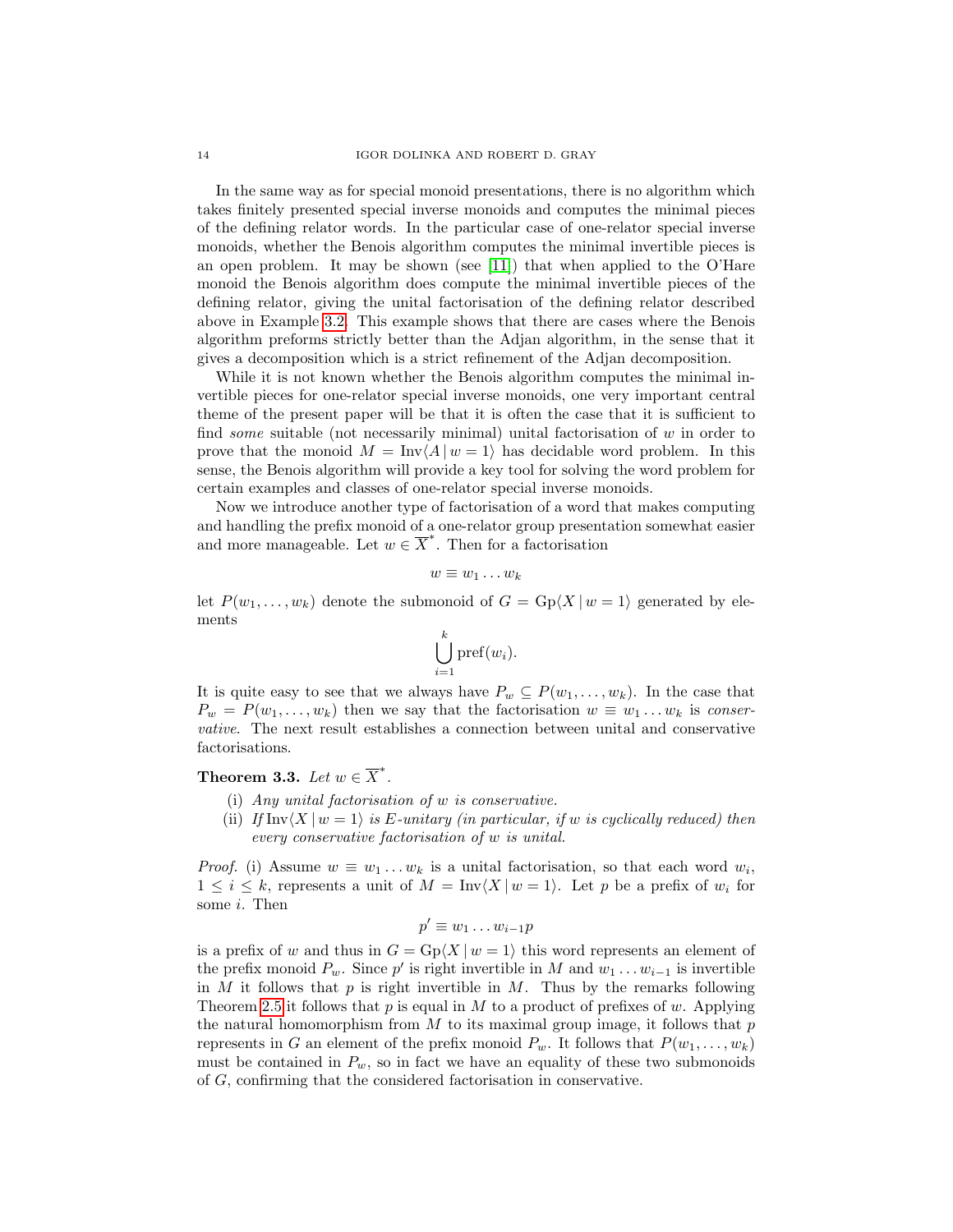In the same way as for special monoid presentations, there is no algorithm which takes finitely presented special inverse monoids and computes the minimal pieces of the defining relator words. In the particular case of one-relator special inverse monoids, whether the Benois algorithm computes the minimal invertible pieces is an open problem. It may be shown (see [11]) that when applied to the O'Hare monoid the Benois algorithm does compute the minimal invertible pieces of the defining relator, giving the unital factorisation of the defining relator described above in Example 3.2. This example shows that there are cases where the Benois algorithm preforms strictly better than the Adjan algorithm, in the sense that it gives a decomposition which is a strict refinement of the Adjan decomposition.

While it is not known whether the Benois algorithm computes the minimal invertible pieces for one-relator special inverse monoids, one very important central theme of the present paper will be that it is often the case that it is sufficient to find *some* suitable (not necessarily minimal) unital factorisation of $w$ in order to prove that the monoid $M = \mathrm{Inv}\langle A \,|\, w = 1\rangle$ has decidable word problem. In this sense, the Benois algorithm will provide a key tool for solving the word problem for certain examples and classes of one-relator special inverse monoids.

Now we introduce another type of factorisation of a word that makes computing and handling the prefix monoid of a one-relator group presentation somewhat easier and more manageable. Let $w \in \overline{X}^*$. Then for a factorisation

$$w \equiv w_1 \dots w_k$$

let $P(w_1, \dots, w_k)$ denote the submonoid of $G = \mathrm{Gp}\langle X \,|\, w = 1\rangle$ generated by elements

$$\bigcup_{i=1}^{k} \mathrm{pref}(w_i).$$

It is quite easy to see that we always have $P_w \subseteq P(w_1, \dots, w_k)$. In the case that $P_w = P(w_1, \dots, w_k)$ then we say that the factorisation $w \equiv w_1 \dots w_k$ is *conservative*. The next result establishes a connection between unital and conservative factorisations.

**Theorem 3.3.** *Let* $w \in \overline{X}^*$.

(i) *Any unital factorisation of* $w$ *is conservative.*
(ii) *If* $\mathrm{Inv}\langle X \,|\, w = 1\rangle$ *is E-unitary (in particular, if* $w$ *is cyclically reduced) then every conservative factorisation of* $w$ *is unital.*

*Proof.* (i) Assume $w \equiv w_1 \dots w_k$ is a unital factorisation, so that each word $w_i$, $1 \leq i \leq k$, represents a unit of $M = \mathrm{Inv}\langle X \,|\, w = 1\rangle$. Let $p$ be a prefix of $w_i$ for some $i$. Then

$$p' \equiv w_1 \dots w_{i-1} p$$

is a prefix of $w$ and thus in $G = \mathrm{Gp}\langle X \,|\, w = 1\rangle$ this word represents an element of the prefix monoid $P_w$. Since $p'$ is right invertible in $M$ and $w_1 \dots w_{i-1}$ is invertible in $M$ it follows that $p$ is right invertible in $M$. Thus by the remarks following Theorem 2.5 it follows that $p$ is equal in $M$ to a product of prefixes of $w$. Applying the natural homomorphism from $M$ to its maximal group image, it follows that $p$ represents in $G$ an element of the prefix monoid $P_w$. It follows that $P(w_1, \dots, w_k)$ must be contained in $P_w$, so in fact we have an equality of these two submonoids of $G$, confirming that the considered factorisation in conservative.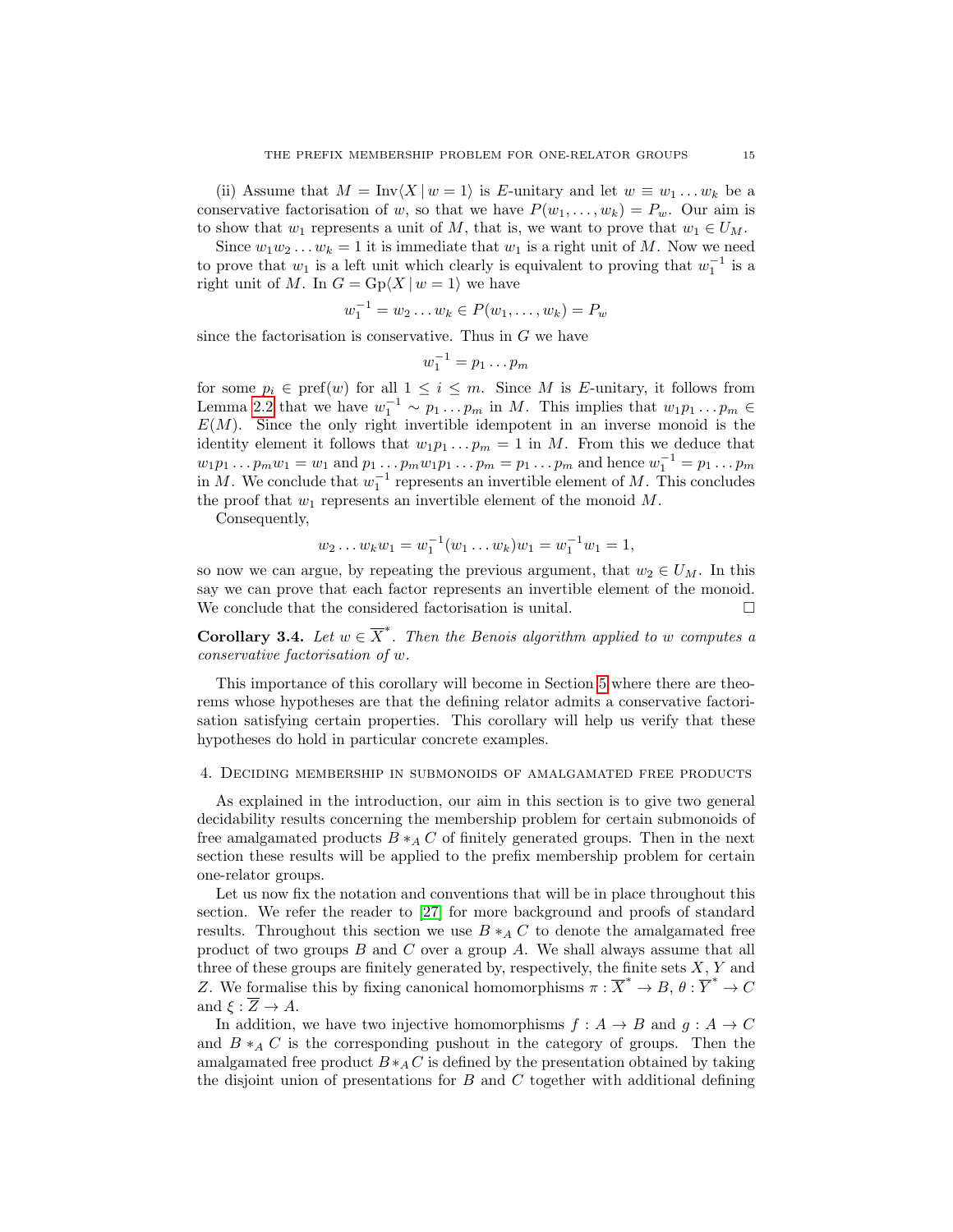(ii) Assume that $M = \mathrm{Inv}\langle X \mid w = 1\rangle$ is $E$-unitary and let $w \equiv w_1 \dots w_k$ be a conservative factorisation of $w$, so that we have $P(w_1, \dots, w_k) = P_w$. Our aim is to show that $w_1$ represents a unit of $M$, that is, we want to prove that $w_1 \in U_M$.

Since $w_1 w_2 \dots w_k = 1$ it is immediate that $w_1$ is a right unit of $M$. Now we need to prove that $w_1$ is a left unit which clearly is equivalent to proving that $w_1^{-1}$ is a right unit of $M$. In $G = \mathrm{Gp}\langle X \mid w = 1\rangle$ we have

$$w_1^{-1} = w_2 \dots w_k \in P(w_1, \dots, w_k) = P_w$$

since the factorisation is conservative. Thus in $G$ we have

$$w_1^{-1} = p_1 \dots p_m$$

for some $p_i \in \mathrm{pref}(w)$ for all $1 \leq i \leq m$. Since $M$ is $E$-unitary, it follows from Lemma 2.2 that we have $w_1^{-1} \sim p_1 \dots p_m$ in $M$. This implies that $w_1 p_1 \dots p_m \in E(M)$. Since the only right invertible idempotent in an inverse monoid is the identity element it follows that $w_1 p_1 \dots p_m = 1$ in $M$. From this we deduce that $w_1 p_1 \dots p_m w_1 = w_1$ and $p_1 \dots p_m w_1 p_1 \dots p_m = p_1 \dots p_m$ and hence $w_1^{-1} = p_1 \dots p_m$ in $M$. We conclude that $w_1^{-1}$ represents an invertible element of $M$. This concludes the proof that $w_1$ represents an invertible element of the monoid $M$.

Consequently,

$$w_2 \dots w_k w_1 = w_1^{-1}(w_1 \dots w_k)w_1 = w_1^{-1} w_1 = 1,$$

so now we can argue, by repeating the previous argument, that $w_2 \in U_M$. In this say we can prove that each factor represents an invertible element of the monoid. We conclude that the considered factorisation is unital. □

**Corollary 3.4.** *Let $w \in \overline{X}^*$. Then the Benois algorithm applied to $w$ computes a conservative factorisation of $w$.*

This importance of this corollary will become in Section 5 where there are theorems whose hypotheses are that the defining relator admits a conservative factorisation satisfying certain properties. This corollary will help us verify that these hypotheses do hold in particular concrete examples.

## 4. Deciding membership in submonoids of amalgamated free products

As explained in the introduction, our aim in this section is to give two general decidability results concerning the membership problem for certain submonoids of free amalgamated products $B *_A C$ of finitely generated groups. Then in the next section these results will be applied to the prefix membership problem for certain one-relator groups.

Let us now fix the notation and conventions that will be in place throughout this section. We refer the reader to [27] for more background and proofs of standard results. Throughout this section we use $B *_A C$ to denote the amalgamated free product of two groups $B$ and $C$ over a group $A$. We shall always assume that all three of these groups are finitely generated by, respectively, the finite sets $X$, $Y$ and $Z$. We formalise this by fixing canonical homomorphisms $\pi : \overline{X}^* \to B$, $\theta : \overline{Y}^* \to C$ and $\xi : \overline{Z} \to A$.

In addition, we have two injective homomorphisms $f : A \to B$ and $g : A \to C$ and $B *_A C$ is the corresponding pushout in the category of groups. Then the amalgamated free product $B *_A C$ is defined by the presentation obtained by taking the disjoint union of presentations for $B$ and $C$ together with additional defining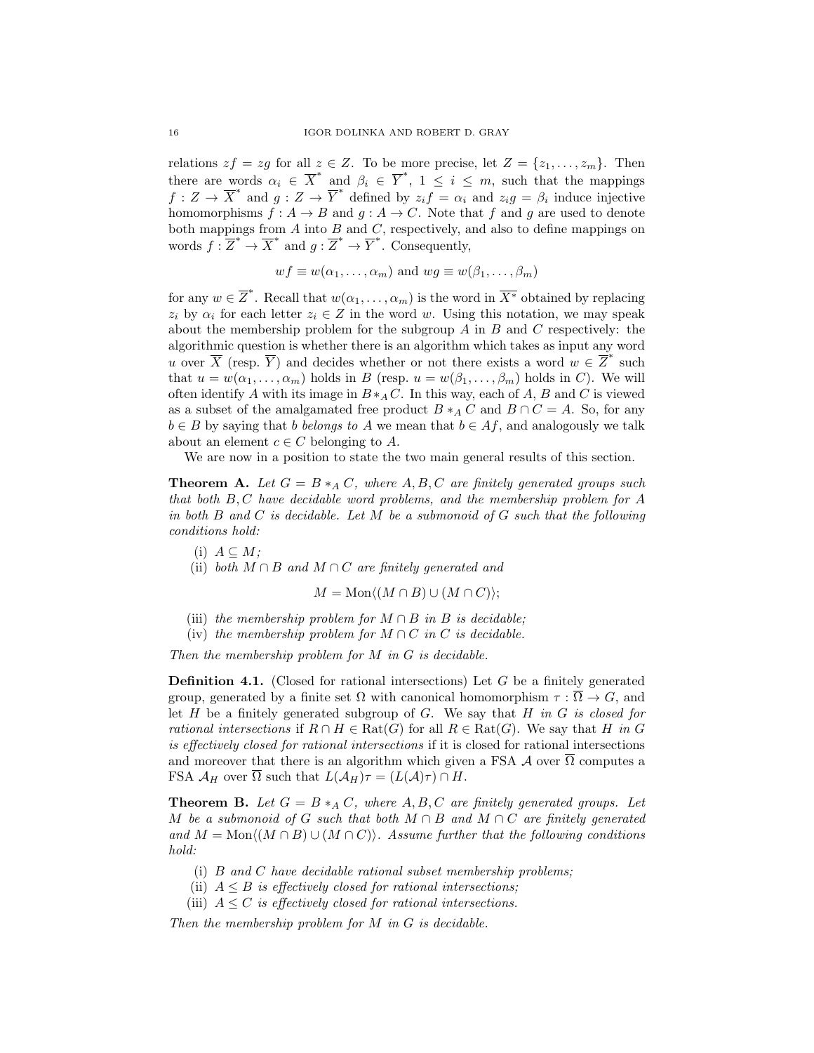relations $zf = zg$ for all $z \in Z$. To be more precise, let $Z = \{z_1, \ldots, z_m\}$. Then there are words $\alpha_i \in \overline{X}^*$ and $\beta_i \in \overline{Y}^*$, $1 \le i \le m$, such that the mappings $f : Z \to \overline{X}^*$ and $g : Z \to \overline{Y}^*$ defined by $z_i f = \alpha_i$ and $z_i g = \beta_i$ induce injective homomorphisms $f : A \to B$ and $g : A \to C$. Note that $f$ and $g$ are used to denote both mappings from $A$ into $B$ and $C$, respectively, and also to define mappings on words $f : \overline{Z}^* \to \overline{X}^*$ and $g : \overline{Z}^* \to \overline{Y}^*$. Consequently,

$$wf \equiv w(\alpha_1, \ldots, \alpha_m) \text{ and } wg \equiv w(\beta_1, \ldots, \beta_m)$$

for any $w \in \overline{Z}^*$. Recall that $w(\alpha_1, \ldots, \alpha_m)$ is the word in $\overline{X^*}$ obtained by replacing $z_i$ by $\alpha_i$ for each letter $z_i \in Z$ in the word $w$. Using this notation, we may speak about the membership problem for the subgroup $A$ in $B$ and $C$ respectively: the algorithmic question is whether there is an algorithm which takes as input any word $u$ over $\overline{X}$ (resp. $\overline{Y}$) and decides whether or not there exists a word $w \in \overline{Z}^*$ such that $u = w(\alpha_1, \ldots, \alpha_m)$ holds in $B$ (resp. $u = w(\beta_1, \ldots, \beta_m)$ holds in $C$). We will often identify $A$ with its image in $B *_A C$. In this way, each of $A$, $B$ and $C$ is viewed as a subset of the amalgamated free product $B *_A C$ and $B \cap C = A$. So, for any $b \in B$ by saying that $b$ *belongs to* $A$ we mean that $b \in Af$, and analogously we talk about an element $c \in C$ belonging to $A$.

We are now in a position to state the two main general results of this section.

**Theorem A.** *Let $G = B *_A C$, where $A, B, C$ are finitely generated groups such that both $B, C$ have decidable word problems, and the membership problem for $A$ in both $B$ and $C$ is decidable. Let $M$ be a submonoid of $G$ such that the following conditions hold:*

(i) *$A \subseteq M$;*
(ii) *both $M \cap B$ and $M \cap C$ are finitely generated and*

$$M = \mathrm{Mon}\langle (M \cap B) \cup (M \cap C)\rangle;$$

(iii) *the membership problem for $M \cap B$ in $B$ is decidable;*
(iv) *the membership problem for $M \cap C$ in $C$ is decidable.*

*Then the membership problem for $M$ in $G$ is decidable.*

**Definition 4.1.** (Closed for rational intersections) Let $G$ be a finitely generated group, generated by a finite set $\Omega$ with canonical homomorphism $\tau : \overline{\Omega} \to G$, and let $H$ be a finitely generated subgroup of $G$. We say that *$H$ in $G$ is closed for rational intersections* if $R \cap H \in \mathrm{Rat}(G)$ for all $R \in \mathrm{Rat}(G)$. We say that *$H$ in $G$ is effectively closed for rational intersections* if it is closed for rational intersections and moreover that there is an algorithm which given a FSA $\mathcal{A}$ over $\overline{\Omega}$ computes a FSA $\mathcal{A}_H$ over $\overline{\Omega}$ such that $L(\mathcal{A}_H)\tau = (L(\mathcal{A})\tau) \cap H$.

**Theorem B.** *Let $G = B *_A C$, where $A, B, C$ are finitely generated groups. Let $M$ be a submonoid of $G$ such that both $M \cap B$ and $M \cap C$ are finitely generated and $M = \mathrm{Mon}\langle (M \cap B) \cup (M \cap C)\rangle$. Assume further that the following conditions hold:*

(i) *$B$ and $C$ have decidable rational subset membership problems;*
(ii) *$A \le B$ is effectively closed for rational intersections;*
(iii) *$A \le C$ is effectively closed for rational intersections.*

*Then the membership problem for $M$ in $G$ is decidable.*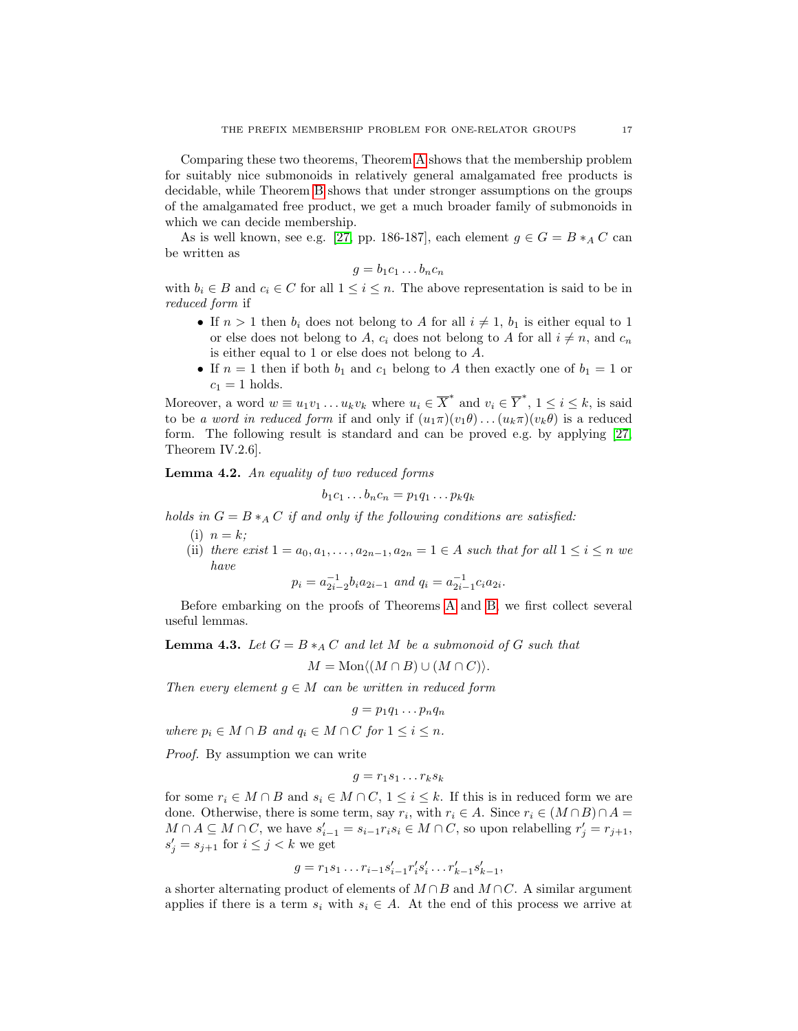Comparing these two theorems, Theorem A shows that the membership problem for suitably nice submonoids in relatively general amalgamated free products is decidable, while Theorem B shows that under stronger assumptions on the groups of the amalgamated free product, we get a much broader family of submonoids in which we can decide membership.

As is well known, see e.g. [27, pp. 186-187], each element $g \in G = B *_A C$ can be written as

$$g = b_1 c_1 \dots b_n c_n$$

with $b_i \in B$ and $c_i \in C$ for all $1 \leq i \leq n$. The above representation is said to be in *reduced form* if

- If $n > 1$ then $b_i$ does not belong to $A$ for all $i \neq 1$, $b_1$ is either equal to 1 or else does not belong to $A$, $c_i$ does not belong to $A$ for all $i \neq n$, and $c_n$ is either equal to 1 or else does not belong to $A$.
- If $n = 1$ then if both $b_1$ and $c_1$ belong to $A$ then exactly one of $b_1 = 1$ or $c_1 = 1$ holds.

Moreover, a word $w \equiv u_1 v_1 \dots u_k v_k$ where $u_i \in \overline{X}^*$ and $v_i \in \overline{Y}^*$, $1 \leq i \leq k$, is said to be *a word in reduced form* if and only if $(u_1\pi)(v_1\theta)\dots(u_k\pi)(v_k\theta)$ is a reduced form. The following result is standard and can be proved e.g. by applying [27, Theorem IV.2.6].

**Lemma 4.2.** *An equality of two reduced forms*

$$b_1 c_1 \dots b_n c_n = p_1 q_1 \dots p_k q_k$$

*holds in $G = B *_A C$ if and only if the following conditions are satisfied:*

(i) $n = k$;

(ii) *there exist $1 = a_0, a_1, \dots, a_{2n-1}, a_{2n} = 1 \in A$ such that for all $1 \leq i \leq n$ we have*

$$p_i = a_{2i-2}^{-1} b_i a_{2i-1} \text{ and } q_i = a_{2i-1}^{-1} c_i a_{2i}.$$

Before embarking on the proofs of Theorems A and B, we first collect several useful lemmas.

**Lemma 4.3.** *Let $G = B *_A C$ and let $M$ be a submonoid of $G$ such that*

$$M = \mathrm{Mon}\langle (M \cap B) \cup (M \cap C) \rangle.$$

*Then every element $g \in M$ can be written in reduced form*

$$g = p_1 q_1 \dots p_n q_n$$

*where $p_i \in M \cap B$ and $q_i \in M \cap C$ for $1 \leq i \leq n$.*

*Proof.* By assumption we can write

$$g = r_1 s_1 \dots r_k s_k$$

for some $r_i \in M \cap B$ and $s_i \in M \cap C$, $1 \leq i \leq k$. If this is in reduced form we are done. Otherwise, there is some term, say $r_i$, with $r_i \in A$. Since $r_i \in (M \cap B) \cap A = M \cap A \subseteq M \cap C$, we have $s'_{i-1} = s_{i-1} r_i s_i \in M \cap C$, so upon relabelling $r'_j = r_{j+1}$, $s'_j = s_{j+1}$ for $i \leq j < k$ we get

$$g = r_1 s_1 \dots r_{i-1} s'_{i-1} r'_i s'_i \dots r'_{k-1} s'_{k-1},$$

a shorter alternating product of elements of $M \cap B$ and $M \cap C$. A similar argument applies if there is a term $s_i$ with $s_i \in A$. At the end of this process we arrive at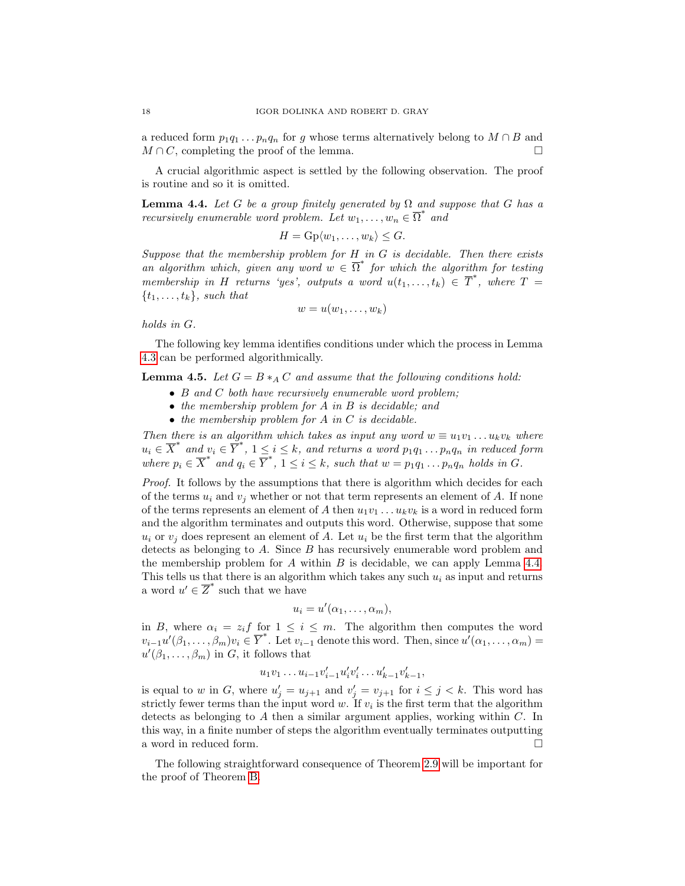a reduced form $p_1q_1 \dots p_nq_n$ for $g$ whose terms alternatively belong to $M \cap B$ and $M \cap C$, completing the proof of the lemma. □

A crucial algorithmic aspect is settled by the following observation. The proof is routine and so it is omitted.

**Lemma 4.4.** *Let $G$ be a group finitely generated by $\Omega$ and suppose that $G$ has a recursively enumerable word problem. Let $w_1, \dots, w_n \in \overline{\Omega}^*$ and*

$$H = \mathrm{Gp}\langle w_1, \dots, w_k \rangle \leq G.$$

*Suppose that the membership problem for $H$ in $G$ is decidable. Then there exists an algorithm which, given any word $w \in \overline{\Omega}^*$ for which the algorithm for testing membership in $H$ returns 'yes', outputs a word $u(t_1, \dots, t_k) \in \overline{T}^*$, where $T = \{t_1, \dots, t_k\}$, such that*

$$w = u(w_1, \dots, w_k)$$

*holds in $G$.*

The following key lemma identifies conditions under which the process in Lemma 4.3 can be performed algorithmically.

**Lemma 4.5.** *Let $G = B *_A C$ and assume that the following conditions hold:*

- *$B$ and $C$ both have recursively enumerable word problem;*
- *the membership problem for $A$ in $B$ is decidable; and*
- *the membership problem for $A$ in $C$ is decidable.*

*Then there is an algorithm which takes as input any word $w \equiv u_1v_1 \dots u_kv_k$ where $u_i \in \overline{X}^*$ and $v_i \in \overline{Y}^*$, $1 \leq i \leq k$, and returns a word $p_1q_1 \dots p_nq_n$ in reduced form where $p_i \in \overline{X}^*$ and $q_i \in \overline{Y}^*$, $1 \leq i \leq k$, such that $w = p_1q_1 \dots p_nq_n$ holds in $G$.*

*Proof.* It follows by the assumptions that there is algorithm which decides for each of the terms $u_i$ and $v_j$ whether or not that term represents an element of $A$. If none of the terms represents an element of $A$ then $u_1v_1 \dots u_kv_k$ is a word in reduced form and the algorithm terminates and outputs this word. Otherwise, suppose that some $u_i$ or $v_j$ does represent an element of $A$. Let $u_i$ be the first term that the algorithm detects as belonging to $A$. Since $B$ has recursively enumerable word problem and the membership problem for $A$ within $B$ is decidable, we can apply Lemma 4.4. This tells us that there is an algorithm which takes any such $u_i$ as input and returns a word $u' \in \overline{Z}^*$ such that we have

$$u_i = u'(\alpha_1, \dots, \alpha_m),$$

in $B$, where $\alpha_i = z_i f$ for $1 \leq i \leq m$. The algorithm then computes the word $v_{i-1}u'(\beta_1, \dots, \beta_m)v_i \in \overline{Y}^*$. Let $v_{i-1}$ denote this word. Then, since $u'(\alpha_1, \dots, \alpha_m) = u'(\beta_1, \dots, \beta_m)$ in $G$, it follows that

$$u_1v_1 \dots u_{i-1}v'_{i-1}u'_iv'_i \dots u'_{k-1}v'_{k-1},$$

is equal to $w$ in $G$, where $u'_j = u_{j+1}$ and $v'_j = v_{j+1}$ for $i \leq j < k$. This word has strictly fewer terms than the input word $w$. If $v_i$ is the first term that the algorithm detects as belonging to $A$ then a similar argument applies, working within $C$. In this way, in a finite number of steps the algorithm eventually terminates outputting a word in reduced form. □

The following straightforward consequence of Theorem 2.9 will be important for the proof of Theorem B.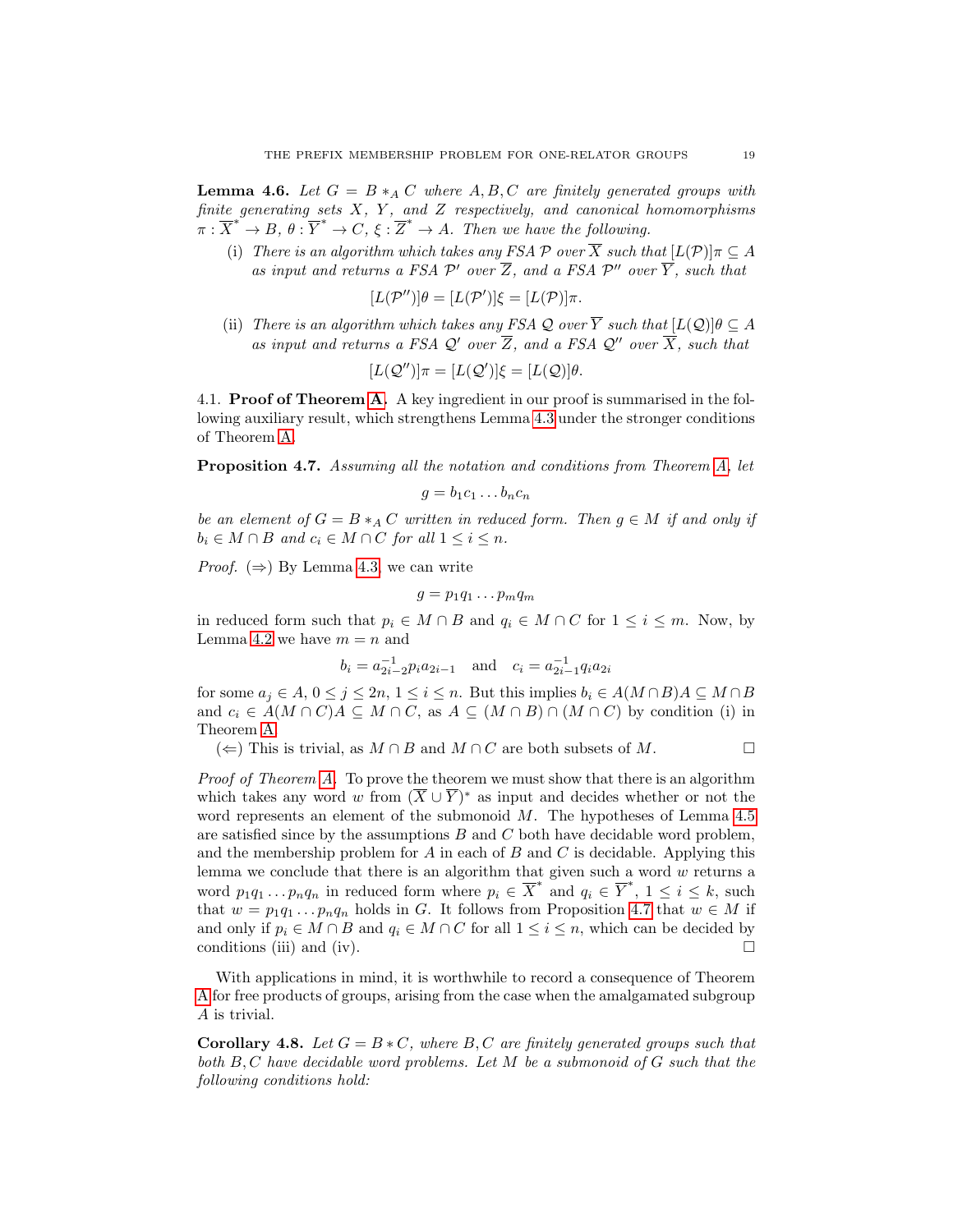**Lemma 4.6.** *Let $G = B *_A C$ where $A, B, C$ are finitely generated groups with finite generating sets $X$, $Y$, and $Z$ respectively, and canonical homomorphisms $\pi : \overline{X}^* \to B$, $\theta : \overline{Y}^* \to C$, $\xi : \overline{Z}^* \to A$. Then we have the following.*

(i) *There is an algorithm which takes any FSA $\mathcal{P}$ over $\overline{X}$ such that $[L(\mathcal{P})]\pi \subseteq A$ as input and returns a FSA $\mathcal{P}'$ over $\overline{Z}$, and a FSA $\mathcal{P}''$ over $\overline{Y}$, such that*

$$[L(\mathcal{P}'')]\theta = [L(\mathcal{P}')]\xi = [L(\mathcal{P})]\pi.$$

(ii) *There is an algorithm which takes any FSA $\mathcal{Q}$ over $\overline{Y}$ such that $[L(\mathcal{Q})]\theta \subseteq A$ as input and returns a FSA $\mathcal{Q}'$ over $\overline{Z}$, and a FSA $\mathcal{Q}''$ over $\overline{X}$, such that*

$$[L(\mathcal{Q}'')]\pi = [L(\mathcal{Q}')]\xi = [L(\mathcal{Q})]\theta.$$

4.1. **Proof of Theorem A.** A key ingredient in our proof is summarised in the following auxiliary result, which strengthens Lemma 4.3 under the stronger conditions of Theorem A.

**Proposition 4.7.** *Assuming all the notation and conditions from Theorem A, let*

$$g = b_1c_1 \dots b_nc_n$$

*be an element of $G = B *_A C$ written in reduced form. Then $g \in M$ if and only if $b_i \in M \cap B$ and $c_i \in M \cap C$ for all $1 \leq i \leq n$.*

*Proof.* ($\Rightarrow$) By Lemma 4.3, we can write

$$g = p_1q_1 \dots p_mq_m$$

in reduced form such that $p_i \in M \cap B$ and $q_i \in M \cap C$ for $1 \leq i \leq m$. Now, by Lemma 4.2 we have $m = n$ and

$$b_i = a_{2i-2}^{-1}p_ia_{2i-1} \quad \text{and} \quad c_i = a_{2i-1}^{-1}q_ia_{2i}$$

for some $a_j \in A$, $0 \leq j \leq 2n$, $1 \leq i \leq n$. But this implies $b_i \in A(M \cap B)A \subseteq M \cap B$ and $c_i \in A(M \cap C)A \subseteq M \cap C$, as $A \subseteq (M \cap B) \cap (M \cap C)$ by condition (i) in Theorem A.

($\Leftarrow$) This is trivial, as $M \cap B$ and $M \cap C$ are both subsets of $M$. $\square$

*Proof of Theorem A.* To prove the theorem we must show that there is an algorithm which takes any word $w$ from $(\overline{X} \cup \overline{Y})^*$ as input and decides whether or not the word represents an element of the submonoid $M$. The hypotheses of Lemma 4.5 are satisfied since by the assumptions $B$ and $C$ both have decidable word problem, and the membership problem for $A$ in each of $B$ and $C$ is decidable. Applying this lemma we conclude that there is an algorithm that given such a word $w$ returns a word $p_1q_1 \dots p_nq_n$ in reduced form where $p_i \in \overline{X}^*$ and $q_i \in \overline{Y}^*$, $1 \leq i \leq k$, such that $w = p_1q_1 \dots p_nq_n$ holds in $G$. It follows from Proposition 4.7 that $w \in M$ if and only if $p_i \in M \cap B$ and $q_i \in M \cap C$ for all $1 \leq i \leq n$, which can be decided by conditions (iii) and (iv). $\square$

With applications in mind, it is worthwhile to record a consequence of Theorem A for free products of groups, arising from the case when the amalgamated subgroup $A$ is trivial.

**Corollary 4.8.** *Let $G = B * C$, where $B, C$ are finitely generated groups such that both $B, C$ have decidable word problems. Let $M$ be a submonoid of $G$ such that the following conditions hold:*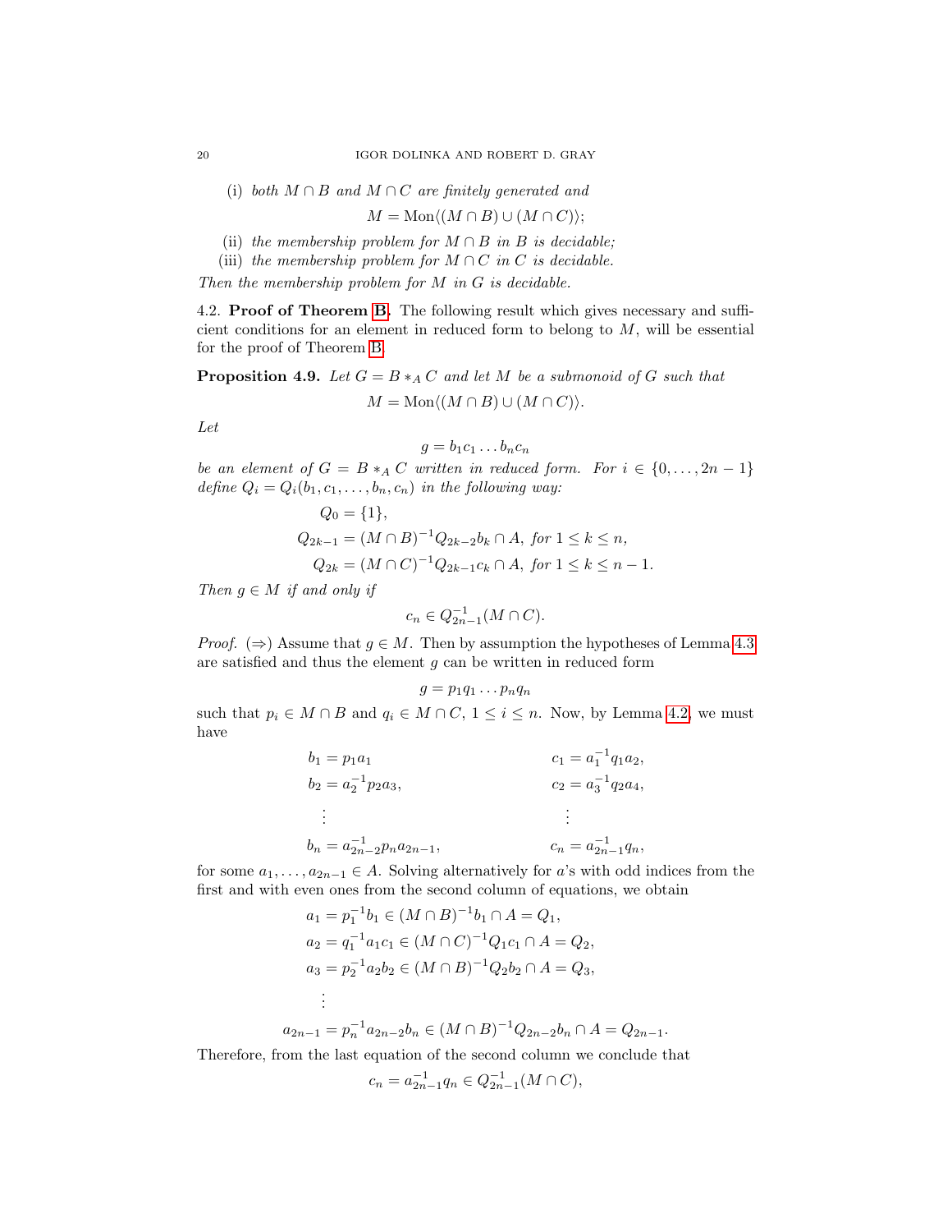(i) *both $M \cap B$ and $M \cap C$ are finitely generated and*

$$M = \mathrm{Mon}\langle (M \cap B) \cup (M \cap C)\rangle;$$

(ii) *the membership problem for $M \cap B$ in $B$ is decidable;*

(iii) *the membership problem for $M \cap C$ in $C$ is decidable.*

*Then the membership problem for $M$ in $G$ is decidable.*

4.2. **Proof of Theorem B.** The following result which gives necessary and sufficient conditions for an element in reduced form to belong to $M$, will be essential for the proof of Theorem B.

**Proposition 4.9.** *Let $G = B *_A C$ and let $M$ be a submonoid of $G$ such that*

$$M = \mathrm{Mon}\langle (M \cap B) \cup (M \cap C)\rangle.$$

*Let*

$$g = b_1 c_1 \dots b_n c_n$$

*be an element of $G = B *_A C$ written in reduced form. For $i \in \{0, \dots, 2n-1\}$ define $Q_i = Q_i(b_1, c_1, \dots, b_n, c_n)$ in the following way:*

$$\begin{aligned}
Q_0 &= \{1\},\\
Q_{2k-1} &= (M \cap B)^{-1} Q_{2k-2} b_k \cap A, \text{ for } 1 \leq k \leq n,\\
Q_{2k} &= (M \cap C)^{-1} Q_{2k-1} c_k \cap A, \text{ for } 1 \leq k \leq n-1.
\end{aligned}$$

*Then $g \in M$ if and only if*

$$c_n \in Q_{2n-1}^{-1}(M \cap C).$$

*Proof.* ($\Rightarrow$) Assume that $g \in M$. Then by assumption the hypotheses of Lemma 4.3 are satisfied and thus the element $g$ can be written in reduced form

$$g = p_1 q_1 \dots p_n q_n$$

such that $p_i \in M \cap B$ and $q_i \in M \cap C$, $1 \leq i \leq n$. Now, by Lemma 4.2, we must have

$$\begin{aligned}
b_1 &= p_1 a_1 & c_1 &= a_1^{-1} q_1 a_2,\\
b_2 &= a_2^{-1} p_2 a_3, & c_2 &= a_3^{-1} q_2 a_4,\\
&\vdots & &\vdots\\
b_n &= a_{2n-2}^{-1} p_n a_{2n-1}, & c_n &= a_{2n-1}^{-1} q_n,
\end{aligned}$$

for some $a_1, \dots, a_{2n-1} \in A$. Solving alternatively for $a$'s with odd indices from the first and with even ones from the second column of equations, we obtain

$$\begin{aligned}
a_1 &= p_1^{-1} b_1 \in (M \cap B)^{-1} b_1 \cap A = Q_1,\\
a_2 &= q_1^{-1} a_1 c_1 \in (M \cap C)^{-1} Q_1 c_1 \cap A = Q_2,\\
a_3 &= p_2^{-1} a_2 b_2 \in (M \cap B)^{-1} Q_2 b_2 \cap A = Q_3,\\
&\vdots\\
a_{2n-1} &= p_n^{-1} a_{2n-2} b_n \in (M \cap B)^{-1} Q_{2n-2} b_n \cap A = Q_{2n-1}.
\end{aligned}$$

Therefore, from the last equation of the second column we conclude that

$$c_n = a_{2n-1}^{-1} q_n \in Q_{2n-1}^{-1}(M \cap C),$$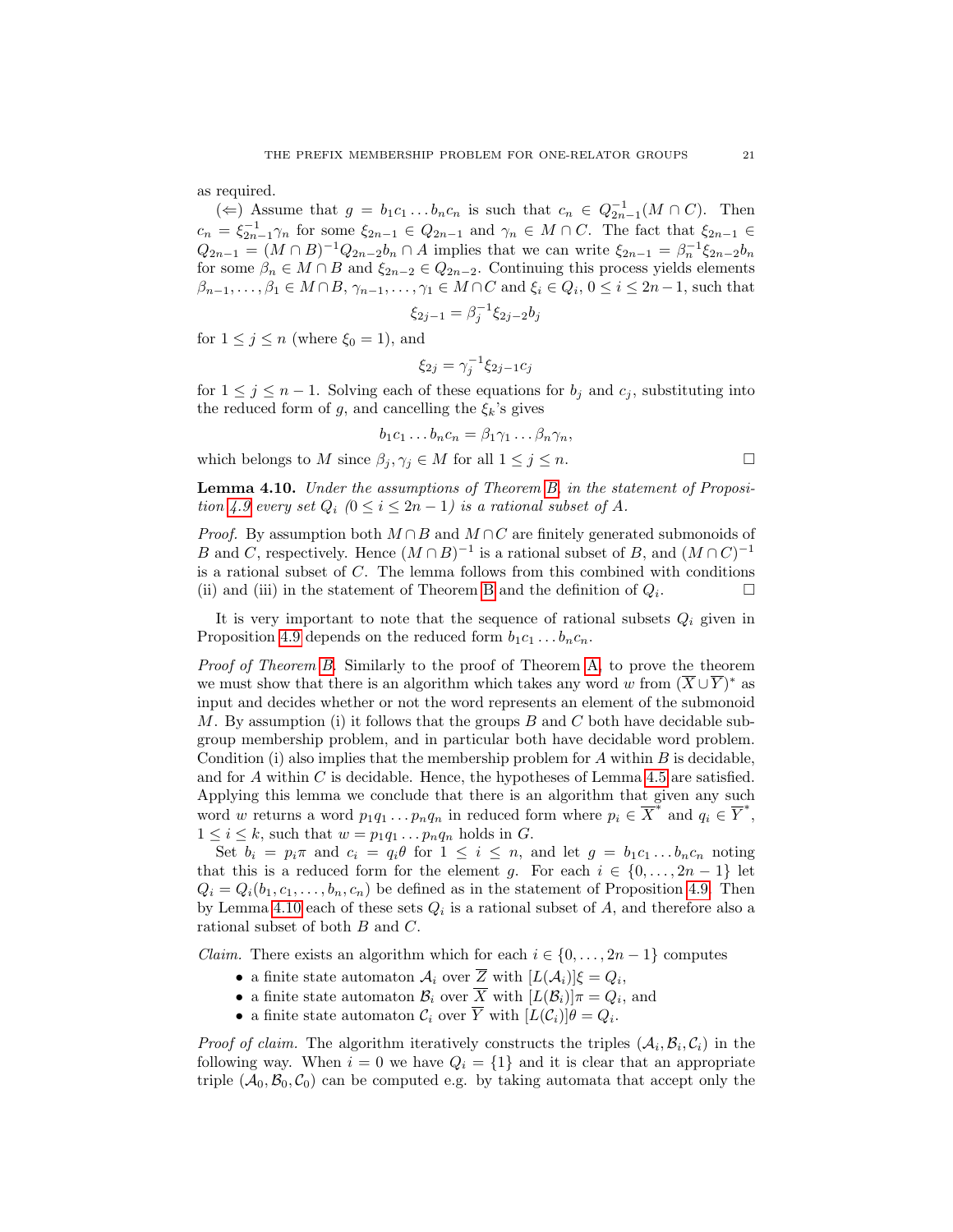as required.

($\Leftarrow$) Assume that $g = b_1c_1 \dots b_nc_n$ is such that $c_n \in Q_{2n-1}^{-1}(M \cap C)$. Then $c_n = \xi_{2n-1}^{-1}\gamma_n$ for some $\xi_{2n-1} \in Q_{2n-1}$ and $\gamma_n \in M \cap C$. The fact that $\xi_{2n-1} \in Q_{2n-1} = (M \cap B)^{-1}Q_{2n-2}b_n \cap A$ implies that we can write $\xi_{2n-1} = \beta_n^{-1}\xi_{2n-2}b_n$ for some $\beta_n \in M \cap B$ and $\xi_{2n-2} \in Q_{2n-2}$. Continuing this process yields elements $\beta_{n-1}, \dots, \beta_1 \in M \cap B$, $\gamma_{n-1}, \dots, \gamma_1 \in M \cap C$ and $\xi_i \in Q_i$, $0 \leq i \leq 2n-1$, such that

$$\xi_{2j-1} = \beta_j^{-1}\xi_{2j-2}b_j$$

for $1 \leq j \leq n$ (where $\xi_0 = 1$), and

$$\xi_{2j} = \gamma_j^{-1}\xi_{2j-1}c_j$$

for $1 \leq j \leq n-1$. Solving each of these equations for $b_j$ and $c_j$, substituting into the reduced form of $g$, and cancelling the $\xi_k$'s gives

$$b_1c_1 \dots b_nc_n = \beta_1\gamma_1 \dots \beta_n\gamma_n,$$

which belongs to $M$ since $\beta_j, \gamma_j \in M$ for all $1 \leq j \leq n$. $\square$

**Lemma 4.10.** *Under the assumptions of Theorem B, in the statement of Proposition 4.9 every set $Q_i$ ($0 \leq i \leq 2n-1$) is a rational subset of $A$.*

*Proof.* By assumption both $M \cap B$ and $M \cap C$ are finitely generated submonoids of $B$ and $C$, respectively. Hence $(M \cap B)^{-1}$ is a rational subset of $B$, and $(M \cap C)^{-1}$ is a rational subset of $C$. The lemma follows from this combined with conditions (ii) and (iii) in the statement of Theorem B and the definition of $Q_i$. $\square$

It is very important to note that the sequence of rational subsets $Q_i$ given in Proposition 4.9 depends on the reduced form $b_1c_1 \dots b_nc_n$.

*Proof of Theorem B.* Similarly to the proof of Theorem A, to prove the theorem we must show that there is an algorithm which takes any word $w$ from $(\overline{X} \cup \overline{Y})^*$ as input and decides whether or not the word represents an element of the submonoid $M$. By assumption (i) it follows that the groups $B$ and $C$ both have decidable subgroup membership problem, and in particular both have decidable word problem. Condition (i) also implies that the membership problem for $A$ within $B$ is decidable, and for $A$ within $C$ is decidable. Hence, the hypotheses of Lemma 4.5 are satisfied. Applying this lemma we conclude that there is an algorithm that given any such word $w$ returns a word $p_1q_1 \dots p_nq_n$ in reduced form where $p_i \in \overline{X}^*$ and $q_i \in \overline{Y}^*$, $1 \leq i \leq k$, such that $w = p_1q_1 \dots p_nq_n$ holds in $G$.

Set $b_i = p_i\pi$ and $c_i = q_i\theta$ for $1 \leq i \leq n$, and let $g = b_1c_1 \dots b_nc_n$ noting that this is a reduced form for the element $g$. For each $i \in \{0, \dots, 2n-1\}$ let $Q_i = Q_i(b_1, c_1, \dots, b_n, c_n)$ be defined as in the statement of Proposition 4.9. Then by Lemma 4.10 each of these sets $Q_i$ is a rational subset of $A$, and therefore also a rational subset of both $B$ and $C$.

*Claim.* There exists an algorithm which for each $i \in \{0, \dots, 2n-1\}$ computes

- a finite state automaton $\mathcal{A}_i$ over $\overline{Z}$ with $[L(\mathcal{A}_i)]\xi = Q_i$,
- a finite state automaton $\mathcal{B}_i$ over $\overline{X}$ with $[L(\mathcal{B}_i)]\pi = Q_i$, and
- a finite state automaton $\mathcal{C}_i$ over $\overline{Y}$ with $[L(\mathcal{C}_i)]\theta = Q_i$.

*Proof of claim.* The algorithm iteratively constructs the triples $(\mathcal{A}_i, \mathcal{B}_i, \mathcal{C}_i)$ in the following way. When $i = 0$ we have $Q_i = \{1\}$ and it is clear that an appropriate triple $(\mathcal{A}_0, \mathcal{B}_0, \mathcal{C}_0)$ can be computed e.g. by taking automata that accept only the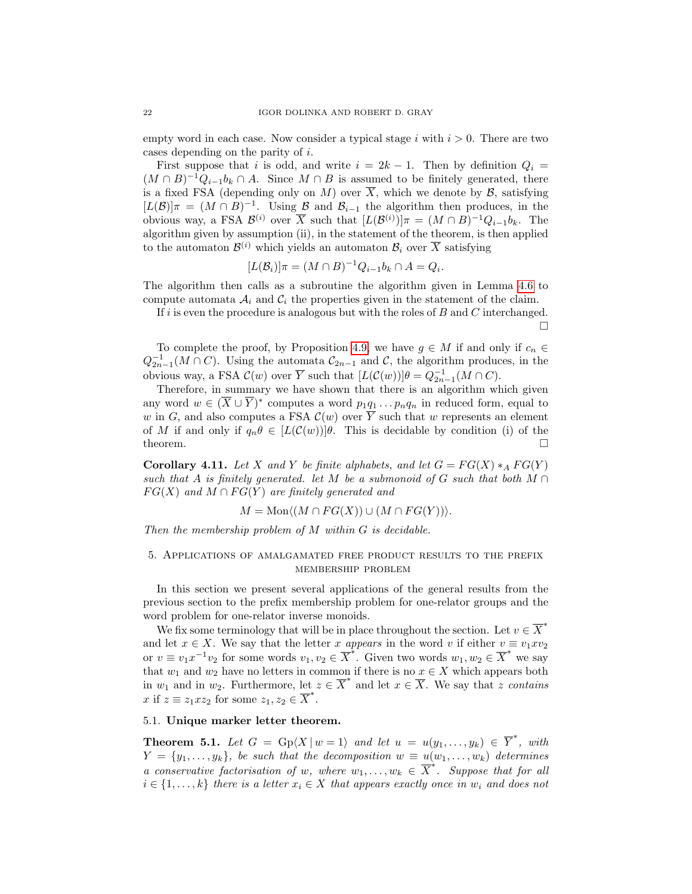empty word in each case. Now consider a typical stage $i$ with $i > 0$. There are two cases depending on the parity of $i$.

First suppose that $i$ is odd, and write $i = 2k-1$. Then by definition $Q_i = (M \cap B)^{-1} Q_{i-1} b_k \cap A$. Since $M \cap B$ is assumed to be finitely generated, there is a fixed FSA (depending only on $M$) over $\overline{X}$, which we denote by $\mathcal{B}$, satisfying $[L(\mathcal{B})]\pi = (M \cap B)^{-1}$. Using $\mathcal{B}$ and $\mathcal{B}_{i-1}$ the algorithm then produces, in the obvious way, a FSA $\mathcal{B}^{(i)}$ over $\overline{X}$ such that $[L(\mathcal{B}^{(i)})]\pi = (M \cap B)^{-1} Q_{i-1} b_k$. The algorithm given by assumption (ii), in the statement of the theorem, is then applied to the automaton $\mathcal{B}^{(i)}$ which yields an automaton $\mathcal{B}_i$ over $\overline{X}$ satisfying

$$[L(\mathcal{B}_i)]\pi = (M \cap B)^{-1} Q_{i-1} b_k \cap A = Q_i.$$

The algorithm then calls as a subroutine the algorithm given in Lemma 4.6 to compute automata $\mathcal{A}_i$ and $\mathcal{C}_i$ the properties given in the statement of the claim.

If $i$ is even the procedure is analogous but with the roles of $B$ and $C$ interchanged. □

To complete the proof, by Proposition 4.9, we have $g \in M$ if and only if $c_n \in Q_{2n-1}^{-1}(M \cap C)$. Using the automata $\mathcal{C}_{2n-1}$ and $\mathcal{C}$, the algorithm produces, in the obvious way, a FSA $\mathcal{C}(w)$ over $\overline{Y}$ such that $[L(\mathcal{C}(w))]\theta = Q_{2n-1}^{-1}(M \cap C)$.

Therefore, in summary we have shown that there is an algorithm which given any word $w \in (\overline{X} \cup \overline{Y})^*$ computes a word $p_1 q_1 \dots p_n q_n$ in reduced form, equal to $w$ in $G$, and also computes a FSA $\mathcal{C}(w)$ over $\overline{Y}$ such that $w$ represents an element of $M$ if and only if $q_n\theta \in [L(\mathcal{C}(w))]\theta$. This is decidable by condition (i) of the theorem. □

**Corollary 4.11.** *Let $X$ and $Y$ be finite alphabets, and let $G = FG(X) *_A FG(Y)$ such that $A$ is finitely generated. let $M$ be a submonoid of $G$ such that both $M \cap FG(X)$ and $M \cap FG(Y)$ are finitely generated and*

$$M = \mathrm{Mon}\langle (M \cap FG(X)) \cup (M \cap FG(Y)) \rangle.$$

*Then the membership problem of $M$ within $G$ is decidable.*

## 5. Applications of amalgamated free product results to the prefix membership problem

In this section we present several applications of the general results from the previous section to the prefix membership problem for one-relator groups and the word problem for one-relator inverse monoids.

We fix some terminology that will be in place throughout the section. Let $v \in \overline{X}^*$ and let $x \in X$. We say that the letter $x$ *appears* in the word $v$ if either $v \equiv v_1 x v_2$ or $v \equiv v_1 x^{-1} v_2$ for some words $v_1, v_2 \in \overline{X}^*$. Given two words $w_1, w_2 \in \overline{X}^*$ we say that $w_1$ and $w_2$ have no letters in common if there is no $x \in X$ which appears both in $w_1$ and in $w_2$. Furthermore, let $z \in \overline{X}^*$ and let $x \in \overline{X}$. We say that $z$ *contains* $x$ if $z \equiv z_1 x z_2$ for some $z_1, z_2 \in \overline{X}^*$.

### 5.1. Unique marker letter theorem.

**Theorem 5.1.** *Let $G = \mathrm{Gp}\langle X \mid w = 1 \rangle$ and let $u = u(y_1, \dots, y_k) \in \overline{Y}^*$, with $Y = \{y_1, \dots, y_k\}$, be such that the decomposition $w \equiv u(w_1, \dots, w_k)$ determines a conservative factorisation of $w$, where $w_1, \dots, w_k \in \overline{X}^*$. Suppose that for all $i \in \{1, \dots, k\}$ there is a letter $x_i \in X$ that appears exactly once in $w_i$ and does not*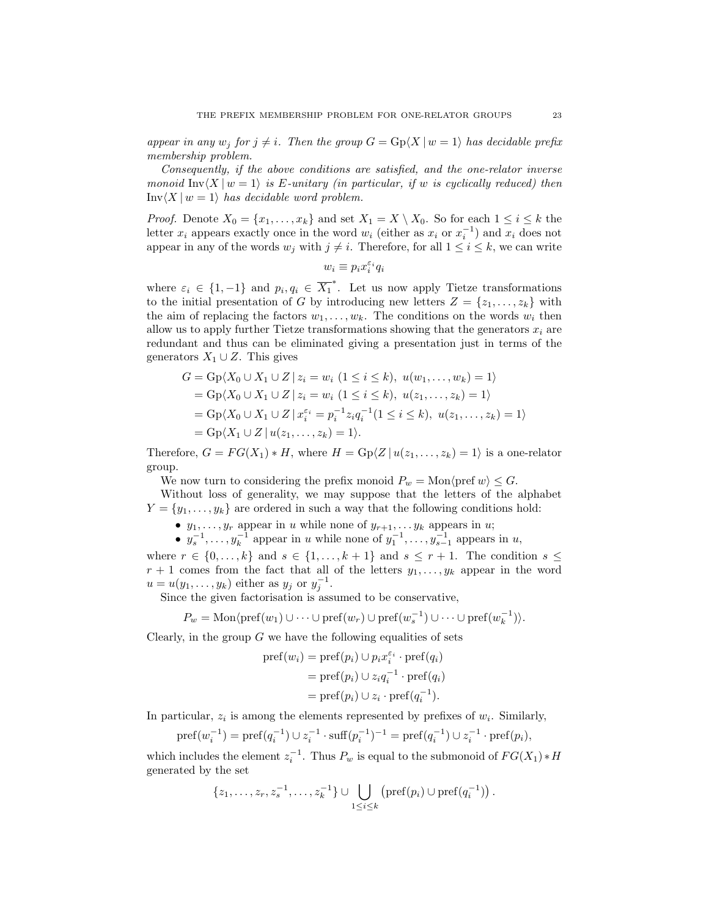*appear in any $w_j$ for $j \neq i$. Then the group $G = \mathrm{Gp}\langle X \mid w = 1\rangle$ has decidable prefix membership problem.*

*Consequently, if the above conditions are satisfied, and the one-relator inverse monoid $\mathrm{Inv}\langle X \mid w = 1\rangle$ is E-unitary (in particular, if $w$ is cyclically reduced) then $\mathrm{Inv}\langle X \mid w = 1\rangle$ has decidable word problem.*

*Proof.* Denote $X_0 = \{x_1, \ldots, x_k\}$ and set $X_1 = X \setminus X_0$. So for each $1 \leq i \leq k$ the letter $x_i$ appears exactly once in the word $w_i$ (either as $x_i$ or $x_i^{-1}$) and $x_i$ does not appear in any of the words $w_j$ with $j \neq i$. Therefore, for all $1 \leq i \leq k$, we can write

$$w_i \equiv p_i x_i^{\varepsilon_i} q_i$$

where $\varepsilon_i \in \{1, -1\}$ and $p_i, q_i \in \overline{X_1}^*$. Let us now apply Tietze transformations to the initial presentation of $G$ by introducing new letters $Z = \{z_1, \ldots, z_k\}$ with the aim of replacing the factors $w_1, \ldots, w_k$. The conditions on the words $w_i$ then allow us to apply further Tietze transformations showing that the generators $x_i$ are redundant and thus can be eliminated giving a presentation just in terms of the generators $X_1 \cup Z$. This gives

$$\begin{aligned}
G &= \mathrm{Gp}\langle X_0 \cup X_1 \cup Z \mid z_i = w_i \ (1 \leq i \leq k),\ u(w_1, \ldots, w_k) = 1\rangle \\
&= \mathrm{Gp}\langle X_0 \cup X_1 \cup Z \mid z_i = w_i \ (1 \leq i \leq k),\ u(z_1, \ldots, z_k) = 1\rangle \\
&= \mathrm{Gp}\langle X_0 \cup X_1 \cup Z \mid x_i^{\varepsilon_i} = p_i^{-1} z_i q_i^{-1} (1 \leq i \leq k),\ u(z_1, \ldots, z_k) = 1\rangle \\
&= \mathrm{Gp}\langle X_1 \cup Z \mid u(z_1, \ldots, z_k) = 1\rangle.
\end{aligned}$$

Therefore, $G = FG(X_1) * H$, where $H = \mathrm{Gp}\langle Z \mid u(z_1, \ldots, z_k) = 1\rangle$ is a one-relator group.

We now turn to considering the prefix monoid $P_w = \mathrm{Mon}\langle \mathrm{pref}\, w\rangle \leq G$.

Without loss of generality, we may suppose that the letters of the alphabet $Y = \{y_1, \ldots, y_k\}$ are ordered in such a way that the following conditions hold:

- $y_1, \ldots, y_r$ appear in $u$ while none of $y_{r+1}, \ldots y_k$ appears in $u$;
- $y_s^{-1}, \ldots, y_k^{-1}$ appear in $u$ while none of $y_1^{-1}, \ldots, y_{s-1}^{-1}$ appears in $u$,

where $r \in \{0, \ldots, k\}$ and $s \in \{1, \ldots, k+1\}$ and $s \leq r+1$. The condition $s \leq r+1$ comes from the fact that all of the letters $y_1, \ldots, y_k$ appear in the word $u = u(y_1, \ldots, y_k)$ either as $y_j$ or $y_j^{-1}$.

Since the given factorisation is assumed to be conservative,

$$P_w = \mathrm{Mon}\langle \mathrm{pref}(w_1) \cup \cdots \cup \mathrm{pref}(w_r) \cup \mathrm{pref}(w_s^{-1}) \cup \cdots \cup \mathrm{pref}(w_k^{-1})\rangle.$$

Clearly, in the group $G$ we have the following equalities of sets

$$\begin{aligned}
\mathrm{pref}(w_i) &= \mathrm{pref}(p_i) \cup p_i x_i^{\varepsilon_i} \cdot \mathrm{pref}(q_i) \\
&= \mathrm{pref}(p_i) \cup z_i q_i^{-1} \cdot \mathrm{pref}(q_i) \\
&= \mathrm{pref}(p_i) \cup z_i \cdot \mathrm{pref}(q_i^{-1}).
\end{aligned}$$

In particular, $z_i$ is among the elements represented by prefixes of $w_i$. Similarly,

$$\mathrm{pref}(w_i^{-1}) = \mathrm{pref}(q_i^{-1}) \cup z_i^{-1} \cdot \mathrm{suff}(p_i^{-1})^{-1} = \mathrm{pref}(q_i^{-1}) \cup z_i^{-1} \cdot \mathrm{pref}(p_i),$$

which includes the element $z_i^{-1}$. Thus $P_w$ is equal to the submonoid of $FG(X_1) * H$ generated by the set

$$\{z_1, \ldots, z_r, z_s^{-1}, \ldots, z_k^{-1}\} \cup \bigcup_{1 \leq i \leq k} \left(\mathrm{pref}(p_i) \cup \mathrm{pref}(q_i^{-1})\right).$$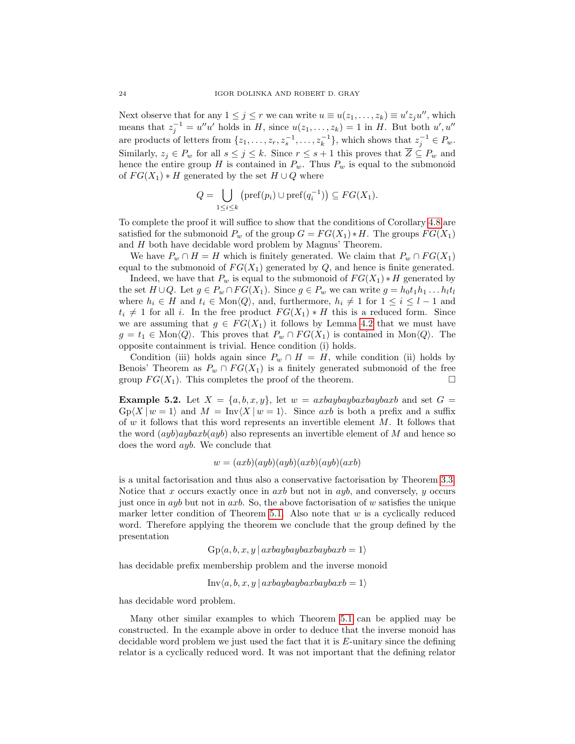Next observe that for any $1 \leq j \leq r$ we can write $u \equiv u(z_1, \ldots, z_k) \equiv u' z_j u''$, which means that $z_j^{-1} = u'' u'$ holds in $H$, since $u(z_1, \ldots, z_k) = 1$ in $H$. But both $u', u''$ are products of letters from $\{z_1, \ldots, z_r, z_s^{-1}, \ldots, z_k^{-1}\}$, which shows that $z_j^{-1} \in P_w$. Similarly, $z_j \in P_w$ for all $s \leq j \leq k$. Since $r \leq s+1$ this proves that $\overline{Z} \subseteq P_w$ and hence the entire group $H$ is contained in $P_w$. Thus $P_w$ is equal to the submonoid of $FG(X_1) * H$ generated by the set $H \cup Q$ where

$$Q = \bigcup_{1 \leq i \leq k} \left( \mathrm{pref}(p_i) \cup \mathrm{pref}(q_i^{-1}) \right) \subseteq FG(X_1).$$

To complete the proof it will suffice to show that the conditions of Corollary 4.8 are satisfied for the submonoid $P_w$ of the group $G = FG(X_1) * H$. The groups $FG(X_1)$ and $H$ both have decidable word problem by Magnus' Theorem.

We have $P_w \cap H = H$ which is finitely generated. We claim that $P_w \cap FG(X_1)$ equal to the submonoid of $FG(X_1)$ generated by $Q$, and hence is finite generated.

Indeed, we have that $P_w$ is equal to the submonoid of $FG(X_1) * H$ generated by the set $H \cup Q$. Let $g \in P_w \cap FG(X_1)$. Since $g \in P_w$ we can write $g = h_0 t_1 h_1 \ldots h_l t_l$ where $h_i \in H$ and $t_i \in \mathrm{Mon}\langle Q \rangle$, and, furthermore, $h_i \neq 1$ for $1 \leq i \leq l-1$ and $t_i \neq 1$ for all $i$. In the free product $FG(X_1) * H$ this is a reduced form. Since we are assuming that $g \in FG(X_1)$ it follows by Lemma 4.2 that we must have $g = t_1 \in \mathrm{Mon}\langle Q \rangle$. This proves that $P_w \cap FG(X_1)$ is contained in $\mathrm{Mon}\langle Q \rangle$. The opposite containment is trivial. Hence condition (i) holds.

Condition (iii) holds again since $P_w \cap H = H$, while condition (ii) holds by Benois' Theorem as $P_w \cap FG(X_1)$ is a finitely generated submonoid of the free group $FG(X_1)$. This completes the proof of the theorem. $\square$

**Example 5.2.** Let $X = \{a, b, x, y\}$, let $w = axbaybaybaxbaybaxb$ and set $G = \mathrm{Gp}\langle X \mid w = 1 \rangle$ and $M = \mathrm{Inv}\langle X \mid w = 1 \rangle$. Since $axb$ is both a prefix and a suffix of $w$ it follows that this word represents an invertible element $M$. It follows that the word $(ayb)aybaxb(ayb)$ also represents an invertible element of $M$ and hence so does the word $ayb$. We conclude that

$$w = (axb)(ayb)(ayb)(axb)(ayb)(axb)$$

is a unital factorisation and thus also a conservative factorisation by Theorem 3.3. Notice that $x$ occurs exactly once in $axb$ but not in $ayb$, and conversely, $y$ occurs just once in $ayb$ but not in $axb$. So, the above factorisation of $w$ satisfies the unique marker letter condition of Theorem 5.1. Also note that $w$ is a cyclically reduced word. Therefore applying the theorem we conclude that the group defined by the presentation

$$\mathrm{Gp}\langle a, b, x, y \mid axbaybaybaxbaybaxb = 1 \rangle$$

has decidable prefix membership problem and the inverse monoid

$$\mathrm{Inv}\langle a, b, x, y \mid axbaybaybaxbaybaxb = 1 \rangle$$

has decidable word problem.

Many other similar examples to which Theorem 5.1 can be applied may be constructed. In the example above in order to deduce that the inverse monoid has decidable word problem we just used the fact that it is $E$-unitary since the defining relator is a cyclically reduced word. It was not important that the defining relator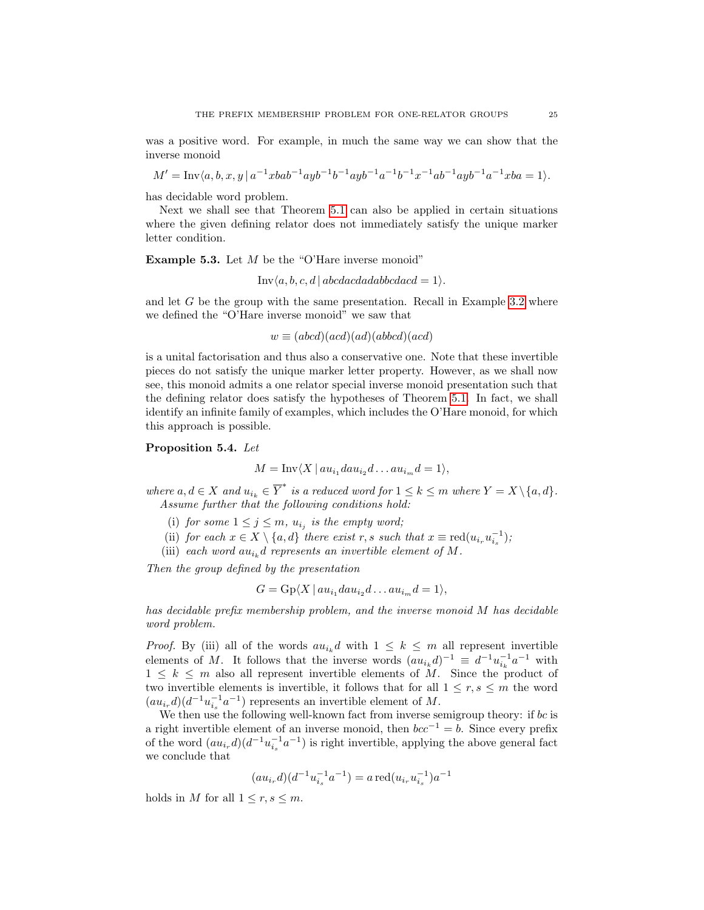was a positive word. For example, in much the same way we can show that the inverse monoid

$$M' = \mathrm{Inv}\langle a,b,x,y \,|\, a^{-1}xbab^{-1}ayb^{-1}b^{-1}ayb^{-1}a^{-1}b^{-1}x^{-1}ab^{-1}ayb^{-1}a^{-1}xba = 1\rangle.$$

has decidable word problem.

Next we shall see that Theorem 5.1 can also be applied in certain situations where the given defining relator does not immediately satisfy the unique marker letter condition.

**Example 5.3.** Let $M$ be the "O'Hare inverse monoid"

$$\mathrm{Inv}\langle a,b,c,d \,|\, abcdacdadabbcdacd = 1\rangle.$$

and let $G$ be the group with the same presentation. Recall in Example 3.2 where we defined the "O'Hare inverse monoid" we saw that

$$w \equiv (abcd)(acd)(ad)(abbcd)(acd)$$

is a unital factorisation and thus also a conservative one. Note that these invertible pieces do not satisfy the unique marker letter property. However, as we shall now see, this monoid admits a one relator special inverse monoid presentation such that the defining relator does satisfy the hypotheses of Theorem 5.1. In fact, we shall identify an infinite family of examples, which includes the O'Hare monoid, for which this approach is possible.

**Proposition 5.4.** *Let*

$$M = \mathrm{Inv}\langle X \,|\, au_{i_1}dau_{i_2}d\ldots au_{i_m}d = 1\rangle,$$

*where $a, d \in X$ and $u_{i_k} \in \overline{Y}^*$ is a reduced word for $1 \le k \le m$ where $Y = X \setminus \{a,d\}$. Assume further that the following conditions hold:*

- (i) *for some $1 \le j \le m$, $u_{i_j}$ is the empty word;*
- (ii) *for each $x \in X \setminus \{a,d\}$ there exist $r, s$ such that $x \equiv \mathrm{red}(u_{i_r}u_{i_s}^{-1})$;*
- (iii) *each word $au_{i_k}d$ represents an invertible element of $M$.*

*Then the group defined by the presentation*

$$G = \mathrm{Gp}\langle X \,|\, au_{i_1}dau_{i_2}d\ldots au_{i_m}d = 1\rangle,$$

*has decidable prefix membership problem, and the inverse monoid $M$ has decidable word problem.*

*Proof.* By (iii) all of the words $au_{i_k}d$ with $1 \le k \le m$ all represent invertible elements of $M$. It follows that the inverse words $(au_{i_k}d)^{-1} \equiv d^{-1}u_{i_k}^{-1}a^{-1}$ with $1 \le k \le m$ also all represent invertible elements of $M$. Since the product of two invertible elements is invertible, it follows that for all $1 \le r, s \le m$ the word $(au_{i_r}d)(d^{-1}u_{i_s}^{-1}a^{-1})$ represents an invertible element of $M$.

We then use the following well-known fact from inverse semigroup theory: if $bc$ is a right invertible element of an inverse monoid, then $bcc^{-1} = b$. Since every prefix of the word $(au_{i_r}d)(d^{-1}u_{i_s}^{-1}a^{-1})$ is right invertible, applying the above general fact we conclude that

$$(au_{i_r}d)(d^{-1}u_{i_s}^{-1}a^{-1}) = a\,\mathrm{red}(u_{i_r}u_{i_s}^{-1})a^{-1}$$

holds in $M$ for all $1 \le r, s \le m$.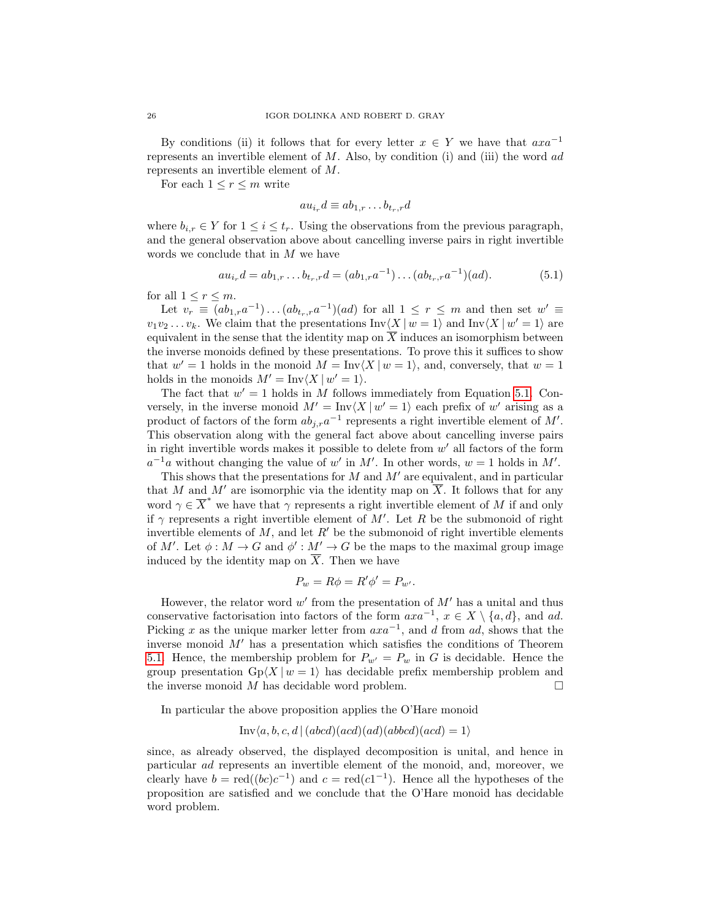By conditions (ii) it follows that for every letter $x \in Y$ we have that $axa^{-1}$ represents an invertible element of $M$. Also, by condition (i) and (iii) the word $ad$ represents an invertible element of $M$.

For each $1 \leq r \leq m$ write

$$au_{i_r}d \equiv ab_{1,r} \dots b_{t_r,r}d$$

where $b_{i,r} \in Y$ for $1 \leq i \leq t_r$. Using the observations from the previous paragraph, and the general observation above about cancelling inverse pairs in right invertible words we conclude that in $M$ we have

$$au_{i_r}d = ab_{1,r} \dots b_{t_r,r}d = (ab_{1,r}a^{-1}) \dots (ab_{t_r,r}a^{-1})(ad). \tag{5.1}$$

for all $1 \leq r \leq m$.

Let $v_r \equiv (ab_{1,r}a^{-1}) \dots (ab_{t_r,r}a^{-1})(ad)$ for all $1 \leq r \leq m$ and then set $w' \equiv v_1 v_2 \dots v_k$. We claim that the presentations $\mathrm{Inv}\langle X \mid w = 1\rangle$ and $\mathrm{Inv}\langle X \mid w' = 1\rangle$ are equivalent in the sense that the identity map on $\overline{X}$ induces an isomorphism between the inverse monoids defined by these presentations. To prove this it suffices to show that $w' = 1$ holds in the monoid $M = \mathrm{Inv}\langle X \mid w = 1\rangle$, and, conversely, that $w = 1$ holds in the monoids $M' = \mathrm{Inv}\langle X \mid w' = 1\rangle$.

The fact that $w' = 1$ holds in $M$ follows immediately from Equation 5.1. Conversely, in the inverse monoid $M' = \mathrm{Inv}\langle X \mid w' = 1\rangle$ each prefix of $w'$ arising as a product of factors of the form $ab_{j,r}a^{-1}$ represents a right invertible element of $M'$. This observation along with the general fact above about cancelling inverse pairs in right invertible words makes it possible to delete from $w'$ all factors of the form $a^{-1}a$ without changing the value of $w'$ in $M'$. In other words, $w = 1$ holds in $M'$.

This shows that the presentations for $M$ and $M'$ are equivalent, and in particular that $M$ and $M'$ are isomorphic via the identity map on $\overline{X}$. It follows that for any word $\gamma \in \overline{X}^*$ we have that $\gamma$ represents a right invertible element of $M$ if and only if $\gamma$ represents a right invertible element of $M'$. Let $R$ be the submonoid of right invertible elements of $M$, and let $R'$ be the submonoid of right invertible elements of $M'$. Let $\phi : M \to G$ and $\phi' : M' \to G$ be the maps to the maximal group image induced by the identity map on $\overline{X}$. Then we have

$$P_w = R\phi = R'\phi' = P_{w'}.$$

However, the relator word $w'$ from the presentation of $M'$ has a unital and thus conservative factorisation into factors of the form $axa^{-1}$, $x \in X \setminus \{a, d\}$, and $ad$. Picking $x$ as the unique marker letter from $axa^{-1}$, and $d$ from $ad$, shows that the inverse monoid $M'$ has a presentation which satisfies the conditions of Theorem 5.1. Hence, the membership problem for $P_{w'} = P_w$ in $G$ is decidable. Hence the group presentation $\mathrm{Gp}\langle X \mid w = 1\rangle$ has decidable prefix membership problem and the inverse monoid $M$ has decidable word problem. $\square$

In particular the above proposition applies the O'Hare monoid

$$\mathrm{Inv}\langle a, b, c, d \mid (abcd)(acd)(ad)(abbcd)(acd) = 1\rangle$$

since, as already observed, the displayed decomposition is unital, and hence in particular $ad$ represents an invertible element of the monoid, and, moreover, we clearly have $b = \mathrm{red}((bc)c^{-1})$ and $c = \mathrm{red}(c1^{-1})$. Hence all the hypotheses of the proposition are satisfied and we conclude that the O'Hare monoid has decidable word problem.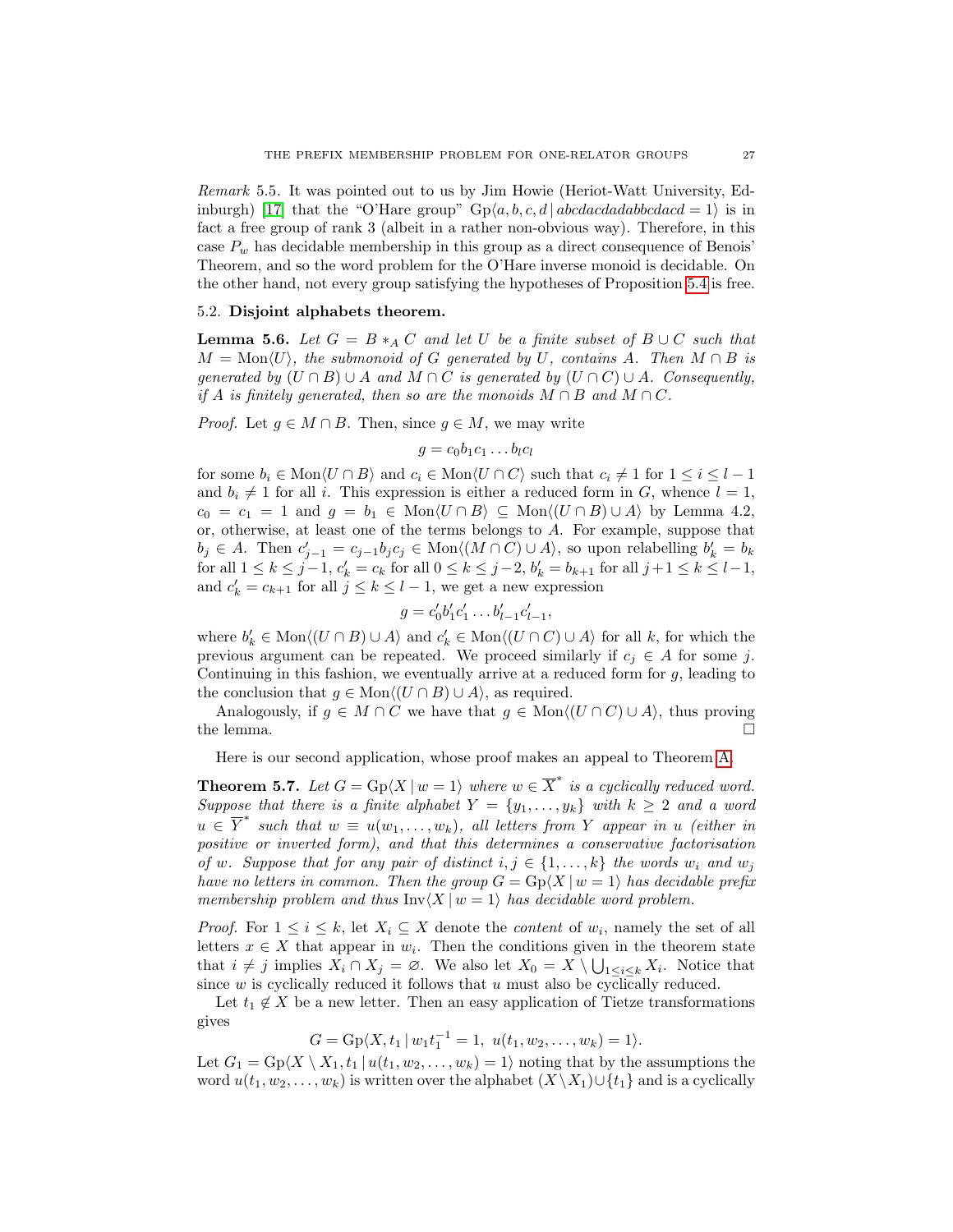*Remark* 5.5. It was pointed out to us by Jim Howie (Heriot-Watt University, Edinburgh) [17] that the "O'Hare group" $\mathrm{Gp}\langle a,b,c,d \mid abcdacdadabbcdacd = 1\rangle$ is in fact a free group of rank 3 (albeit in a rather non-obvious way). Therefore, in this case $P_w$ has decidable membership in this group as a direct consequence of Benois' Theorem, and so the word problem for the O'Hare inverse monoid is decidable. On the other hand, not every group satisfying the hypotheses of Proposition 5.4 is free.

### 5.2. **Disjoint alphabets theorem.**

**Lemma 5.6.** *Let $G = B *_A C$ and let $U$ be a finite subset of $B \cup C$ such that $M = \mathrm{Mon}\langle U\rangle$, the submonoid of $G$ generated by $U$, contains $A$. Then $M \cap B$ is generated by $(U \cap B) \cup A$ and $M \cap C$ is generated by $(U \cap C) \cup A$. Consequently, if $A$ is finitely generated, then so are the monoids $M \cap B$ and $M \cap C$.*

*Proof.* Let $g \in M \cap B$. Then, since $g \in M$, we may write

$$g = c_0 b_1 c_1 \dots b_l c_l$$

for some $b_i \in \mathrm{Mon}\langle U \cap B\rangle$ and $c_i \in \mathrm{Mon}\langle U \cap C\rangle$ such that $c_i \neq 1$ for $1 \leq i \leq l-1$ and $b_i \neq 1$ for all $i$. This expression is either a reduced form in $G$, whence $l = 1$, $c_0 = c_1 = 1$ and $g = b_1 \in \mathrm{Mon}\langle U \cap B\rangle \subseteq \mathrm{Mon}\langle (U \cap B) \cup A\rangle$ by Lemma 4.2, or, otherwise, at least one of the terms belongs to $A$. For example, suppose that $b_j \in A$. Then $c'_{j-1} = c_{j-1} b_j c_j \in \mathrm{Mon}\langle (M \cap C) \cup A\rangle$, so upon relabelling $b'_k = b_k$ for all $1 \leq k \leq j-1$, $c'_k = c_k$ for all $0 \leq k \leq j-2$, $b'_k = b_{k+1}$ for all $j+1 \leq k \leq l-1$, and $c'_k = c_{k+1}$ for all $j \leq k \leq l-1$, we get a new expression

$$g = c'_0 b'_1 c'_1 \dots b'_{l-1} c'_{l-1},$$

where $b'_k \in \mathrm{Mon}\langle (U \cap B) \cup A\rangle$ and $c'_k \in \mathrm{Mon}\langle (U \cap C) \cup A\rangle$ for all $k$, for which the previous argument can be repeated. We proceed similarly if $c_j \in A$ for some $j$. Continuing in this fashion, we eventually arrive at a reduced form for $g$, leading to the conclusion that $g \in \mathrm{Mon}\langle (U \cap B) \cup A\rangle$, as required.

Analogously, if $g \in M \cap C$ we have that $g \in \mathrm{Mon}\langle (U \cap C) \cup A\rangle$, thus proving the lemma. □

Here is our second application, whose proof makes an appeal to Theorem A.

**Theorem 5.7.** *Let $G = \mathrm{Gp}\langle X \mid w = 1\rangle$ where $w \in \overline{X}^*$ is a cyclically reduced word. Suppose that there is a finite alphabet $Y = \{y_1, \dots, y_k\}$ with $k \geq 2$ and a word $u \in \overline{Y}^*$ such that $w \equiv u(w_1, \dots, w_k)$, all letters from $Y$ appear in $u$ (either in positive or inverted form), and that this determines a conservative factorisation of $w$. Suppose that for any pair of distinct $i, j \in \{1, \dots, k\}$ the words $w_i$ and $w_j$ have no letters in common. Then the group $G = \mathrm{Gp}\langle X \mid w = 1\rangle$ has decidable prefix membership problem and thus $\mathrm{Inv}\langle X \mid w = 1\rangle$ has decidable word problem.*

*Proof.* For $1 \leq i \leq k$, let $X_i \subseteq X$ denote the *content* of $w_i$, namely the set of all letters $x \in X$ that appear in $w_i$. Then the conditions given in the theorem state that $i \neq j$ implies $X_i \cap X_j = \varnothing$. We also let $X_0 = X \setminus \bigcup_{1 \leq i \leq k} X_i$. Notice that since $w$ is cyclically reduced it follows that $u$ must also be cyclically reduced.

Let $t_1 \notin X$ be a new letter. Then an easy application of Tietze transformations gives

$$G = \mathrm{Gp}\langle X, t_1 \mid w_1 t_1^{-1} = 1,\ u(t_1, w_2, \dots, w_k) = 1\rangle.$$

Let $G_1 = \mathrm{Gp}\langle X \setminus X_1, t_1 \mid u(t_1, w_2, \dots, w_k) = 1\rangle$ noting that by the assumptions the word $u(t_1, w_2, \dots, w_k)$ is written over the alphabet $(X \setminus X_1) \cup \{t_1\}$ and is a cyclically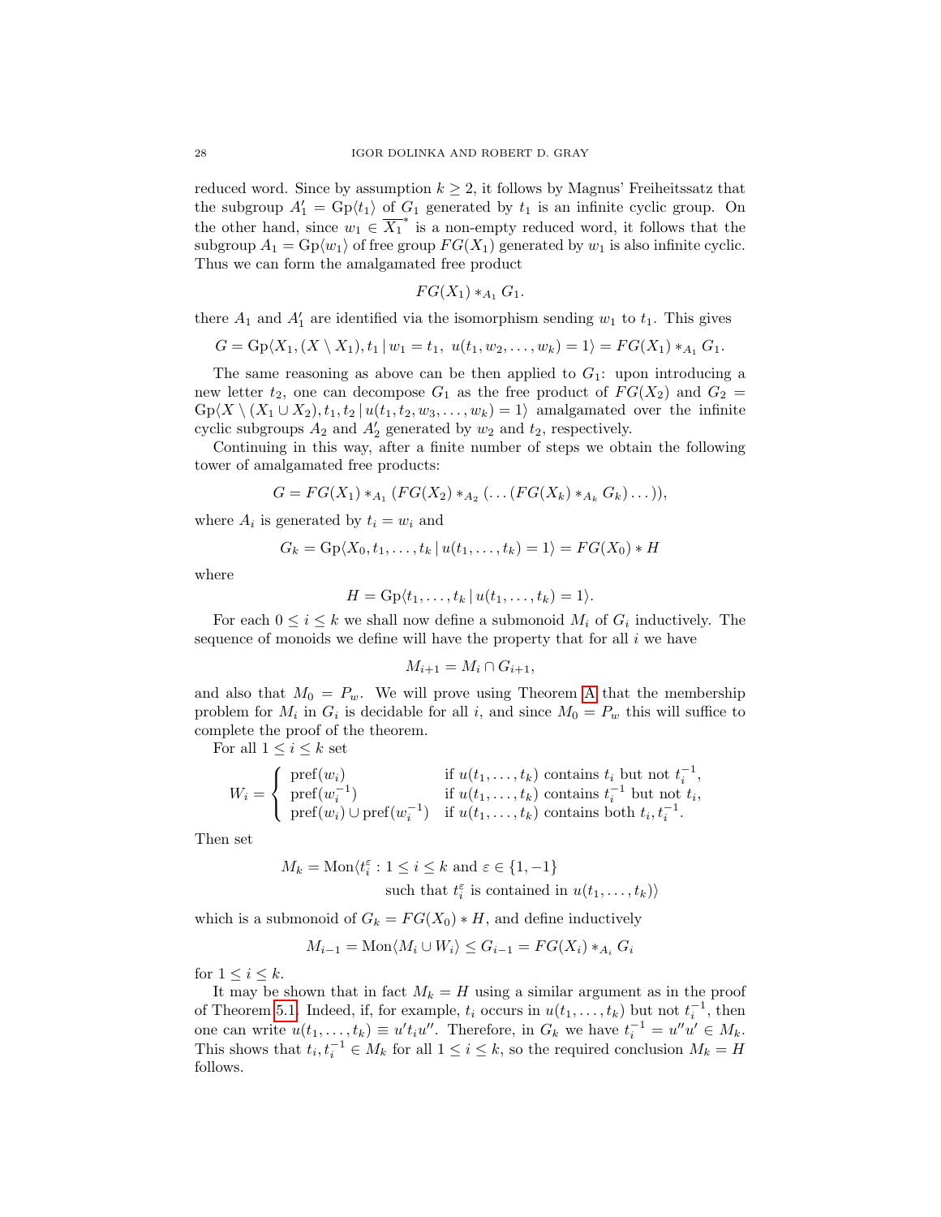reduced word. Since by assumption $k \geq 2$, it follows by Magnus' Freiheitssatz that the subgroup $A'_1 = \mathrm{Gp}\langle t_1 \rangle$ of $G_1$ generated by $t_1$ is an infinite cyclic group. On the other hand, since $w_1 \in \overline{X_1}^*$ is a non-empty reduced word, it follows that the subgroup $A_1 = \mathrm{Gp}\langle w_1 \rangle$ of free group $FG(X_1)$ generated by $w_1$ is also infinite cyclic. Thus we can form the amalgamated free product

$$FG(X_1) *_{A_1} G_1.$$

there $A_1$ and $A'_1$ are identified via the isomorphism sending $w_1$ to $t_1$. This gives

$$G = \mathrm{Gp}\langle X_1, (X \setminus X_1), t_1 \,|\, w_1 = t_1,\ u(t_1, w_2, \dots, w_k) = 1 \rangle = FG(X_1) *_{A_1} G_1.$$

The same reasoning as above can be then applied to $G_1$: upon introducing a new letter $t_2$, one can decompose $G_1$ as the free product of $FG(X_2)$ and $G_2 = \mathrm{Gp}\langle X \setminus (X_1 \cup X_2), t_1, t_2 \,|\, u(t_1, t_2, w_3, \dots, w_k) = 1 \rangle$ amalgamated over the infinite cyclic subgroups $A_2$ and $A'_2$ generated by $w_2$ and $t_2$, respectively.

Continuing in this way, after a finite number of steps we obtain the following tower of amalgamated free products:

$$G = FG(X_1) *_{A_1} (FG(X_2) *_{A_2} (\dots (FG(X_k) *_{A_k} G_k) \dots)),$$

where $A_i$ is generated by $t_i = w_i$ and

$$G_k = \mathrm{Gp}\langle X_0, t_1, \dots, t_k \,|\, u(t_1, \dots, t_k) = 1 \rangle = FG(X_0) * H$$

where

$$H = \mathrm{Gp}\langle t_1, \dots, t_k \,|\, u(t_1, \dots, t_k) = 1 \rangle.$$

For each $0 \leq i \leq k$ we shall now define a submonoid $M_i$ of $G_i$ inductively. The sequence of monoids we define will have the property that for all $i$ we have

$$M_{i+1} = M_i \cap G_{i+1},$$

and also that $M_0 = P_w$. We will prove using Theorem A that the membership problem for $M_i$ in $G_i$ is decidable for all $i$, and since $M_0 = P_w$ this will suffice to complete the proof of the theorem.

For all $1 \leq i \leq k$ set

$$W_i = \begin{cases} \mathrm{pref}(w_i) & \text{if } u(t_1, \dots, t_k) \text{ contains } t_i \text{ but not } t_i^{-1}, \\ \mathrm{pref}(w_i^{-1}) & \text{if } u(t_1, \dots, t_k) \text{ contains } t_i^{-1} \text{ but not } t_i, \\ \mathrm{pref}(w_i) \cup \mathrm{pref}(w_i^{-1}) & \text{if } u(t_1, \dots, t_k) \text{ contains both } t_i, t_i^{-1}. \end{cases}$$

Then set

$$M_k = \mathrm{Mon}\langle t_i^{\varepsilon} : 1 \leq i \leq k \text{ and } \varepsilon \in \{1, -1\} \text{ such that } t_i^{\varepsilon} \text{ is contained in } u(t_1, \dots, t_k) \rangle$$

which is a submonoid of $G_k = FG(X_0) * H$, and define inductively

$$M_{i-1} = \mathrm{Mon}\langle M_i \cup W_i \rangle \leq G_{i-1} = FG(X_i) *_{A_i} G_i$$

for $1 \leq i \leq k$.

It may be shown that in fact $M_k = H$ using a similar argument as in the proof of Theorem 5.1. Indeed, if, for example, $t_i$ occurs in $u(t_1, \dots, t_k)$ but not $t_i^{-1}$, then one can write $u(t_1, \dots, t_k) \equiv u' t_i u''$. Therefore, in $G_k$ we have $t_i^{-1} = u'' u' \in M_k$. This shows that $t_i, t_i^{-1} \in M_k$ for all $1 \leq i \leq k$, so the required conclusion $M_k = H$ follows.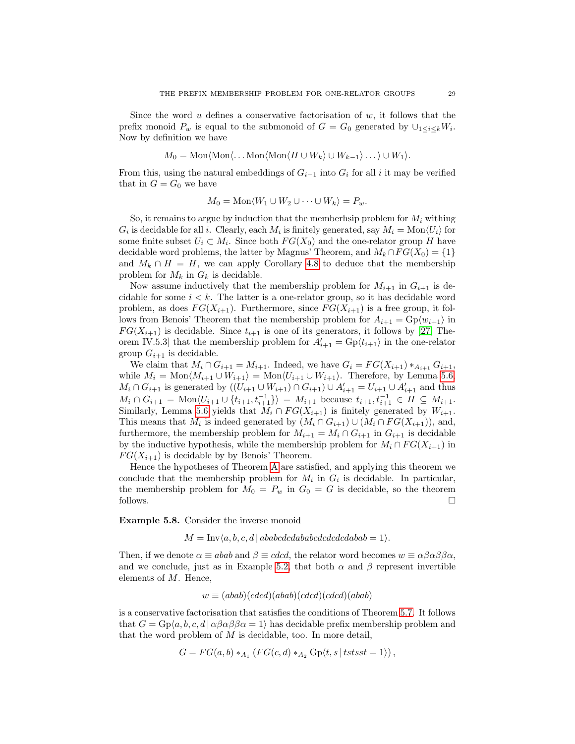Since the word $u$ defines a conservative factorisation of $w$, it follows that the prefix monoid $P_w$ is equal to the submonoid of $G = G_0$ generated by $\cup_{1\leq i\leq k} W_i$. Now by definition we have

$$M_0 = \mathrm{Mon}\langle \mathrm{Mon}\langle \dots \mathrm{Mon}\langle \mathrm{Mon}\langle H \cup W_k\rangle \cup W_{k-1}\rangle \dots\rangle \cup W_1\rangle.$$

From this, using the natural embeddings of $G_{i-1}$ into $G_i$ for all $i$ it may be verified that in $G = G_0$ we have

$$M_0 = \mathrm{Mon}\langle W_1 \cup W_2 \cup \dots \cup W_k\rangle = P_w.$$

So, it remains to argue by induction that the memberhsip problem for $M_i$ withing $G_i$ is decidable for all $i$. Clearly, each $M_i$ is finitely generated, say $M_i = \mathrm{Mon}\langle U_i\rangle$ for some finite subset $U_i \subset M_i$. Since both $FG(X_0)$ and the one-relator group $H$ have decidable word problems, the latter by Magnus' Theorem, and $M_k \cap FG(X_0) = \{1\}$ and $M_k \cap H = H$, we can apply Corollary 4.8 to deduce that the membership problem for $M_k$ in $G_k$ is decidable.

Now assume inductively that the membership problem for $M_{i+1}$ in $G_{i+1}$ is decidable for some $i < k$. The latter is a one-relator group, so it has decidable word problem, as does $FG(X_{i+1})$. Furthermore, since $FG(X_{i+1})$ is a free group, it follows from Benois' Theorem that the membership problem for $A_{i+1} = \mathrm{Gp}\langle w_{i+1}\rangle$ in $FG(X_{i+1})$ is decidable. Since $t_{i+1}$ is one of its generators, it follows by [27, Theorem IV.5.3] that the membership problem for $A'_{i+1} = \mathrm{Gp}\langle t_{i+1}\rangle$ in the one-relator group $G_{i+1}$ is decidable.

We claim that $M_i \cap G_{i+1} = M_{i+1}$. Indeed, we have $G_i = FG(X_{i+1}) *_{A_{i+1}} G_{i+1}$, while $M_i = \mathrm{Mon}\langle M_{i+1} \cup W_{i+1}\rangle = \mathrm{Mon}\langle U_{i+1} \cup W_{i+1}\rangle$. Therefore, by Lemma 5.6, $M_i \cap G_{i+1}$ is generated by $((U_{i+1} \cup W_{i+1}) \cap G_{i+1}) \cup A'_{i+1} = U_{i+1} \cup A'_{i+1}$ and thus $M_i \cap G_{i+1} = \mathrm{Mon}\langle U_{i+1} \cup \{t_{i+1}, t_{i+1}^{-1}\}\rangle = M_{i+1}$ because $t_{i+1}, t_{i+1}^{-1} \in H \subseteq M_{i+1}$. Similarly, Lemma 5.6 yields that $M_i \cap FG(X_{i+1})$ is finitely generated by $W_{i+1}$. This means that $M_i$ is indeed generated by $(M_i \cap G_{i+1}) \cup (M_i \cap FG(X_{i+1}))$, and, furthermore, the membership problem for $M_{i+1} = M_i \cap G_{i+1}$ in $G_{i+1}$ is decidable by the inductive hypothesis, while the membership problem for $M_i \cap FG(X_{i+1})$ in $FG(X_{i+1})$ is decidable by by Benois' Theorem.

Hence the hypotheses of Theorem A are satisfied, and applying this theorem we conclude that the membership problem for $M_i$ in $G_i$ is decidable. In particular, the membership problem for $M_0 = P_w$ in $G_0 = G$ is decidable, so the theorem follows. $\square$

**Example 5.8.** Consider the inverse monoid

$$M = \mathrm{Inv}\langle a, b, c, d \mid ababcdcdababcdcdcdcdabab = 1\rangle.$$

Then, if we denote $\alpha \equiv abab$ and $\beta \equiv cdcd$, the relator word becomes $w \equiv \alpha\beta\alpha\beta\beta\alpha$, and we conclude, just as in Example 5.2, that both $\alpha$ and $\beta$ represent invertible elements of $M$. Hence,

$$w \equiv (abab)(cdcd)(abab)(cdcd)(cdcd)(abab)$$

is a conservative factorisation that satisfies the conditions of Theorem 5.7. It follows that $G = \mathrm{Gp}\langle a, b, c, d \mid \alpha\beta\alpha\beta\beta\alpha = 1\rangle$ has decidable prefix membership problem and that the word problem of $M$ is decidable, too. In more detail,

$$G = FG(a, b) *_{A_1} (FG(c, d) *_{A_2} \mathrm{Gp}\langle t, s \mid tstsst = 1\rangle),$$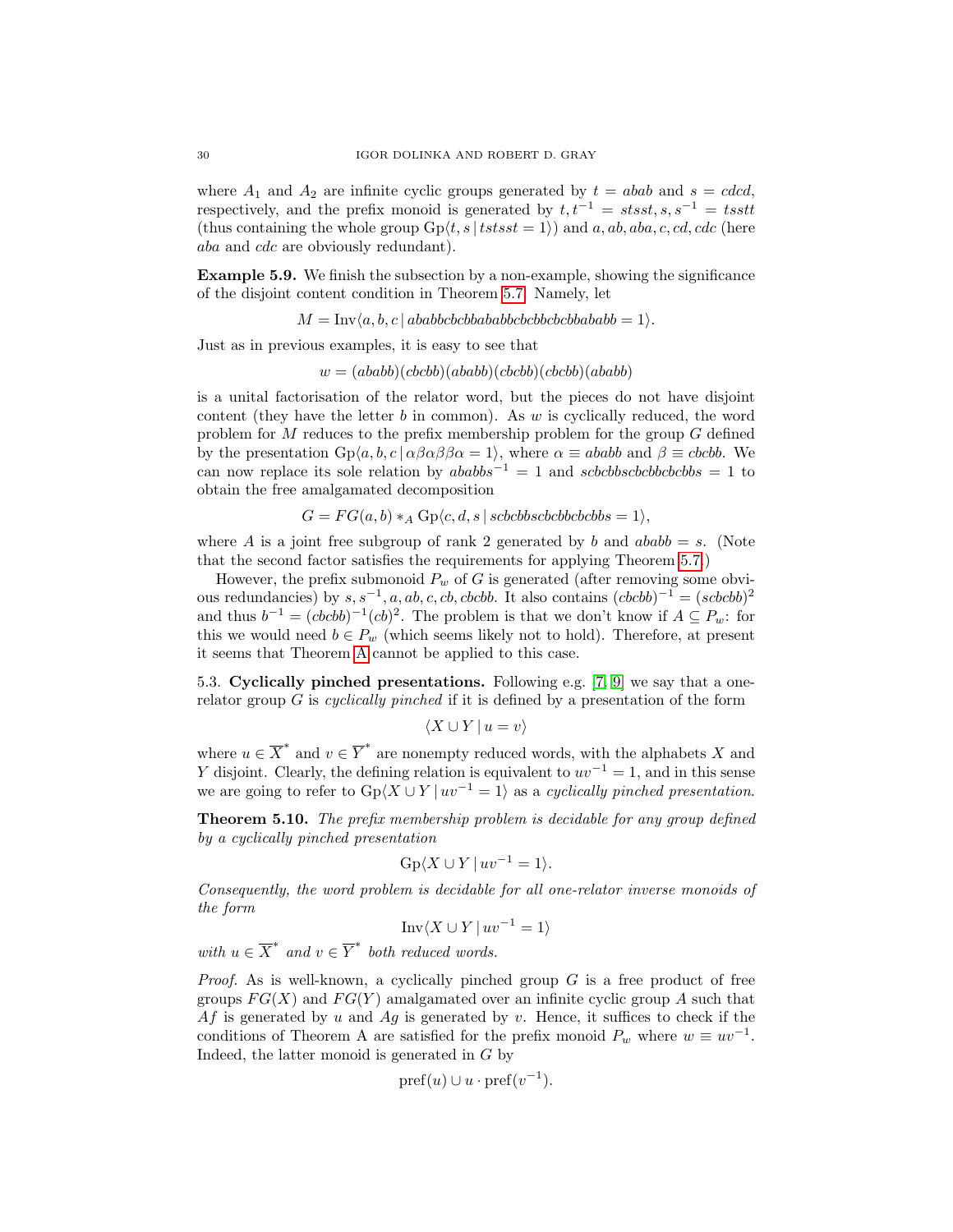where $A_1$ and $A_2$ are infinite cyclic groups generated by $t = abab$ and $s = cdcd$, respectively, and the prefix monoid is generated by $t, t^{-1} = stsst, s, s^{-1} = tsstt$ (thus containing the whole group $\mathrm{Gp}\langle t, s \mid tstsst = 1\rangle$) and $a, ab, aba, c, cd, cdc$ (here $aba$ and $cdc$ are obviously redundant).

**Example 5.9.** We finish the subsection by a non-example, showing the significance of the disjoint content condition in Theorem 5.7. Namely, let

$$M = \mathrm{Inv}\langle a, b, c \mid ababbcbcbbababbcbcbbcbcbbababb = 1\rangle.$$

Just as in previous examples, it is easy to see that

$$w = (ababb)(cbcbb)(ababb)(cbcbb)(cbcbb)(ababb)$$

is a unital factorisation of the relator word, but the pieces do not have disjoint content (they have the letter $b$ in common). As $w$ is cyclically reduced, the word problem for $M$ reduces to the prefix membership problem for the group $G$ defined by the presentation $\mathrm{Gp}\langle a, b, c \mid \alpha\beta\alpha\beta\beta\alpha = 1\rangle$, where $\alpha \equiv ababb$ and $\beta \equiv cbcbb$. We can now replace its sole relation by $ababbs^{-1} = 1$ and $scbcbbscbcbbcbcbbs = 1$ to obtain the free amalgamated decomposition

$$G = FG(a, b) *_A \mathrm{Gp}\langle c, d, s \mid scbcbbscbcbbcbcbbs = 1\rangle,$$

where $A$ is a joint free subgroup of rank 2 generated by $b$ and $ababb = s$. (Note that the second factor satisfies the requirements for applying Theorem 5.7.)

However, the prefix submonoid $P_w$ of $G$ is generated (after removing some obvious redundancies) by $s, s^{-1}, a, ab, c, cb, cbcbb$. It also contains $(cbcbb)^{-1} = (scbcbb)^2$ and thus $b^{-1} = (cbcbb)^{-1}(cb)^2$. The problem is that we don't know if $A \subseteq P_w$: for this we would need $b \in P_w$ (which seems likely not to hold). Therefore, at present it seems that Theorem A cannot be applied to this case.

5.3. **Cyclically pinched presentations.** Following e.g. [7, 9] we say that a one-relator group $G$ is *cyclically pinched* if it is defined by a presentation of the form

$$\langle X \cup Y \mid u = v\rangle$$

where $u \in \overline{X}^*$ and $v \in \overline{Y}^*$ are nonempty reduced words, with the alphabets $X$ and $Y$ disjoint. Clearly, the defining relation is equivalent to $uv^{-1} = 1$, and in this sense we are going to refer to $\mathrm{Gp}\langle X \cup Y \mid uv^{-1} = 1\rangle$ as a *cyclically pinched presentation*.

**Theorem 5.10.** *The prefix membership problem is decidable for any group defined by a cyclically pinched presentation*

$$\mathrm{Gp}\langle X \cup Y \mid uv^{-1} = 1\rangle.$$

*Consequently, the word problem is decidable for all one-relator inverse monoids of the form*

$$\mathrm{Inv}\langle X \cup Y \mid uv^{-1} = 1\rangle$$

*with $u \in \overline{X}^*$ and $v \in \overline{Y}^*$ both reduced words.*

*Proof.* As is well-known, a cyclically pinched group $G$ is a free product of free groups $FG(X)$ and $FG(Y)$ amalgamated over an infinite cyclic group $A$ such that $Af$ is generated by $u$ and $Ag$ is generated by $v$. Hence, it suffices to check if the conditions of Theorem A are satisfied for the prefix monoid $P_w$ where $w \equiv uv^{-1}$. Indeed, the latter monoid is generated in $G$ by

$$\mathrm{pref}(u) \cup u \cdot \mathrm{pref}(v^{-1}).$$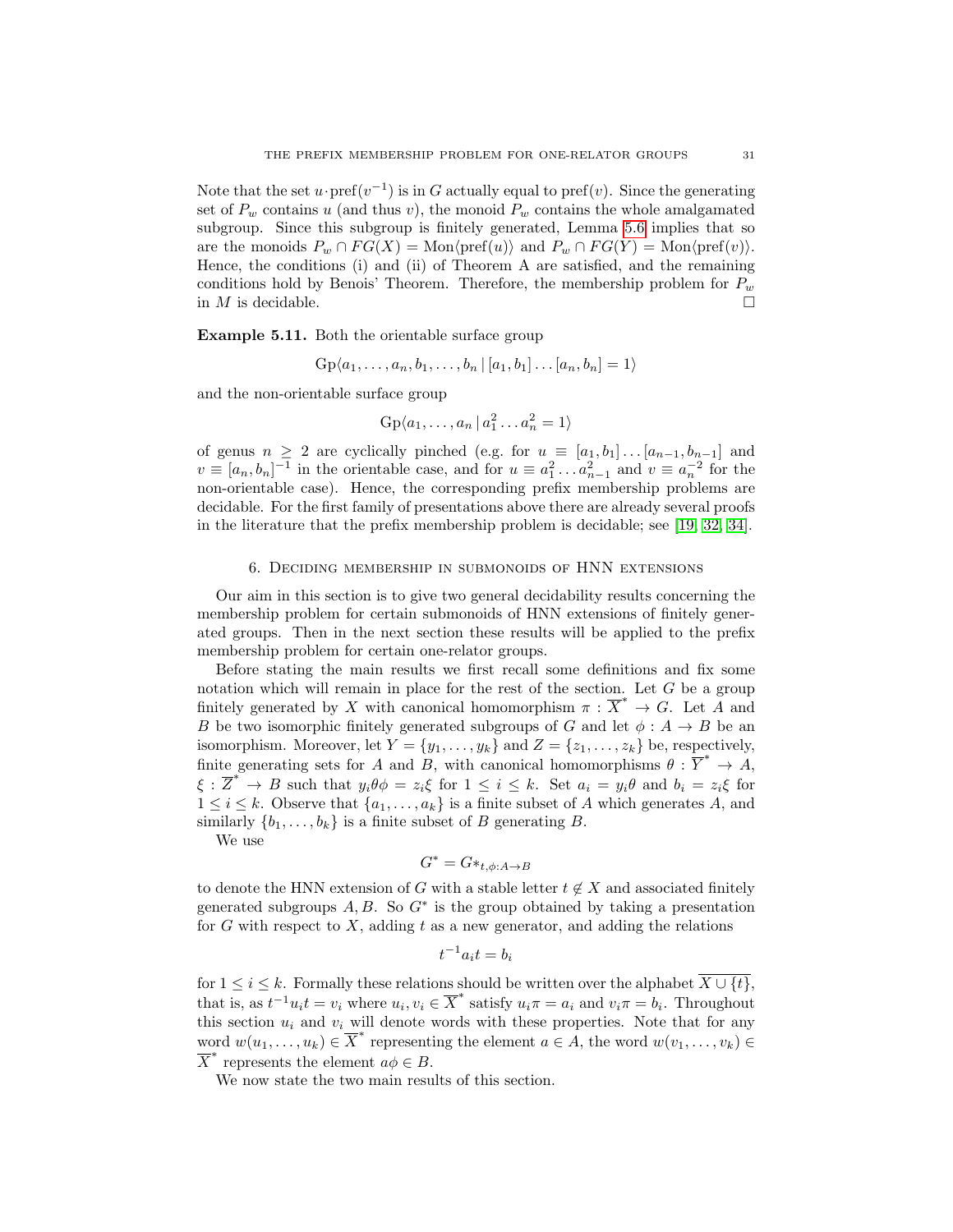Note that the set $u \cdot \mathrm{pref}(v^{-1})$ is in $G$ actually equal to $\mathrm{pref}(v)$. Since the generating set of $P_w$ contains $u$ (and thus $v$), the monoid $P_w$ contains the whole amalgamated subgroup. Since this subgroup is finitely generated, Lemma 5.6 implies that so are the monoids $P_w \cap FG(X) = \mathrm{Mon}\langle \mathrm{pref}(u)\rangle$ and $P_w \cap FG(Y) = \mathrm{Mon}\langle \mathrm{pref}(v)\rangle$. Hence, the conditions (i) and (ii) of Theorem A are satisfied, and the remaining conditions hold by Benois' Theorem. Therefore, the membership problem for $P_w$ in $M$ is decidable. $\square$

**Example 5.11.** Both the orientable surface group

$$\mathrm{Gp}\langle a_1, \dots, a_n, b_1, \dots, b_n \mid [a_1, b_1] \dots [a_n, b_n] = 1\rangle$$

and the non-orientable surface group

$$\mathrm{Gp}\langle a_1, \dots, a_n \mid a_1^2 \dots a_n^2 = 1\rangle$$

of genus $n \geq 2$ are cyclically pinched (e.g. for $u \equiv [a_1, b_1] \dots [a_{n-1}, b_{n-1}]$ and $v \equiv [a_n, b_n]^{-1}$ in the orientable case, and for $u \equiv a_1^2 \dots a_{n-1}^2$ and $v \equiv a_n^{-2}$ for the non-orientable case). Hence, the corresponding prefix membership problems are decidable. For the first family of presentations above there are already several proofs in the literature that the prefix membership problem is decidable; see [19, 32, 34].

## 6. Deciding membership in submonoids of HNN extensions

Our aim in this section is to give two general decidability results concerning the membership problem for certain submonoids of HNN extensions of finitely generated groups. Then in the next section these results will be applied to the prefix membership problem for certain one-relator groups.

Before stating the main results we first recall some definitions and fix some notation which will remain in place for the rest of the section. Let $G$ be a group finitely generated by $X$ with canonical homomorphism $\pi : \overline{X}^* \to G$. Let $A$ and $B$ be two isomorphic finitely generated subgroups of $G$ and let $\phi : A \to B$ be an isomorphism. Moreover, let $Y = \{y_1, \dots, y_k\}$ and $Z = \{z_1, \dots, z_k\}$ be, respectively, finite generating sets for $A$ and $B$, with canonical homomorphisms $\theta : \overline{Y}^* \to A$, $\xi : \overline{Z}^* \to B$ such that $y_i\theta\phi = z_i\xi$ for $1 \leq i \leq k$. Set $a_i = y_i\theta$ and $b_i = z_i\xi$ for $1 \leq i \leq k$. Observe that $\{a_1, \dots, a_k\}$ is a finite subset of $A$ which generates $A$, and similarly $\{b_1, \dots, b_k\}$ is a finite subset of $B$ generating $B$.

We use

$$G^* = G*_{t,\phi:A\to B}$$

to denote the HNN extension of $G$ with a stable letter $t \notin X$ and associated finitely generated subgroups $A, B$. So $G^*$ is the group obtained by taking a presentation for $G$ with respect to $X$, adding $t$ as a new generator, and adding the relations

$$t^{-1}a_i t = b_i$$

for $1 \leq i \leq k$. Formally these relations should be written over the alphabet $\overline{X \cup \{t\}}$, that is, as $t^{-1}u_i t = v_i$ where $u_i, v_i \in \overline{X}^*$ satisfy $u_i\pi = a_i$ and $v_i\pi = b_i$. Throughout this section $u_i$ and $v_i$ will denote words with these properties. Note that for any word $w(u_1, \dots, u_k) \in \overline{X}^*$ representing the element $a \in A$, the word $w(v_1, \dots, v_k) \in \overline{X}^*$ represents the element $a\phi \in B$.

We now state the two main results of this section.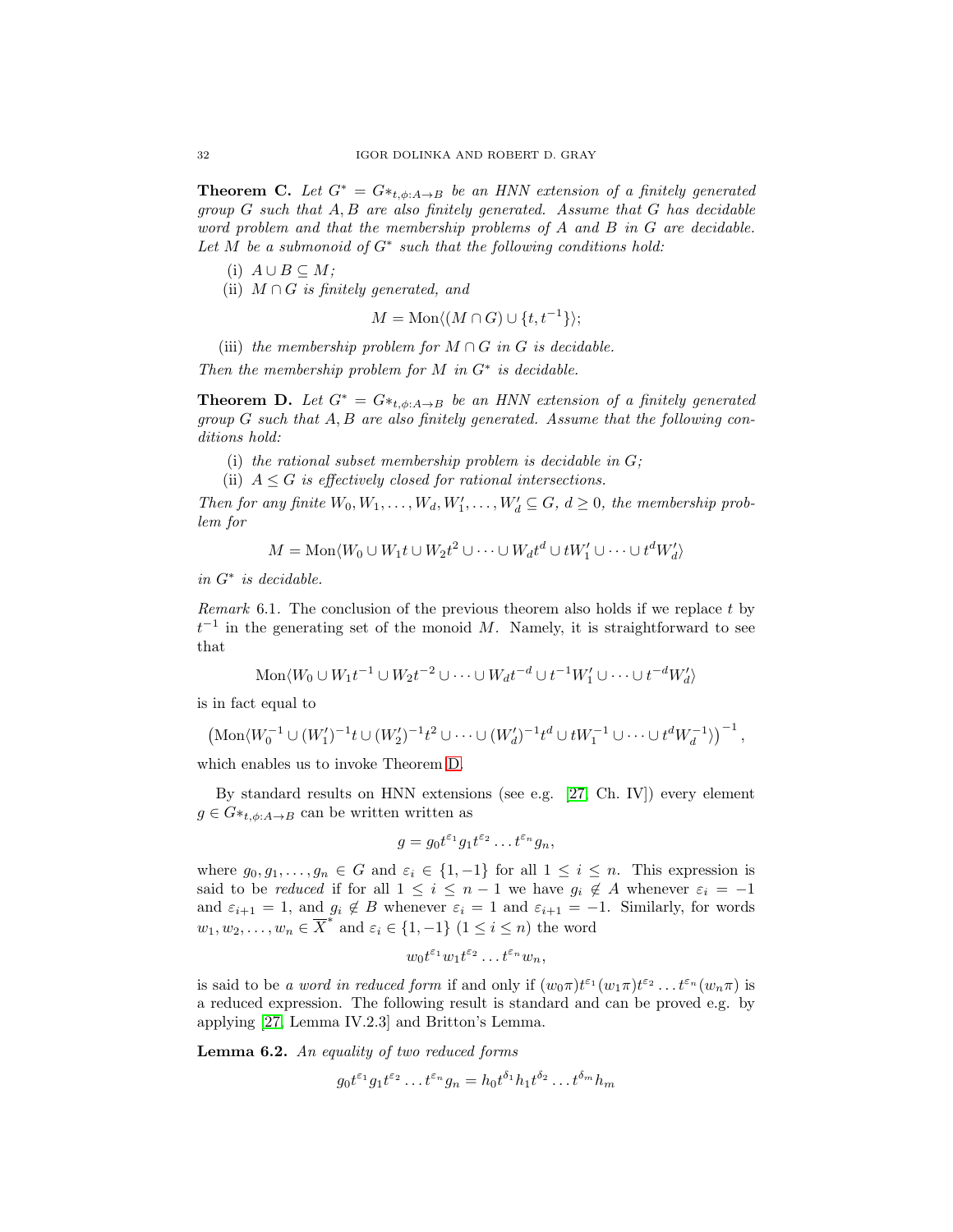**Theorem C.** *Let $G^* = G*_{t,\phi:A\to B}$ be an HNN extension of a finitely generated group $G$ such that $A, B$ are also finitely generated. Assume that $G$ has decidable word problem and that the membership problems of $A$ and $B$ in $G$ are decidable. Let $M$ be a submonoid of $G^*$ such that the following conditions hold:*

(i) *$A \cup B \subseteq M$;*
(ii) *$M \cap G$ is finitely generated, and*

$$M = \mathrm{Mon}\langle (M \cap G) \cup \{t, t^{-1}\}\rangle;$$

(iii) *the membership problem for $M \cap G$ in $G$ is decidable.*

*Then the membership problem for $M$ in $G^*$ is decidable.*

**Theorem D.** *Let $G^* = G*_{t,\phi:A\to B}$ be an HNN extension of a finitely generated group $G$ such that $A, B$ are also finitely generated. Assume that the following conditions hold:*

(i) *the rational subset membership problem is decidable in $G$;*
(ii) *$A \leq G$ is effectively closed for rational intersections.*

*Then for any finite $W_0, W_1, \dots, W_d, W_1', \dots, W_d' \subseteq G$, $d \geq 0$, the membership problem for*

$$M = \mathrm{Mon}\langle W_0 \cup W_1 t \cup W_2 t^2 \cup \dots \cup W_d t^d \cup t W_1' \cup \dots \cup t^d W_d'\rangle$$

*in $G^*$ is decidable.*

*Remark* 6.1. The conclusion of the previous theorem also holds if we replace $t$ by $t^{-1}$ in the generating set of the monoid $M$. Namely, it is straightforward to see that

$$\mathrm{Mon}\langle W_0 \cup W_1 t^{-1} \cup W_2 t^{-2} \cup \dots \cup W_d t^{-d} \cup t^{-1} W_1' \cup \dots \cup t^{-d} W_d'\rangle$$

is in fact equal to

$$\left(\mathrm{Mon}\langle W_0^{-1} \cup (W_1')^{-1} t \cup (W_2')^{-1} t^2 \cup \dots \cup (W_d')^{-1} t^d \cup t W_1^{-1} \cup \dots \cup t^d W_d^{-1}\rangle\right)^{-1},$$

which enables us to invoke Theorem D.

By standard results on HNN extensions (see e.g. [27, Ch. IV]) every element $g \in G*_{t,\phi:A\to B}$ can be written written as

$$g = g_0 t^{\varepsilon_1} g_1 t^{\varepsilon_2} \dots t^{\varepsilon_n} g_n,$$

where $g_0, g_1, \dots, g_n \in G$ and $\varepsilon_i \in \{1, -1\}$ for all $1 \leq i \leq n$. This expression is said to be *reduced* if for all $1 \leq i \leq n-1$ we have $g_i \notin A$ whenever $\varepsilon_i = -1$ and $\varepsilon_{i+1} = 1$, and $g_i \notin B$ whenever $\varepsilon_i = 1$ and $\varepsilon_{i+1} = -1$. Similarly, for words $w_1, w_2, \dots, w_n \in \overline{X}^*$ and $\varepsilon_i \in \{1, -1\}$ $(1 \leq i \leq n)$ the word

$$w_0 t^{\varepsilon_1} w_1 t^{\varepsilon_2} \dots t^{\varepsilon_n} w_n,$$

is said to be *a word in reduced form* if and only if $(w_0\pi) t^{\varepsilon_1} (w_1\pi) t^{\varepsilon_2} \dots t^{\varepsilon_n} (w_n\pi)$ is a reduced expression. The following result is standard and can be proved e.g. by applying [27, Lemma IV.2.3] and Britton's Lemma.

**Lemma 6.2.** *An equality of two reduced forms*

$$g_0 t^{\varepsilon_1} g_1 t^{\varepsilon_2} \dots t^{\varepsilon_n} g_n = h_0 t^{\delta_1} h_1 t^{\delta_2} \dots t^{\delta_m} h_m$$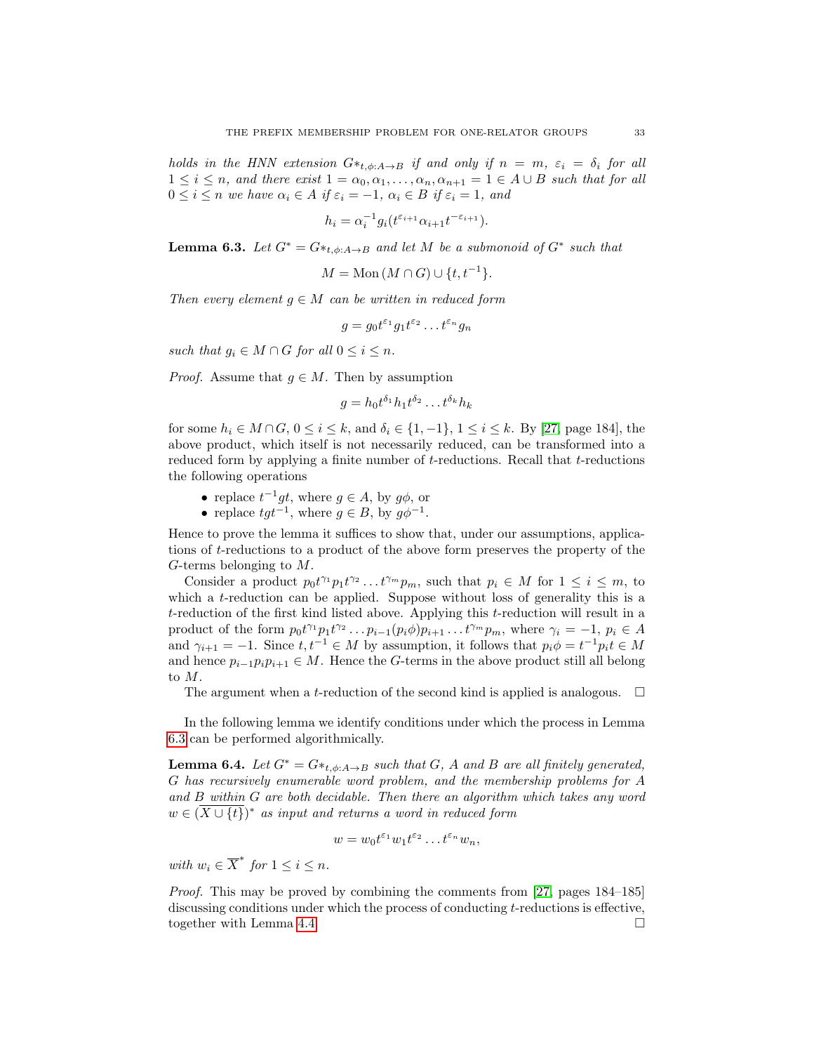*holds in the HNN extension $G*_{t,\phi:A\to B}$ if and only if $n = m$, $\varepsilon_i = \delta_i$ for all $1 \le i \le n$, and there exist $1 = \alpha_0, \alpha_1, \ldots, \alpha_n, \alpha_{n+1} = 1 \in A \cup B$ such that for all $0 \le i \le n$ we have $\alpha_i \in A$ if $\varepsilon_i = -1$, $\alpha_i \in B$ if $\varepsilon_i = 1$, and*

$$h_i = \alpha_i^{-1} g_i (t^{\varepsilon_{i+1}} \alpha_{i+1} t^{-\varepsilon_{i+1}}).$$

**Lemma 6.3.** *Let $G^* = G*_{t,\phi:A\to B}$ and let $M$ be a submonoid of $G^*$ such that*

$$M = \mathrm{Mon}\,(M \cap G) \cup \{t, t^{-1}\}.$$

*Then every element $g \in M$ can be written in reduced form*

$$g = g_0 t^{\varepsilon_1} g_1 t^{\varepsilon_2} \ldots t^{\varepsilon_n} g_n$$

*such that $g_i \in M \cap G$ for all $0 \le i \le n$.*

*Proof.* Assume that $g \in M$. Then by assumption

$$g = h_0 t^{\delta_1} h_1 t^{\delta_2} \ldots t^{\delta_k} h_k$$

for some $h_i \in M \cap G$, $0 \le i \le k$, and $\delta_i \in \{1, -1\}$, $1 \le i \le k$. By [27, page 184], the above product, which itself is not necessarily reduced, can be transformed into a reduced form by applying a finite number of $t$-reductions. Recall that $t$-reductions the following operations

- replace $t^{-1}gt$, where $g \in A$, by $g\phi$, or
- replace $tgt^{-1}$, where $g \in B$, by $g\phi^{-1}$.

Hence to prove the lemma it suffices to show that, under our assumptions, applications of $t$-reductions to a product of the above form preserves the property of the $G$-terms belonging to $M$.

Consider a product $p_0 t^{\gamma_1} p_1 t^{\gamma_2} \ldots t^{\gamma_m} p_m$, such that $p_i \in M$ for $1 \le i \le m$, to which a $t$-reduction can be applied. Suppose without loss of generality this is a $t$-reduction of the first kind listed above. Applying this $t$-reduction will result in a product of the form $p_0 t^{\gamma_1} p_1 t^{\gamma_2} \ldots p_{i-1}(p_i\phi)p_{i+1} \ldots t^{\gamma_m} p_m$, where $\gamma_i = -1$, $p_i \in A$ and $\gamma_{i+1} = -1$. Since $t, t^{-1} \in M$ by assumption, it follows that $p_i\phi = t^{-1}p_i t \in M$ and hence $p_{i-1}p_i p_{i+1} \in M$. Hence the $G$-terms in the above product still all belong to $M$.

The argument when a $t$-reduction of the second kind is applied is analogous. $\square$

In the following lemma we identify conditions under which the process in Lemma 6.3 can be performed algorithmically.

**Lemma 6.4.** *Let $G^* = G*_{t,\phi:A\to B}$ such that $G$, $A$ and $B$ are all finitely generated, $G$ has recursively enumerable word problem, and the membership problems for $A$ and $B$ within $G$ are both decidable. Then there an algorithm which takes any word $w \in (\overline{X \cup \{t\}})^*$ as input and returns a word in reduced form*

$$w = w_0 t^{\varepsilon_1} w_1 t^{\varepsilon_2} \ldots t^{\varepsilon_n} w_n,$$

*with $w_i \in \overline{X}^*$ for $1 \le i \le n$.*

*Proof.* This may be proved by combining the comments from [27, pages 184–185] discussing conditions under which the process of conducting $t$-reductions is effective, together with Lemma 4.4. $\square$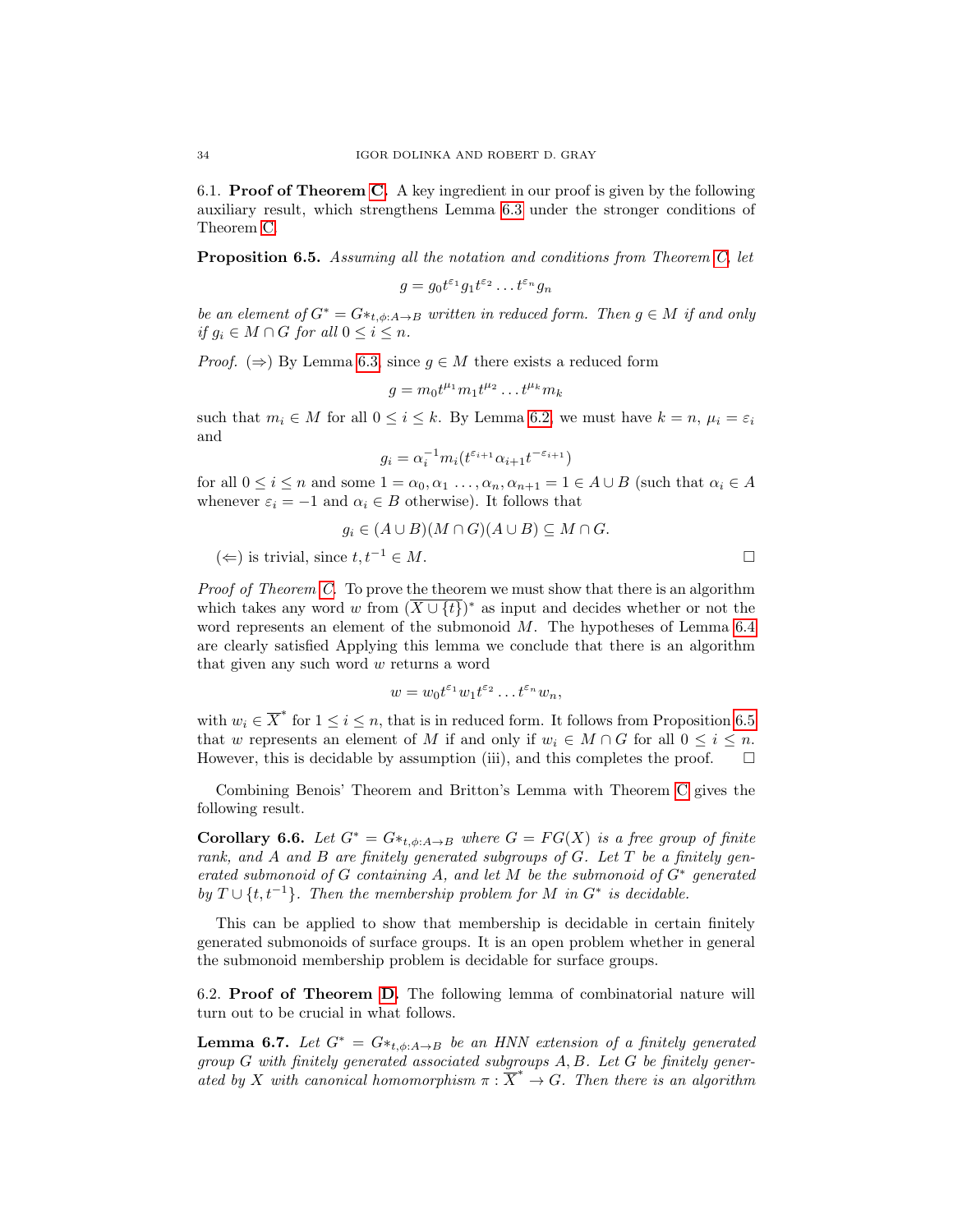### 6.1. **Proof of Theorem C.**

A key ingredient in our proof is given by the following auxiliary result, which strengthens Lemma 6.3 under the stronger conditions of Theorem C.

**Proposition 6.5.** *Assuming all the notation and conditions from Theorem C, let*

$$g = g_0 t^{\varepsilon_1} g_1 t^{\varepsilon_2} \dots t^{\varepsilon_n} g_n$$

*be an element of $G^* = G*_{t,\phi:A\to B}$ written in reduced form. Then $g \in M$ if and only if $g_i \in M \cap G$ for all $0 \le i \le n$.*

*Proof.* ($\Rightarrow$) By Lemma 6.3, since $g \in M$ there exists a reduced form

$$g = m_0 t^{\mu_1} m_1 t^{\mu_2} \dots t^{\mu_k} m_k$$

such that $m_i \in M$ for all $0 \le i \le k$. By Lemma 6.2, we must have $k = n$, $\mu_i = \varepsilon_i$ and

$$g_i = \alpha_i^{-1} m_i (t^{\varepsilon_{i+1}} \alpha_{i+1} t^{-\varepsilon_{i+1}})$$

for all $0 \le i \le n$ and some $1 = \alpha_0, \alpha_1 \dots, \alpha_n, \alpha_{n+1} = 1 \in A \cup B$ (such that $\alpha_i \in A$ whenever $\varepsilon_i = -1$ and $\alpha_i \in B$ otherwise). It follows that

$$g_i \in (A \cup B)(M \cap G)(A \cup B) \subseteq M \cap G.$$

($\Leftarrow$) is trivial, since $t, t^{-1} \in M$. $\square$

*Proof of Theorem C.* To prove the theorem we must show that there is an algorithm which takes any word $w$ from $(\overline{X \cup \{t\}})^*$ as input and decides whether or not the word represents an element of the submonoid $M$. The hypotheses of Lemma 6.4 are clearly satisfied Applying this lemma we conclude that there is an algorithm that given any such word $w$ returns a word

$$w = w_0 t^{\varepsilon_1} w_1 t^{\varepsilon_2} \dots t^{\varepsilon_n} w_n,$$

with $w_i \in \overline{X}^*$ for $1 \le i \le n$, that is in reduced form. It follows from Proposition 6.5 that $w$ represents an element of $M$ if and only if $w_i \in M \cap G$ for all $0 \le i \le n$. However, this is decidable by assumption (iii), and this completes the proof. $\square$

Combining Benois' Theorem and Britton's Lemma with Theorem C gives the following result.

**Corollary 6.6.** *Let $G^* = G*_{t,\phi:A\to B}$ where $G = FG(X)$ is a free group of finite rank, and $A$ and $B$ are finitely generated subgroups of $G$. Let $T$ be a finitely generated submonoid of $G$ containing $A$, and let $M$ be the submonoid of $G^*$ generated by $T \cup \{t, t^{-1}\}$. Then the membership problem for $M$ in $G^*$ is decidable.*

This can be applied to show that membership is decidable in certain finitely generated submonoids of surface groups. It is an open problem whether in general the submonoid membership problem is decidable for surface groups.

### 6.2. **Proof of Theorem D.**

The following lemma of combinatorial nature will turn out to be crucial in what follows.

**Lemma 6.7.** *Let $G^* = G*_{t,\phi:A\to B}$ be an HNN extension of a finitely generated group $G$ with finitely generated associated subgroups $A, B$. Let $G$ be finitely generated by $X$ with canonical homomorphism $\pi : \overline{X}^* \to G$. Then there is an algorithm*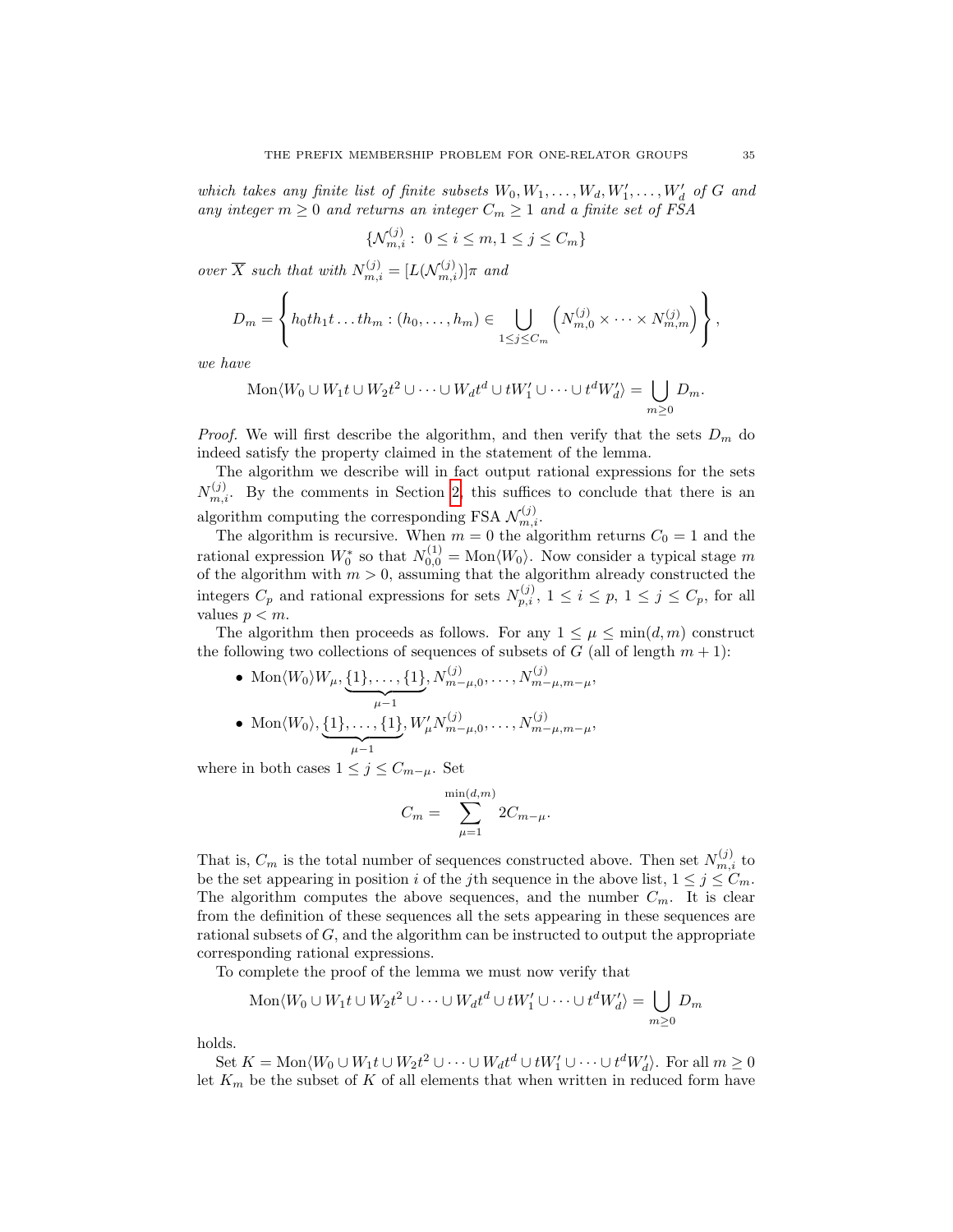*which takes any finite list of finite subsets $W_0, W_1, \ldots, W_d, W'_1, \ldots, W'_d$ of $G$ and any integer $m \geq 0$ and returns an integer $C_m \geq 1$ and a finite set of FSA*

$$\{\mathcal{N}^{(j)}_{m,i} : \ 0 \leq i \leq m, 1 \leq j \leq C_m\}$$

*over $\overline{X}$ such that with $N^{(j)}_{m,i} = [L(\mathcal{N}^{(j)}_{m,i})]\pi$ and*

$$D_m = \left\{ h_0 t h_1 t \ldots t h_m : (h_0, \ldots, h_m) \in \bigcup_{1 \leq j \leq C_m} \left( N^{(j)}_{m,0} \times \cdots \times N^{(j)}_{m,m} \right) \right\},$$

*we have*

$$\mathrm{Mon}\langle W_0 \cup W_1 t \cup W_2 t^2 \cup \cdots \cup W_d t^d \cup t W'_1 \cup \cdots \cup t^d W'_d \rangle = \bigcup_{m \geq 0} D_m.$$

*Proof.* We will first describe the algorithm, and then verify that the sets $D_m$ do indeed satisfy the property claimed in the statement of the lemma.

The algorithm we describe will in fact output rational expressions for the sets $N^{(j)}_{m,i}$. By the comments in Section 2, this suffices to conclude that there is an algorithm computing the corresponding FSA $\mathcal{N}^{(j)}_{m,i}$.

The algorithm is recursive. When $m = 0$ the algorithm returns $C_0 = 1$ and the rational expression $W_0^*$ so that $N^{(1)}_{0,0} = \mathrm{Mon}\langle W_0 \rangle$. Now consider a typical stage $m$ of the algorithm with $m > 0$, assuming that the algorithm already constructed the integers $C_p$ and rational expressions for sets $N^{(j)}_{p,i}$, $1 \leq i \leq p$, $1 \leq j \leq C_p$, for all values $p < m$.

The algorithm then proceeds as follows. For any $1 \leq \mu \leq \min(d, m)$ construct the following two collections of sequences of subsets of $G$ (all of length $m + 1$):

- $\mathrm{Mon}\langle W_0 \rangle W_\mu, \underbrace{\{1\}, \ldots, \{1\}}_{\mu - 1}, N^{(j)}_{m-\mu,0}, \ldots, N^{(j)}_{m-\mu,m-\mu}$,
- $\mathrm{Mon}\langle W_0 \rangle, \underbrace{\{1\}, \ldots, \{1\}}_{\mu - 1}, W'_\mu N^{(j)}_{m-\mu,0}, \ldots, N^{(j)}_{m-\mu,m-\mu}$,

where in both cases $1 \leq j \leq C_{m-\mu}$. Set

$$C_m = \sum_{\mu=1}^{\min(d,m)} 2 C_{m-\mu}.$$

That is, $C_m$ is the total number of sequences constructed above. Then set $N^{(j)}_{m,i}$ to be the set appearing in position $i$ of the $j$th sequence in the above list, $1 \leq j \leq C_m$. The algorithm computes the above sequences, and the number $C_m$. It is clear from the definition of these sequences all the sets appearing in these sequences are rational subsets of $G$, and the algorithm can be instructed to output the appropriate corresponding rational expressions.

To complete the proof of the lemma we must now verify that

$$\mathrm{Mon}\langle W_0 \cup W_1 t \cup W_2 t^2 \cup \cdots \cup W_d t^d \cup t W'_1 \cup \cdots \cup t^d W'_d \rangle = \bigcup_{m \geq 0} D_m$$

holds.

Set $K = \mathrm{Mon}\langle W_0 \cup W_1 t \cup W_2 t^2 \cup \cdots \cup W_d t^d \cup t W'_1 \cup \cdots \cup t^d W'_d \rangle$. For all $m \geq 0$ let $K_m$ be the subset of $K$ of all elements that when written in reduced form have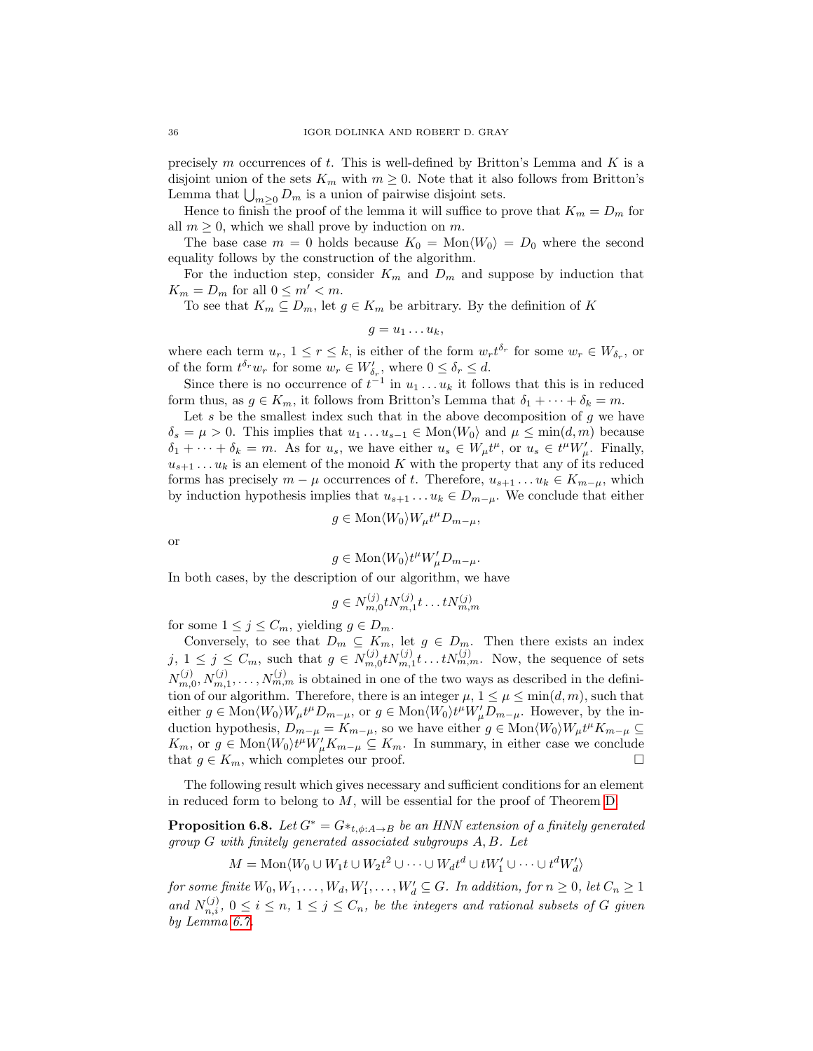precisely $m$ occurrences of $t$. This is well-defined by Britton's Lemma and $K$ is a disjoint union of the sets $K_m$ with $m \geq 0$. Note that it also follows from Britton's Lemma that $\bigcup_{m \geq 0} D_m$ is a union of pairwise disjoint sets.

Hence to finish the proof of the lemma it will suffice to prove that $K_m = D_m$ for all $m \geq 0$, which we shall prove by induction on $m$.

The base case $m = 0$ holds because $K_0 = \mathrm{Mon}\langle W_0 \rangle = D_0$ where the second equality follows by the construction of the algorithm.

For the induction step, consider $K_m$ and $D_m$ and suppose by induction that $K_m = D_m$ for all $0 \leq m' < m$.

To see that $K_m \subseteq D_m$, let $g \in K_m$ be arbitrary. By the definition of $K$

$$g = u_1 \dots u_k,$$

where each term $u_r$, $1 \leq r \leq k$, is either of the form $w_r t^{\delta_r}$ for some $w_r \in W_{\delta_r}$, or of the form $t^{\delta_r} w_r$ for some $w_r \in W'_{\delta_r}$, where $0 \leq \delta_r \leq d$.

Since there is no occurrence of $t^{-1}$ in $u_1 \dots u_k$ it follows that this is in reduced form thus, as $g \in K_m$, it follows from Britton's Lemma that $\delta_1 + \cdots + \delta_k = m$.

Let $s$ be the smallest index such that in the above decomposition of $g$ we have $\delta_s = \mu > 0$. This implies that $u_1 \dots u_{s-1} \in \mathrm{Mon}\langle W_0 \rangle$ and $\mu \leq \min(d, m)$ because $\delta_1 + \cdots + \delta_k = m$. As for $u_s$, we have either $u_s \in W_\mu t^\mu$, or $u_s \in t^\mu W'_\mu$. Finally, $u_{s+1} \dots u_k$ is an element of the monoid $K$ with the property that any of its reduced forms has precisely $m - \mu$ occurrences of $t$. Therefore, $u_{s+1} \dots u_k \in K_{m-\mu}$, which by induction hypothesis implies that $u_{s+1} \dots u_k \in D_{m-\mu}$. We conclude that either

$$g \in \mathrm{Mon}\langle W_0 \rangle W_\mu t^\mu D_{m-\mu},$$

or

$$g \in \mathrm{Mon}\langle W_0 \rangle t^\mu W'_\mu D_{m-\mu}.$$

In both cases, by the description of our algorithm, we have

$$g \in N^{(j)}_{m,0} t N^{(j)}_{m,1} t \dots t N^{(j)}_{m,m}$$

for some $1 \leq j \leq C_m$, yielding $g \in D_m$.

Conversely, to see that $D_m \subseteq K_m$, let $g \in D_m$. Then there exists an index $j$, $1 \leq j \leq C_m$, such that $g \in N^{(j)}_{m,0} t N^{(j)}_{m,1} t \dots t N^{(j)}_{m,m}$. Now, the sequence of sets $N^{(j)}_{m,0}, N^{(j)}_{m,1}, \dots, N^{(j)}_{m,m}$ is obtained in one of the two ways as described in the definition of our algorithm. Therefore, there is an integer $\mu$, $1 \leq \mu \leq \min(d, m)$, such that either $g \in \mathrm{Mon}\langle W_0 \rangle W_\mu t^\mu D_{m-\mu}$, or $g \in \mathrm{Mon}\langle W_0 \rangle t^\mu W'_\mu D_{m-\mu}$. However, by the induction hypothesis, $D_{m-\mu} = K_{m-\mu}$, so we have either $g \in \mathrm{Mon}\langle W_0 \rangle W_\mu t^\mu K_{m-\mu} \subseteq K_m$, or $g \in \mathrm{Mon}\langle W_0 \rangle t^\mu W'_\mu K_{m-\mu} \subseteq K_m$. In summary, in either case we conclude that $g \in K_m$, which completes our proof. □

The following result which gives necessary and sufficient conditions for an element in reduced form to belong to $M$, will be essential for the proof of Theorem D.

**Proposition 6.8.** *Let $G^* = G*_{t,\phi:A \to B}$ be an HNN extension of a finitely generated group $G$ with finitely generated associated subgroups $A, B$. Let*

$$M = \mathrm{Mon}\langle W_0 \cup W_1 t \cup W_2 t^2 \cup \cdots \cup W_d t^d \cup t W'_1 \cup \cdots \cup t^d W'_d \rangle$$

*for some finite $W_0, W_1, \dots, W_d, W'_1, \dots, W'_d \subseteq G$. In addition, for $n \geq 0$, let $C_n \geq 1$ and $N^{(j)}_{n,i}$, $0 \leq i \leq n$, $1 \leq j \leq C_n$, be the integers and rational subsets of $G$ given by Lemma 6.7.*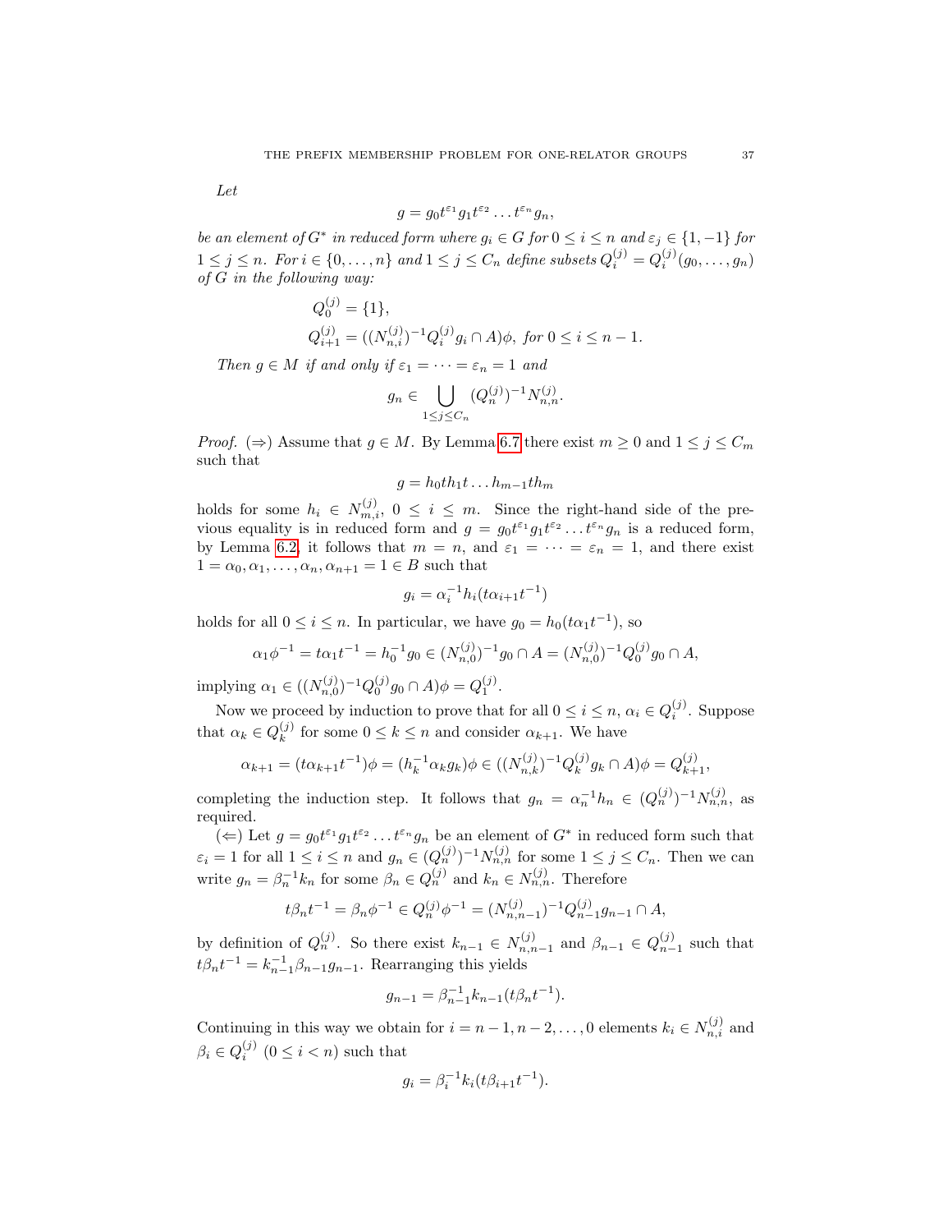*Let*

$$g = g_0 t^{\varepsilon_1} g_1 t^{\varepsilon_2} \dots t^{\varepsilon_n} g_n,$$

*be an element of $G^*$ in reduced form where $g_i \in G$ for $0 \leq i \leq n$ and $\varepsilon_j \in \{1, -1\}$ for $1 \leq j \leq n$. For $i \in \{0, \dots, n\}$ and $1 \leq j \leq C_n$ define subsets $Q_i^{(j)} = Q_i^{(j)}(g_0, \dots, g_n)$ of $G$ in the following way:*

$$Q_0^{(j)} = \{1\},$$
$$Q_{i+1}^{(j)} = ((N_{n,i}^{(j)})^{-1} Q_i^{(j)} g_i \cap A)\phi, \text{ for } 0 \leq i \leq n-1.$$

*Then $g \in M$ if and only if $\varepsilon_1 = \dots = \varepsilon_n = 1$ and*

$$g_n \in \bigcup_{1 \leq j \leq C_n} (Q_n^{(j)})^{-1} N_{n,n}^{(j)}.$$

*Proof.* ($\Rightarrow$) Assume that $g \in M$. By Lemma 6.7 there exist $m \geq 0$ and $1 \leq j \leq C_m$ such that

$$g = h_0 t h_1 t \dots h_{m-1} t h_m$$

holds for some $h_i \in N_{m,i}^{(j)}$, $0 \leq i \leq m$. Since the right-hand side of the previous equality is in reduced form and $g = g_0 t^{\varepsilon_1} g_1 t^{\varepsilon_2} \dots t^{\varepsilon_n} g_n$ is a reduced form, by Lemma 6.2, it follows that $m = n$, and $\varepsilon_1 = \dots = \varepsilon_n = 1$, and there exist $1 = \alpha_0, \alpha_1, \dots, \alpha_n, \alpha_{n+1} = 1 \in B$ such that

$$g_i = \alpha_i^{-1} h_i (t \alpha_{i+1} t^{-1})$$

holds for all $0 \leq i \leq n$. In particular, we have $g_0 = h_0(t\alpha_1 t^{-1})$, so

$$\alpha_1 \phi^{-1} = t \alpha_1 t^{-1} = h_0^{-1} g_0 \in (N_{n,0}^{(j)})^{-1} g_0 \cap A = (N_{n,0}^{(j)})^{-1} Q_0^{(j)} g_0 \cap A,$$

implying $\alpha_1 \in ((N_{n,0}^{(j)})^{-1} Q_0^{(j)} g_0 \cap A)\phi = Q_1^{(j)}$.

Now we proceed by induction to prove that for all $0 \leq i \leq n$, $\alpha_i \in Q_i^{(j)}$. Suppose that $\alpha_k \in Q_k^{(j)}$ for some $0 \leq k \leq n$ and consider $\alpha_{k+1}$. We have

$$\alpha_{k+1} = (t \alpha_{k+1} t^{-1})\phi = (h_k^{-1} \alpha_k g_k)\phi \in ((N_{n,k}^{(j)})^{-1} Q_k^{(j)} g_k \cap A)\phi = Q_{k+1}^{(j)},$$

completing the induction step. It follows that $g_n = \alpha_n^{-1} h_n \in (Q_n^{(j)})^{-1} N_{n,n}^{(j)}$, as required.

($\Leftarrow$) Let $g = g_0 t^{\varepsilon_1} g_1 t^{\varepsilon_2} \dots t^{\varepsilon_n} g_n$ be an element of $G^*$ in reduced form such that $\varepsilon_i = 1$ for all $1 \leq i \leq n$ and $g_n \in (Q_n^{(j)})^{-1} N_{n,n}^{(j)}$ for some $1 \leq j \leq C_n$. Then we can write $g_n = \beta_n^{-1} k_n$ for some $\beta_n \in Q_n^{(j)}$ and $k_n \in N_{n,n}^{(j)}$. Therefore

$$t \beta_n t^{-1} = \beta_n \phi^{-1} \in Q_n^{(j)} \phi^{-1} = (N_{n,n-1}^{(j)})^{-1} Q_{n-1}^{(j)} g_{n-1} \cap A,$$

by definition of $Q_n^{(j)}$. So there exist $k_{n-1} \in N_{n,n-1}^{(j)}$ and $\beta_{n-1} \in Q_{n-1}^{(j)}$ such that $t \beta_n t^{-1} = k_{n-1}^{-1} \beta_{n-1} g_{n-1}$. Rearranging this yields

$$g_{n-1} = \beta_{n-1}^{-1} k_{n-1} (t \beta_n t^{-1}).$$

Continuing in this way we obtain for $i = n-1, n-2, \dots, 0$ elements $k_i \in N_{n,i}^{(j)}$ and $\beta_i \in Q_i^{(j)}$ $(0 \leq i < n)$ such that

$$g_i = \beta_i^{-1} k_i (t \beta_{i+1} t^{-1}).$$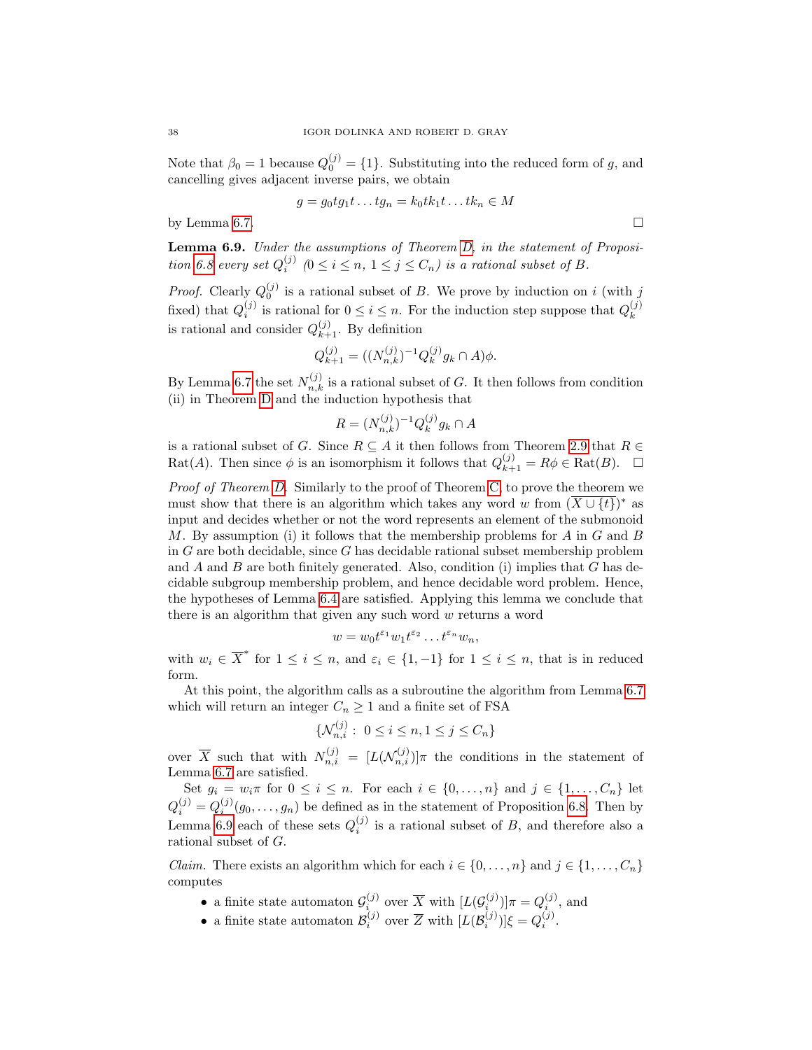Note that $\beta_0 = 1$ because $Q_0^{(j)} = \{1\}$. Substituting into the reduced form of $g$, and cancelling gives adjacent inverse pairs, we obtain

$$g = g_0 t g_1 t \dots t g_n = k_0 t k_1 t \dots t k_n \in M$$

by Lemma 6.7. □

**Lemma 6.9.** *Under the assumptions of Theorem D, in the statement of Proposition 6.8 every set $Q_i^{(j)}$ ($0 \leq i \leq n$, $1 \leq j \leq C_n$) is a rational subset of $B$.*

*Proof.* Clearly $Q_0^{(j)}$ is a rational subset of $B$. We prove by induction on $i$ (with $j$ fixed) that $Q_i^{(j)}$ is rational for $0 \leq i \leq n$. For the induction step suppose that $Q_k^{(j)}$ is rational and consider $Q_{k+1}^{(j)}$. By definition

$$Q_{k+1}^{(j)} = ((N_{n,k}^{(j)})^{-1} Q_k^{(j)} g_k \cap A)\phi.$$

By Lemma 6.7 the set $N_{n,k}^{(j)}$ is a rational subset of $G$. It then follows from condition (ii) in Theorem D and the induction hypothesis that

$$R = (N_{n,k}^{(j)})^{-1} Q_k^{(j)} g_k \cap A$$

is a rational subset of $G$. Since $R \subseteq A$ it then follows from Theorem 2.9 that $R \in \mathrm{Rat}(A)$. Then since $\phi$ is an isomorphism it follows that $Q_{k+1}^{(j)} = R\phi \in \mathrm{Rat}(B)$. □

*Proof of Theorem D.* Similarly to the proof of Theorem C, to prove the theorem we must show that there is an algorithm which takes any word $w$ from $(\overline{X \cup \{t\}})^*$ as input and decides whether or not the word represents an element of the submonoid $M$. By assumption (i) it follows that the membership problems for $A$ in $G$ and $B$ in $G$ are both decidable, since $G$ has decidable rational subset membership problem and $A$ and $B$ are both finitely generated. Also, condition (i) implies that $G$ has decidable subgroup membership problem, and hence decidable word problem. Hence, the hypotheses of Lemma 6.4 are satisfied. Applying this lemma we conclude that there is an algorithm that given any such word $w$ returns a word

$$w = w_0 t^{\varepsilon_1} w_1 t^{\varepsilon_2} \dots t^{\varepsilon_n} w_n,$$

with $w_i \in \overline{X}^*$ for $1 \leq i \leq n$, and $\varepsilon_i \in \{1, -1\}$ for $1 \leq i \leq n$, that is in reduced form.

At this point, the algorithm calls as a subroutine the algorithm from Lemma 6.7 which will return an integer $C_n \geq 1$ and a finite set of FSA

$$\{\mathcal{N}_{n,i}^{(j)} : \ 0 \leq i \leq n, 1 \leq j \leq C_n\}$$

over $\overline{X}$ such that with $N_{n,i}^{(j)} = [L(\mathcal{N}_{n,i}^{(j)})]\pi$ the conditions in the statement of Lemma 6.7 are satisfied.

Set $g_i = w_i \pi$ for $0 \leq i \leq n$. For each $i \in \{0, \dots, n\}$ and $j \in \{1, \dots, C_n\}$ let $Q_i^{(j)} = Q_i^{(j)}(g_0, \dots, g_n)$ be defined as in the statement of Proposition 6.8. Then by Lemma 6.9 each of these sets $Q_i^{(j)}$ is a rational subset of $B$, and therefore also a rational subset of $G$.

*Claim.* There exists an algorithm which for each $i \in \{0, \dots, n\}$ and $j \in \{1, \dots, C_n\}$ computes

- a finite state automaton $\mathcal{G}_i^{(j)}$ over $\overline{X}$ with $[L(\mathcal{G}_i^{(j)})]\pi = Q_i^{(j)}$, and
- a finite state automaton $\mathcal{B}_i^{(j)}$ over $\overline{Z}$ with $[L(\mathcal{B}_i^{(j)})]\xi = Q_i^{(j)}$.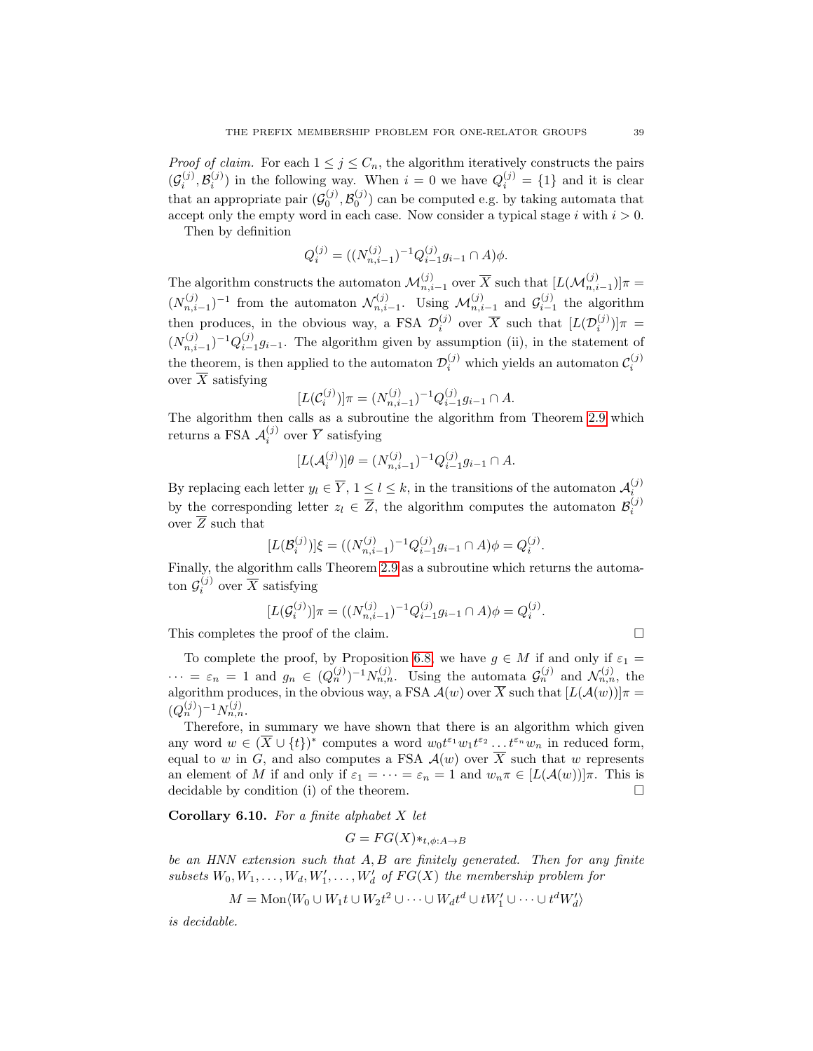*Proof of claim.* For each $1 \leq j \leq C_n$, the algorithm iteratively constructs the pairs $(\mathcal{G}_i^{(j)}, \mathcal{B}_i^{(j)})$ in the following way. When $i = 0$ we have $Q_i^{(j)} = \{1\}$ and it is clear that an appropriate pair $(\mathcal{G}_0^{(j)}, \mathcal{B}_0^{(j)})$ can be computed e.g. by taking automata that accept only the empty word in each case. Now consider a typical stage $i$ with $i > 0$.

Then by definition

$$Q_i^{(j)} = ((N_{n,i-1}^{(j)})^{-1} Q_{i-1}^{(j)} g_{i-1} \cap A)\phi.$$

The algorithm constructs the automaton $\mathcal{M}_{n,i-1}^{(j)}$ over $\overline{X}$ such that $[L(\mathcal{M}_{n,i-1}^{(j)})]\pi = (N_{n,i-1}^{(j)})^{-1}$ from the automaton $\mathcal{N}_{n,i-1}^{(j)}$. Using $\mathcal{M}_{n,i-1}^{(j)}$ and $\mathcal{G}_{i-1}^{(j)}$ the algorithm then produces, in the obvious way, a FSA $\mathcal{D}_i^{(j)}$ over $\overline{X}$ such that $[L(\mathcal{D}_i^{(j)})]\pi = (N_{n,i-1}^{(j)})^{-1} Q_{i-1}^{(j)} g_{i-1}$. The algorithm given by assumption (ii), in the statement of the theorem, is then applied to the automaton $\mathcal{D}_i^{(j)}$ which yields an automaton $\mathcal{C}_i^{(j)}$ over $\overline{X}$ satisfying

$$[L(\mathcal{C}_i^{(j)})]\pi = (N_{n,i-1}^{(j)})^{-1} Q_{i-1}^{(j)} g_{i-1} \cap A.$$

The algorithm then calls as a subroutine the algorithm from Theorem 2.9 which returns a FSA $\mathcal{A}_i^{(j)}$ over $\overline{Y}$ satisfying

$$[L(\mathcal{A}_i^{(j)})]\theta = (N_{n,i-1}^{(j)})^{-1} Q_{i-1}^{(j)} g_{i-1} \cap A.$$

By replacing each letter $y_l \in \overline{Y}$, $1 \leq l \leq k$, in the transitions of the automaton $\mathcal{A}_i^{(j)}$ by the corresponding letter $z_l \in \overline{Z}$, the algorithm computes the automaton $\mathcal{B}_i^{(j)}$ over $\overline{Z}$ such that

$$[L(\mathcal{B}_i^{(j)})]\xi = ((N_{n,i-1}^{(j)})^{-1} Q_{i-1}^{(j)} g_{i-1} \cap A)\phi = Q_i^{(j)}.$$

Finally, the algorithm calls Theorem 2.9 as a subroutine which returns the automaton $\mathcal{G}_i^{(j)}$ over $\overline{X}$ satisfying

$$[L(\mathcal{G}_i^{(j)})]\pi = ((N_{n,i-1}^{(j)})^{-1} Q_{i-1}^{(j)} g_{i-1} \cap A)\phi = Q_i^{(j)}.$$

This completes the proof of the claim. □

To complete the proof, by Proposition 6.8, we have $g \in M$ if and only if $\varepsilon_1 = \cdots = \varepsilon_n = 1$ and $g_n \in (Q_n^{(j)})^{-1} N_{n,n}^{(j)}$. Using the automata $\mathcal{G}_n^{(j)}$ and $\mathcal{N}_{n,n}^{(j)}$, the algorithm produces, in the obvious way, a FSA $\mathcal{A}(w)$ over $\overline{X}$ such that $[L(\mathcal{A}(w))]\pi = (Q_n^{(j)})^{-1} N_{n,n}^{(j)}$.

Therefore, in summary we have shown that there is an algorithm which given any word $w \in (\overline{X} \cup \{t\})^*$ computes a word $w_0 t^{\varepsilon_1} w_1 t^{\varepsilon_2} \ldots t^{\varepsilon_n} w_n$ in reduced form, equal to $w$ in $G$, and also computes a FSA $\mathcal{A}(w)$ over $\overline{X}$ such that $w$ represents an element of $M$ if and only if $\varepsilon_1 = \cdots = \varepsilon_n = 1$ and $w_n \pi \in [L(\mathcal{A}(w))]\pi$. This is decidable by condition (i) of the theorem. □

**Corollary 6.10.** *For a finite alphabet $X$ let*

$$G = FG(X) *_{t, \phi: A \to B}$$

*be an HNN extension such that $A, B$ are finitely generated. Then for any finite subsets $W_0, W_1, \ldots, W_d, W_1', \ldots, W_d'$ of $FG(X)$ the membership problem for*

$$M = \text{Mon}\langle W_0 \cup W_1 t \cup W_2 t^2 \cup \cdots \cup W_d t^d \cup t W_1' \cup \cdots \cup t^d W_d' \rangle$$

*is decidable.*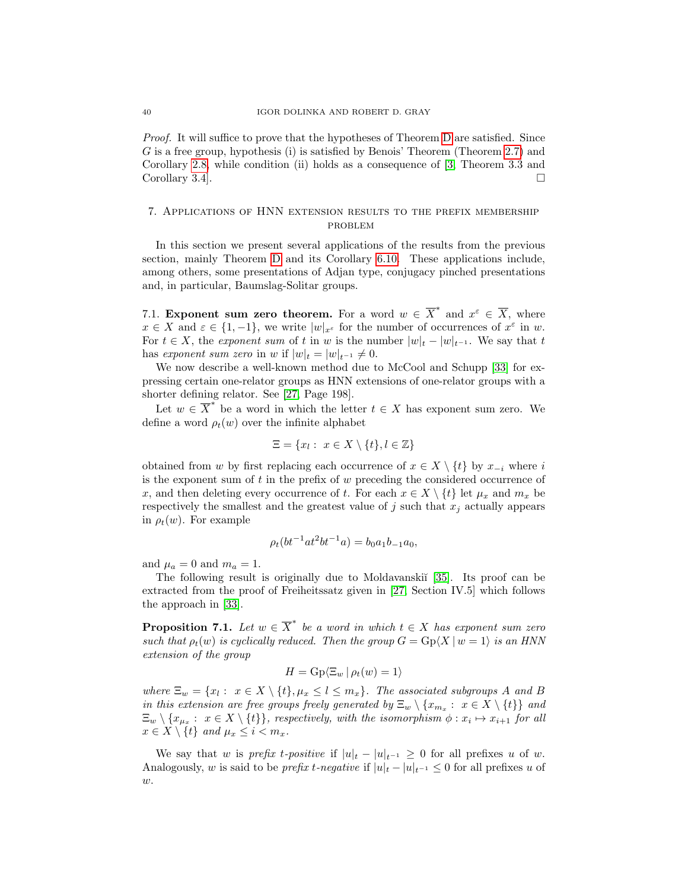*Proof.* It will suffice to prove that the hypotheses of Theorem D are satisfied. Since $G$ is a free group, hypothesis (i) is satisfied by Benois' Theorem (Theorem 2.7) and Corollary 2.8, while condition (ii) holds as a consequence of [3, Theorem 3.3 and Corollary 3.4]. □

## 7. Applications of HNN extension results to the prefix membership problem

In this section we present several applications of the results from the previous section, mainly Theorem D and its Corollary 6.10. These applications include, among others, some presentations of Adjan type, conjugacy pinched presentations and, in particular, Baumslag-Solitar groups.

**7.1. Exponent sum zero theorem.** For a word $w \in \overline{X}^*$ and $x^\varepsilon \in \overline{X}$, where $x \in X$ and $\varepsilon \in \{1, -1\}$, we write $|w|_{x^\varepsilon}$ for the number of occurrences of $x^\varepsilon$ in $w$. For $t \in X$, the *exponent sum* of $t$ in $w$ is the number $|w|_t - |w|_{t^{-1}}$. We say that $t$ has *exponent sum zero* in $w$ if $|w|_t = |w|_{t^{-1}} \neq 0$.

We now describe a well-known method due to McCool and Schupp [33] for expressing certain one-relator groups as HNN extensions of one-relator groups with a shorter defining relator. See [27, Page 198].

Let $w \in \overline{X}^*$ be a word in which the letter $t \in X$ has exponent sum zero. We define a word $\rho_t(w)$ over the infinite alphabet

$$\Xi = \{x_l : \ x \in X \setminus \{t\}, l \in \mathbb{Z}\}$$

obtained from $w$ by first replacing each occurrence of $x \in X \setminus \{t\}$ by $x_{-i}$ where $i$ is the exponent sum of $t$ in the prefix of $w$ preceding the considered occurrence of $x$, and then deleting every occurrence of $t$. For each $x \in X \setminus \{t\}$ let $\mu_x$ and $m_x$ be respectively the smallest and the greatest value of $j$ such that $x_j$ actually appears in $\rho_t(w)$. For example

$$\rho_t(bt^{-1}at^2bt^{-1}a) = b_0a_1b_{-1}a_0,$$

and $\mu_a = 0$ and $m_a = 1$.

The following result is originally due to Moldavanskiĭ [35]. Its proof can be extracted from the proof of Freiheitssatz given in [27, Section IV.5] which follows the approach in [33].

**Proposition 7.1.** *Let $w \in \overline{X}^*$ be a word in which $t \in X$ has exponent sum zero such that $\rho_t(w)$ is cyclically reduced. Then the group $G = \mathrm{Gp}\langle X \mid w = 1\rangle$ is an HNN extension of the group*

$$H = \mathrm{Gp}\langle \Xi_w \mid \rho_t(w) = 1\rangle$$

*where $\Xi_w = \{x_l : \ x \in X \setminus \{t\}, \mu_x \leq l \leq m_x\}$. The associated subgroups $A$ and $B$ in this extension are free groups freely generated by $\Xi_w \setminus \{x_{m_x} : \ x \in X \setminus \{t\}\}$ and $\Xi_w \setminus \{x_{\mu_x} : \ x \in X \setminus \{t\}\}$, respectively, with the isomorphism $\phi : x_i \mapsto x_{i+1}$ for all $x \in X \setminus \{t\}$ and $\mu_x \leq i < m_x$.*

We say that $w$ is *prefix $t$-positive* if $|u|_t - |u|_{t^{-1}} \geq 0$ for all prefixes $u$ of $w$. Analogously, $w$ is said to be *prefix $t$-negative* if $|u|_t - |u|_{t^{-1}} \leq 0$ for all prefixes $u$ of $w$.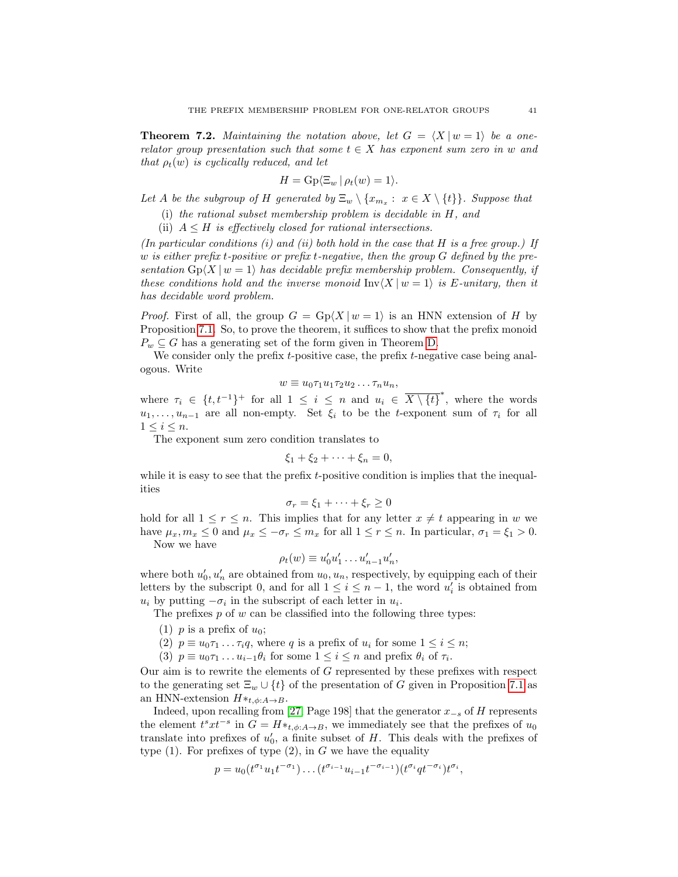**Theorem 7.2.** *Maintaining the notation above, let $G = \langle X \mid w = 1\rangle$ be a one-relator group presentation such that some $t \in X$ has exponent sum zero in $w$ and that $\rho_t(w)$ is cyclically reduced, and let*

$$H = \mathrm{Gp}\langle \Xi_w \mid \rho_t(w) = 1\rangle.$$

*Let $A$ be the subgroup of $H$ generated by $\Xi_w \setminus \{x_{m_x} : \ x \in X \setminus \{t\}\}$. Suppose that*

(i) *the rational subset membership problem is decidable in $H$, and*
(ii) *$A \leq H$ is effectively closed for rational intersections.*

*(In particular conditions (i) and (ii) both hold in the case that $H$ is a free group.) If $w$ is either prefix $t$-positive or prefix $t$-negative, then the group $G$ defined by the presentation $\mathrm{Gp}\langle X \mid w = 1\rangle$ has decidable prefix membership problem. Consequently, if these conditions hold and the inverse monoid $\mathrm{Inv}\langle X \mid w = 1\rangle$ is E-unitary, then it has decidable word problem.*

*Proof.* First of all, the group $G = \mathrm{Gp}\langle X \mid w = 1\rangle$ is an HNN extension of $H$ by Proposition 7.1. So, to prove the theorem, it suffices to show that the prefix monoid $P_w \subseteq G$ has a generating set of the form given in Theorem D.

We consider only the prefix $t$-positive case, the prefix $t$-negative case being analogous. Write

$$w \equiv u_0 \tau_1 u_1 \tau_2 u_2 \dots \tau_n u_n,$$

where $\tau_i \in \{t, t^{-1}\}^+$ for all $1 \leq i \leq n$ and $u_i \in \overline{X \setminus \{t\}}^*$, where the words $u_1, \dots, u_{n-1}$ are all non-empty. Set $\xi_i$ to be the $t$-exponent sum of $\tau_i$ for all $1 \leq i \leq n$.

The exponent sum zero condition translates to

$$\xi_1 + \xi_2 + \dots + \xi_n = 0,$$

while it is easy to see that the prefix $t$-positive condition is implies that the inequalities

$$\sigma_r = \xi_1 + \dots + \xi_r \geq 0$$

hold for all $1 \leq r \leq n$. This implies that for any letter $x \neq t$ appearing in $w$ we have $\mu_x, m_x \leq 0$ and $\mu_x \leq -\sigma_r \leq m_x$ for all $1 \leq r \leq n$. In particular, $\sigma_1 = \xi_1 > 0$.

Now we have

$$\rho_t(w) \equiv u'_0 u'_1 \dots u'_{n-1} u'_n,$$

where both $u'_0, u'_n$ are obtained from $u_0, u_n$, respectively, by equipping each of their letters by the subscript 0, and for all $1 \leq i \leq n-1$, the word $u'_i$ is obtained from $u_i$ by putting $-\sigma_i$ in the subscript of each letter in $u_i$.

The prefixes $p$ of $w$ can be classified into the following three types:

(1) $p$ is a prefix of $u_0$;
(2) $p \equiv u_0 \tau_1 \dots \tau_i q$, where $q$ is a prefix of $u_i$ for some $1 \leq i \leq n$;
(3) $p \equiv u_0 \tau_1 \dots u_{i-1} \theta_i$ for some $1 \leq i \leq n$ and prefix $\theta_i$ of $\tau_i$.

Our aim is to rewrite the elements of $G$ represented by these prefixes with respect to the generating set $\Xi_w \cup \{t\}$ of the presentation of $G$ given in Proposition 7.1 as an HNN-extension $H*_{t,\phi:A\to B}$.

Indeed, upon recalling from [27, Page 198] that the generator $x_{-s}$ of $H$ represents the element $t^s x t^{-s}$ in $G = H*_{t,\phi:A\to B}$, we immediately see that the prefixes of $u_0$ translate into prefixes of $u'_0$, a finite subset of $H$. This deals with the prefixes of type (1). For prefixes of type (2), in $G$ we have the equality

$$p = u_0 (t^{\sigma_1} u_1 t^{-\sigma_1}) \dots (t^{\sigma_{i-1}} u_{i-1} t^{-\sigma_{i-1}})(t^{\sigma_i} q t^{-\sigma_i}) t^{\sigma_i},$$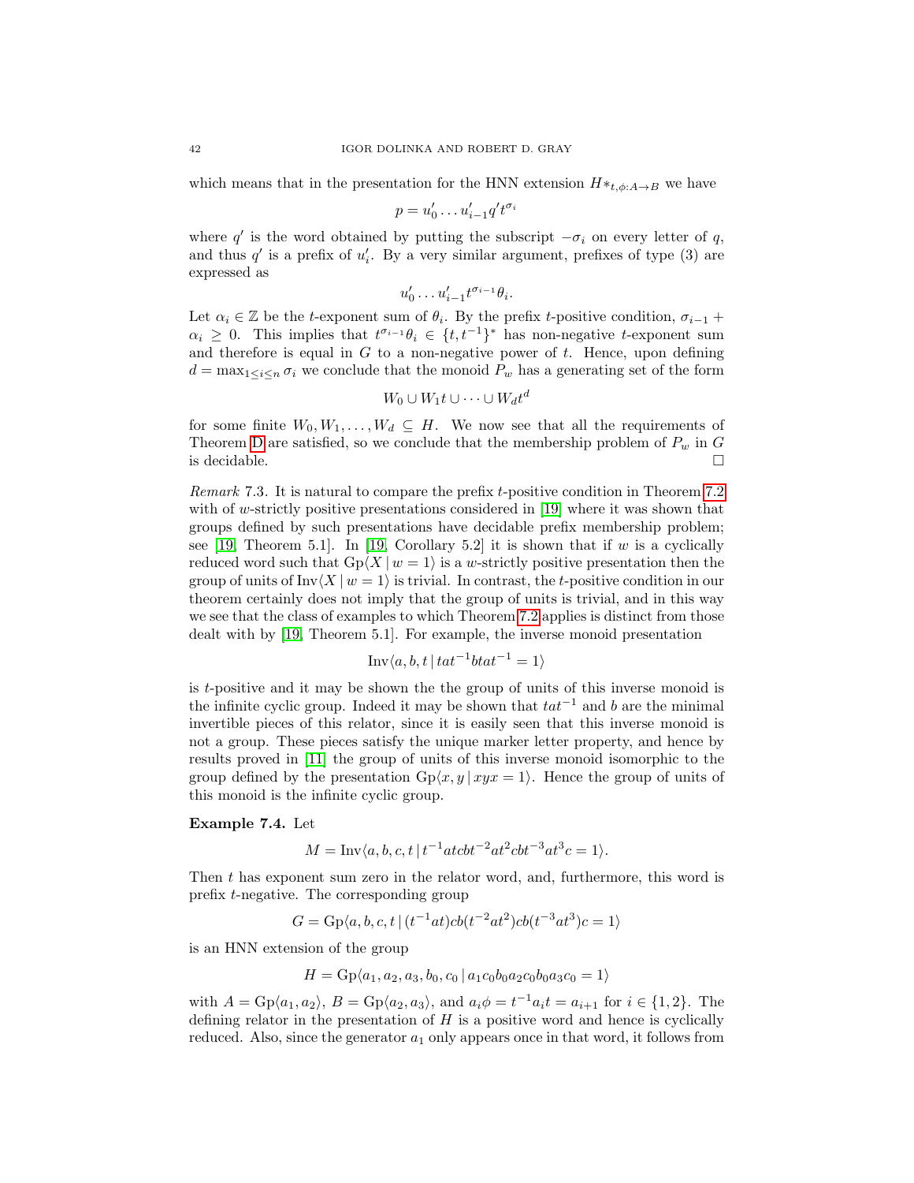which means that in the presentation for the HNN extension $H*_{t,\phi:A\to B}$ we have

$$p = u_0' \dots u_{i-1}' q' t^{\sigma_i}$$

where $q'$ is the word obtained by putting the subscript $-\sigma_i$ on every letter of $q$, and thus $q'$ is a prefix of $u_i'$. By a very similar argument, prefixes of type (3) are expressed as

$$u_0' \dots u_{i-1}' t^{\sigma_{i-1}} \theta_i.$$

Let $\alpha_i \in \mathbb{Z}$ be the $t$-exponent sum of $\theta_i$. By the prefix $t$-positive condition, $\sigma_{i-1} + \alpha_i \geq 0$. This implies that $t^{\sigma_{i-1}}\theta_i \in \{t, t^{-1}\}^*$ has non-negative $t$-exponent sum and therefore is equal in $G$ to a non-negative power of $t$. Hence, upon defining $d = \max_{1\leq i\leq n} \sigma_i$ we conclude that the monoid $P_w$ has a generating set of the form

$$W_0 \cup W_1 t \cup \dots \cup W_d t^d$$

for some finite $W_0, W_1, \dots, W_d \subseteq H$. We now see that all the requirements of Theorem D are satisfied, so we conclude that the membership problem of $P_w$ in $G$ is decidable. $\square$

*Remark* 7.3. It is natural to compare the prefix $t$-positive condition in Theorem 7.2 with of $w$-strictly positive presentations considered in [19] where it was shown that groups defined by such presentations have decidable prefix membership problem; see [19, Theorem 5.1]. In [19, Corollary 5.2] it is shown that if $w$ is a cyclically reduced word such that $\mathrm{Gp}\langle X \mid w = 1\rangle$ is a $w$-strictly positive presentation then the group of units of $\mathrm{Inv}\langle X \mid w = 1\rangle$ is trivial. In contrast, the $t$-positive condition in our theorem certainly does not imply that the group of units is trivial, and in this way we see that the class of examples to which Theorem 7.2 applies is distinct from those dealt with by [19, Theorem 5.1]. For example, the inverse monoid presentation

$$\mathrm{Inv}\langle a, b, t \mid tat^{-1}btat^{-1} = 1\rangle$$

is $t$-positive and it may be shown the the group of units of this inverse monoid is the infinite cyclic group. Indeed it may be shown that $tat^{-1}$ and $b$ are the minimal invertible pieces of this relator, since it is easily seen that this inverse monoid is not a group. These pieces satisfy the unique marker letter property, and hence by results proved in [11] the group of units of this inverse monoid isomorphic to the group defined by the presentation $\mathrm{Gp}\langle x, y \mid xyx = 1\rangle$. Hence the group of units of this monoid is the infinite cyclic group.

**Example 7.4.** Let

$$M = \mathrm{Inv}\langle a, b, c, t \mid t^{-1}atcbt^{-2}at^2cbt^{-3}at^3c = 1\rangle.$$

Then $t$ has exponent sum zero in the relator word, and, furthermore, this word is prefix $t$-negative. The corresponding group

$$G = \mathrm{Gp}\langle a, b, c, t \mid (t^{-1}at)cb(t^{-2}at^2)cb(t^{-3}at^3)c = 1\rangle$$

is an HNN extension of the group

$$H = \mathrm{Gp}\langle a_1, a_2, a_3, b_0, c_0 \mid a_1c_0b_0a_2c_0b_0a_3c_0 = 1\rangle$$

with $A = \mathrm{Gp}\langle a_1, a_2\rangle$, $B = \mathrm{Gp}\langle a_2, a_3\rangle$, and $a_i\phi = t^{-1}a_it = a_{i+1}$ for $i \in \{1, 2\}$. The defining relator in the presentation of $H$ is a positive word and hence is cyclically reduced. Also, since the generator $a_1$ only appears once in that word, it follows from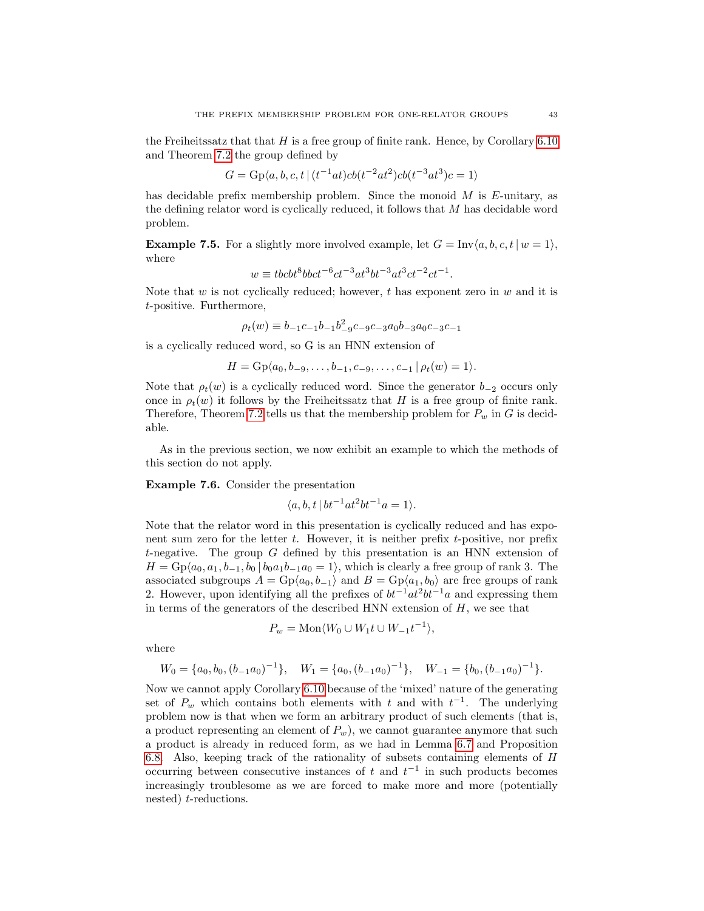the Freiheitssatz that that $H$ is a free group of finite rank. Hence, by Corollary 6.10 and Theorem 7.2 the group defined by

$$G = \mathrm{Gp}\langle a, b, c, t \mid (t^{-1}at)cb(t^{-2}at^2)cb(t^{-3}at^3)c = 1\rangle$$

has decidable prefix membership problem. Since the monoid $M$ is $E$-unitary, as the defining relator word is cyclically reduced, it follows that $M$ has decidable word problem.

**Example 7.5.** For a slightly more involved example, let $G = \mathrm{Inv}\langle a, b, c, t \mid w = 1\rangle$, where

$$w \equiv tbcbt^8bbct^{-6}ct^{-3}at^3bt^{-3}at^3ct^{-2}ct^{-1}.$$

Note that $w$ is not cyclically reduced; however, $t$ has exponent zero in $w$ and it is $t$-positive. Furthermore,

$$\rho_t(w) \equiv b_{-1}c_{-1}b_{-1}b_{-9}^2c_{-9}c_{-3}a_0b_{-3}a_0c_{-3}c_{-1}$$

is a cyclically reduced word, so G is an HNN extension of

$$H = \mathrm{Gp}\langle a_0, b_{-9}, \dots, b_{-1}, c_{-9}, \dots, c_{-1} \mid \rho_t(w) = 1\rangle.$$

Note that $\rho_t(w)$ is a cyclically reduced word. Since the generator $b_{-2}$ occurs only once in $\rho_t(w)$ it follows by the Freiheitssatz that $H$ is a free group of finite rank. Therefore, Theorem 7.2 tells us that the membership problem for $P_w$ in $G$ is decidable.

As in the previous section, we now exhibit an example to which the methods of this section do not apply.

**Example 7.6.** Consider the presentation

$$\langle a, b, t \mid bt^{-1}at^2bt^{-1}a = 1\rangle.$$

Note that the relator word in this presentation is cyclically reduced and has exponent sum zero for the letter $t$. However, it is neither prefix $t$-positive, nor prefix $t$-negative. The group $G$ defined by this presentation is an HNN extension of $H = \mathrm{Gp}\langle a_0, a_1, b_{-1}, b_0 \mid b_0a_1b_{-1}a_0 = 1\rangle$, which is clearly a free group of rank 3. The associated subgroups $A = \mathrm{Gp}\langle a_0, b_{-1}\rangle$ and $B = \mathrm{Gp}\langle a_1, b_0\rangle$ are free groups of rank 2. However, upon identifying all the prefixes of $bt^{-1}at^2bt^{-1}a$ and expressing them in terms of the generators of the described HNN extension of $H$, we see that

$$P_w = \mathrm{Mon}\langle W_0 \cup W_1t \cup W_{-1}t^{-1}\rangle,$$

where

$$W_0 = \{a_0, b_0, (b_{-1}a_0)^{-1}\}, \quad W_1 = \{a_0, (b_{-1}a_0)^{-1}\}, \quad W_{-1} = \{b_0, (b_{-1}a_0)^{-1}\}.$$

Now we cannot apply Corollary 6.10 because of the 'mixed' nature of the generating set of $P_w$ which contains both elements with $t$ and with $t^{-1}$. The underlying problem now is that when we form an arbitrary product of such elements (that is, a product representing an element of $P_w$), we cannot guarantee anymore that such a product is already in reduced form, as we had in Lemma 6.7 and Proposition 6.8. Also, keeping track of the rationality of subsets containing elements of $H$ occurring between consecutive instances of $t$ and $t^{-1}$ in such products becomes increasingly troublesome as we are forced to make more and more (potentially nested) $t$-reductions.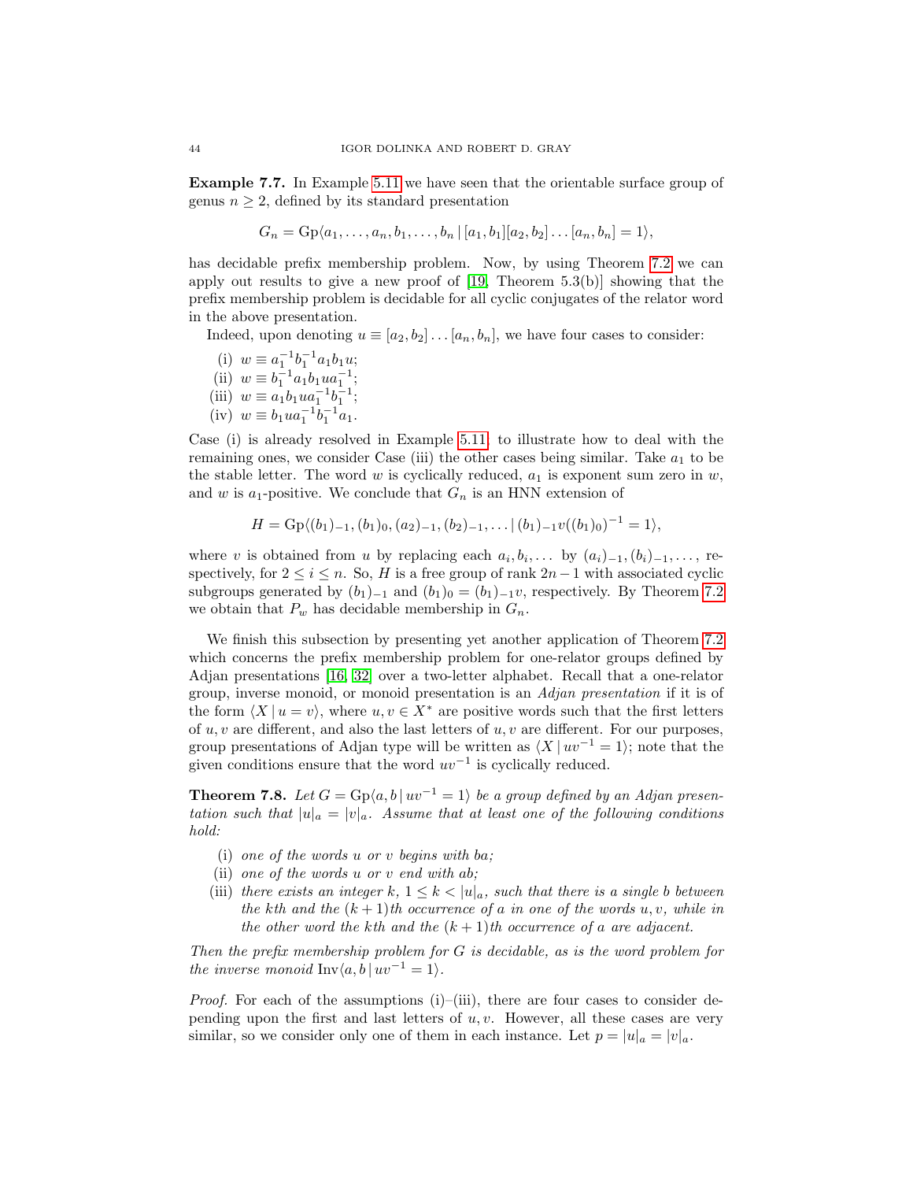**Example 7.7.** In Example 5.11 we have seen that the orientable surface group of genus $n \geq 2$, defined by its standard presentation

$$G_n = \mathrm{Gp}\langle a_1, \ldots, a_n, b_1, \ldots, b_n \mid [a_1, b_1][a_2, b_2] \ldots [a_n, b_n] = 1\rangle,$$

has decidable prefix membership problem. Now, by using Theorem 7.2 we can apply out results to give a new proof of [19, Theorem 5.3(b)] showing that the prefix membership problem is decidable for all cyclic conjugates of the relator word in the above presentation.

Indeed, upon denoting $u \equiv [a_2, b_2] \ldots [a_n, b_n]$, we have four cases to consider:

(i) $w \equiv a_1^{-1} b_1^{-1} a_1 b_1 u$;
(ii) $w \equiv b_1^{-1} a_1 b_1 u a_1^{-1}$;
(iii) $w \equiv a_1 b_1 u a_1^{-1} b_1^{-1}$;
(iv) $w \equiv b_1 u a_1^{-1} b_1^{-1} a_1$.

Case (i) is already resolved in Example 5.11; to illustrate how to deal with the remaining ones, we consider Case (iii) the other cases being similar. Take $a_1$ to be the stable letter. The word $w$ is cyclically reduced, $a_1$ is exponent sum zero in $w$, and $w$ is $a_1$-positive. We conclude that $G_n$ is an HNN extension of

$$H = \mathrm{Gp}\langle (b_1)_{-1}, (b_1)_0, (a_2)_{-1}, (b_2)_{-1}, \ldots \mid (b_1)_{-1} v ((b_1)_0)^{-1} = 1\rangle,$$

where $v$ is obtained from $u$ by replacing each $a_i, b_i, \ldots$ by $(a_i)_{-1}, (b_i)_{-1}, \ldots$, respectively, for $2 \leq i \leq n$. So, $H$ is a free group of rank $2n-1$ with associated cyclic subgroups generated by $(b_1)_{-1}$ and $(b_1)_0 = (b_1)_{-1} v$, respectively. By Theorem 7.2 we obtain that $P_w$ has decidable membership in $G_n$.

We finish this subsection by presenting yet another application of Theorem 7.2 which concerns the prefix membership problem for one-relator groups defined by Adjan presentations [16, 32] over a two-letter alphabet. Recall that a one-relator group, inverse monoid, or monoid presentation is an *Adjan presentation* if it is of the form $\langle X \mid u = v\rangle$, where $u, v \in X^*$ are positive words such that the first letters of $u, v$ are different, and also the last letters of $u, v$ are different. For our purposes, group presentations of Adjan type will be written as $\langle X \mid uv^{-1} = 1\rangle$; note that the given conditions ensure that the word $uv^{-1}$ is cyclically reduced.

**Theorem 7.8.** *Let $G = \mathrm{Gp}\langle a, b \mid uv^{-1} = 1\rangle$ be a group defined by an Adjan presentation such that $|u|_a = |v|_a$. Assume that at least one of the following conditions hold:*

(i) *one of the words $u$ or $v$ begins with $ba$;*
(ii) *one of the words $u$ or $v$ end with $ab$;*
(iii) *there exists an integer $k$, $1 \leq k < |u|_a$, such that there is a single $b$ between the $k$th and the $(k+1)$th occurrence of $a$ in one of the words $u, v$, while in the other word the $k$th and the $(k+1)$th occurrence of $a$ are adjacent.*

*Then the prefix membership problem for $G$ is decidable, as is the word problem for the inverse monoid $\mathrm{Inv}\langle a, b \mid uv^{-1} = 1\rangle$.*

*Proof.* For each of the assumptions (i)–(iii), there are four cases to consider depending upon the first and last letters of $u, v$. However, all these cases are very similar, so we consider only one of them in each instance. Let $p = |u|_a = |v|_a$.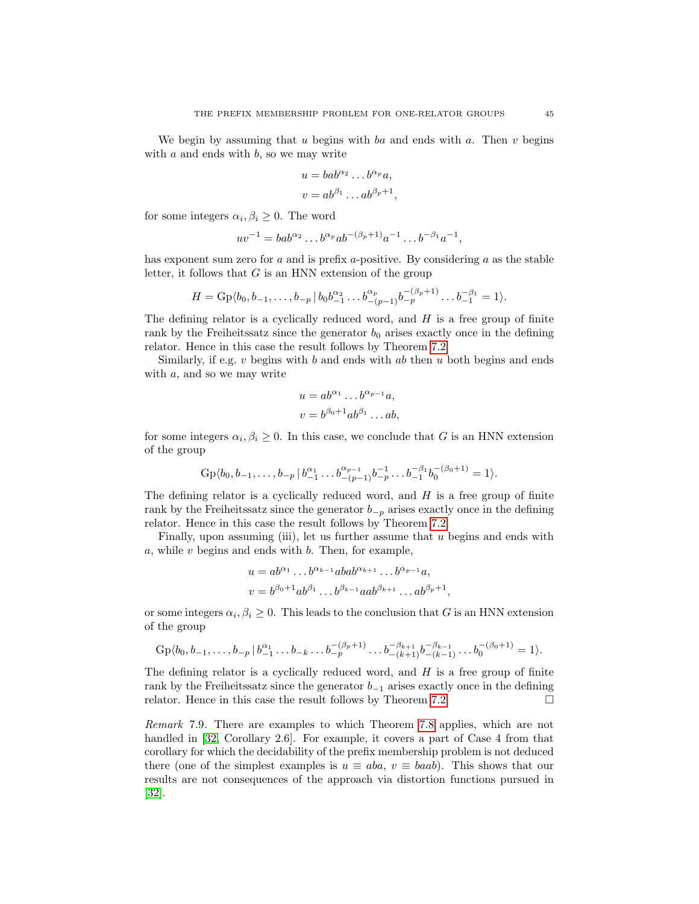We begin by assuming that $u$ begins with $ba$ and ends with $a$. Then $v$ begins with $a$ and ends with $b$, so we may write

$$u = bab^{\alpha_2} \dots b^{\alpha_p} a,$$
$$v = ab^{\beta_1} \dots ab^{\beta_p+1},$$

for some integers $\alpha_i, \beta_i \geq 0$. The word

$$uv^{-1} = bab^{\alpha_2} \dots b^{\alpha_p} ab^{-(\beta_p+1)} a^{-1} \dots b^{-\beta_1} a^{-1},$$

has exponent sum zero for $a$ and is prefix $a$-positive. By considering $a$ as the stable letter, it follows that $G$ is an HNN extension of the group

$$H = \mathrm{Gp}\langle b_0, b_{-1}, \dots, b_{-p} \,|\, b_0 b_{-1}^{\alpha_2} \dots b_{-(p-1)}^{\alpha_p} b_{-p}^{-(\beta_p+1)} \dots b_{-1}^{-\beta_1} = 1 \rangle.$$

The defining relator is a cyclically reduced word, and $H$ is a free group of finite rank by the Freiheitssatz since the generator $b_0$ arises exactly once in the defining relator. Hence in this case the result follows by Theorem 7.2.

Similarly, if e.g. $v$ begins with $b$ and ends with $ab$ then $u$ both begins and ends with $a$, and so we may write

$$u = ab^{\alpha_1} \dots b^{\alpha_{p-1}} a,$$
$$v = b^{\beta_0+1} ab^{\beta_1} \dots ab,$$

for some integers $\alpha_i, \beta_i \geq 0$. In this case, we conclude that $G$ is an HNN extension of the group

$$\mathrm{Gp}\langle b_0, b_{-1}, \dots, b_{-p} \,|\, b_{-1}^{\alpha_1} \dots b_{-(p-1)}^{\alpha_{p-1}} b_{-p}^{-1} \dots b_{-1}^{-\beta_1} b_0^{-(\beta_0+1)} = 1 \rangle.$$

The defining relator is a cyclically reduced word, and $H$ is a free group of finite rank by the Freiheitssatz since the generator $b_{-p}$ arises exactly once in the defining relator. Hence in this case the result follows by Theorem 7.2.

Finally, upon assuming (iii), let us further assume that $u$ begins and ends with $a$, while $v$ begins and ends with $b$. Then, for example,

$$u = ab^{\alpha_1} \dots b^{\alpha_{k-1}} abab^{\alpha_{k+1}} \dots b^{\alpha_{p-1}} a,$$
$$v = b^{\beta_0+1} ab^{\beta_1} \dots b^{\beta_{k-1}} aab^{\beta_{k+1}} \dots ab^{\beta_p+1},$$

or some integers $\alpha_i, \beta_i \geq 0$. This leads to the conclusion that $G$ is an HNN extension of the group

$$\mathrm{Gp}\langle b_0, b_{-1}, \dots, b_{-p} \,|\, b_{-1}^{\alpha_1} \dots b_{-k} \dots b_{-p}^{-(\beta_p+1)} \dots b_{-(k+1)}^{-\beta_{k+1}} b_{-(k-1)}^{-\beta_{k-1}} \dots b_0^{-(\beta_0+1)} = 1 \rangle.$$

The defining relator is a cyclically reduced word, and $H$ is a free group of finite rank by the Freiheitssatz since the generator $b_{-1}$ arises exactly once in the defining relator. Hence in this case the result follows by Theorem 7.2. $\square$

*Remark* 7.9. There are examples to which Theorem 7.8 applies, which are not handled in [32, Corollary 2.6]. For example, it covers a part of Case 4 from that corollary for which the decidability of the prefix membership problem is not deduced there (one of the simplest examples is $u \equiv aba$, $v \equiv baab$). This shows that our results are not consequences of the approach via distortion functions pursued in [32].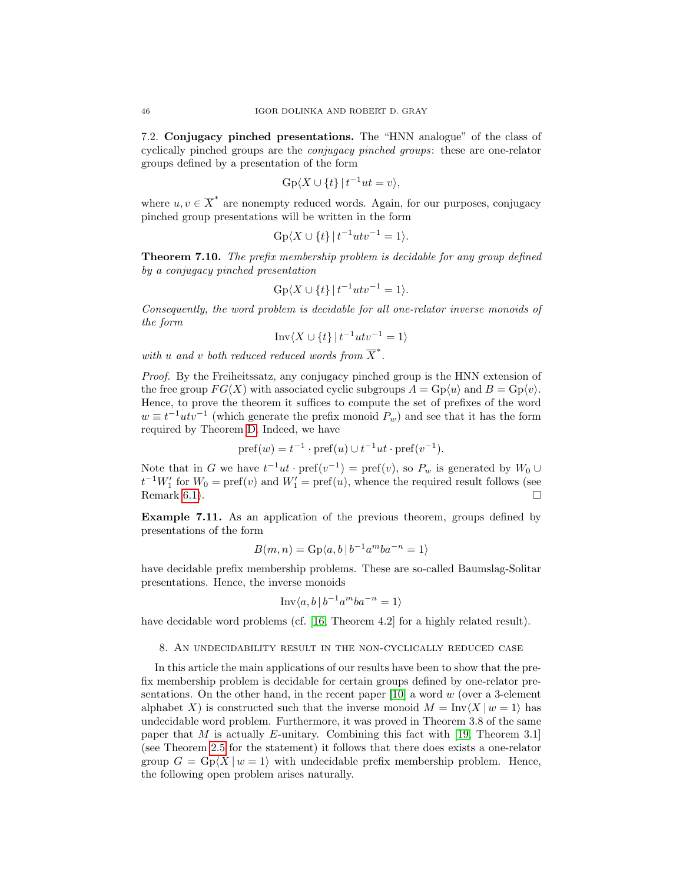7.2. **Conjugacy pinched presentations.** The "HNN analogue" of the class of cyclically pinched groups are the *conjugacy pinched groups*: these are one-relator groups defined by a presentation of the form

$$\mathrm{Gp}\langle X \cup \{t\} \,|\, t^{-1}ut = v\rangle,$$

where $u, v \in \overline{X}^*$ are nonempty reduced words. Again, for our purposes, conjugacy pinched group presentations will be written in the form

$$\mathrm{Gp}\langle X \cup \{t\} \,|\, t^{-1}utv^{-1} = 1\rangle.$$

**Theorem 7.10.** *The prefix membership problem is decidable for any group defined by a conjugacy pinched presentation*

$$\mathrm{Gp}\langle X \cup \{t\} \,|\, t^{-1}utv^{-1} = 1\rangle.$$

*Consequently, the word problem is decidable for all one-relator inverse monoids of the form*

$$\mathrm{Inv}\langle X \cup \{t\} \,|\, t^{-1}utv^{-1} = 1\rangle$$

*with $u$ and $v$ both reduced reduced words from $\overline{X}^*$.*

*Proof.* By the Freiheitssatz, any conjugacy pinched group is the HNN extension of the free group $FG(X)$ with associated cyclic subgroups $A = \mathrm{Gp}\langle u\rangle$ and $B = \mathrm{Gp}\langle v\rangle$. Hence, to prove the theorem it suffices to compute the set of prefixes of the word $w \equiv t^{-1}utv^{-1}$ (which generate the prefix monoid $P_w$) and see that it has the form required by Theorem D. Indeed, we have

$$\mathrm{pref}(w) = t^{-1} \cdot \mathrm{pref}(u) \cup t^{-1}ut \cdot \mathrm{pref}(v^{-1}).$$

Note that in $G$ we have $t^{-1}ut \cdot \mathrm{pref}(v^{-1}) = \mathrm{pref}(v)$, so $P_w$ is generated by $W_0 \cup t^{-1}W_1'$ for $W_0 = \mathrm{pref}(v)$ and $W_1' = \mathrm{pref}(u)$, whence the required result follows (see Remark 6.1). □

**Example 7.11.** As an application of the previous theorem, groups defined by presentations of the form

$$B(m,n) = \mathrm{Gp}\langle a, b \,|\, b^{-1}a^m ba^{-n} = 1\rangle$$

have decidable prefix membership problems. These are so-called Baumslag-Solitar presentations. Hence, the inverse monoids

$$\mathrm{Inv}\langle a, b \,|\, b^{-1}a^m ba^{-n} = 1\rangle$$

have decidable word problems (cf. [16, Theorem 4.2] for a highly related result).

## 8. An undecidability result in the non-cyclically reduced case

In this article the main applications of our results have been to show that the prefix membership problem is decidable for certain groups defined by one-relator presentations. On the other hand, in the recent paper [10] a word $w$ (over a 3-element alphabet $X$) is constructed such that the inverse monoid $M = \mathrm{Inv}\langle X \,|\, w = 1\rangle$ has undecidable word problem. Furthermore, it was proved in Theorem 3.8 of the same paper that $M$ is actually $E$-unitary. Combining this fact with [19, Theorem 3.1] (see Theorem 2.5 for the statement) it follows that there does exists a one-relator group $G = \mathrm{Gp}\langle X \,|\, w = 1\rangle$ with undecidable prefix membership problem. Hence, the following open problem arises naturally.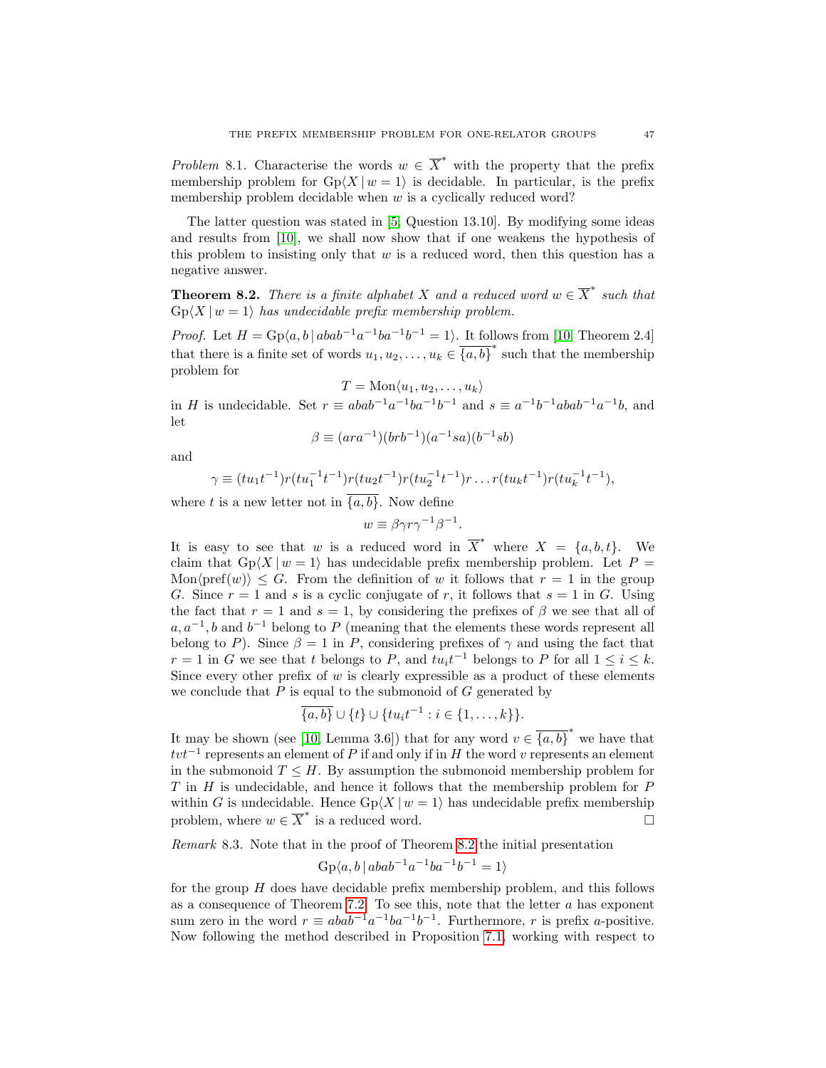*Problem* 8.1. Characterise the words $w \in \overline{X}^*$ with the property that the prefix membership problem for $\mathrm{Gp}\langle X \mid w = 1\rangle$ is decidable. In particular, is the prefix membership problem decidable when $w$ is a cyclically reduced word?

The latter question was stated in [5, Question 13.10]. By modifying some ideas and results from [10], we shall now show that if one weakens the hypothesis of this problem to insisting only that $w$ is a reduced word, then this question has a negative answer.

**Theorem 8.2.** *There is a finite alphabet $X$ and a reduced word $w \in \overline{X}^*$ such that $\mathrm{Gp}\langle X \mid w = 1\rangle$ has undecidable prefix membership problem.*

*Proof.* Let $H = \mathrm{Gp}\langle a, b \mid abab^{-1}a^{-1}ba^{-1}b^{-1} = 1\rangle$. It follows from [10, Theorem 2.4] that there is a finite set of words $u_1, u_2, \ldots, u_k \in \overline{\{a,b\}}^*$ such that the membership problem for

$$T = \mathrm{Mon}\langle u_1, u_2, \ldots, u_k\rangle$$

in $H$ is undecidable. Set $r \equiv abab^{-1}a^{-1}ba^{-1}b^{-1}$ and $s \equiv a^{-1}b^{-1}abab^{-1}a^{-1}b$, and let

$$\beta \equiv (ara^{-1})(brb^{-1})(a^{-1}sa)(b^{-1}sb)$$

and

$$\gamma \equiv (tu_1t^{-1})r(tu_1^{-1}t^{-1})r(tu_2t^{-1})r(tu_2^{-1}t^{-1})r \ldots r(tu_kt^{-1})r(tu_k^{-1}t^{-1}),$$

where $t$ is a new letter not in $\overline{\{a,b\}}$. Now define

$$w \equiv \beta\gamma r \gamma^{-1}\beta^{-1}.$$

It is easy to see that $w$ is a reduced word in $\overline{X}^*$ where $X = \{a, b, t\}$. We claim that $\mathrm{Gp}\langle X \mid w = 1\rangle$ has undecidable prefix membership problem. Let $P = \mathrm{Mon}\langle \mathrm{pref}(w)\rangle \leq G$. From the definition of $w$ it follows that $r = 1$ in the group $G$. Since $r = 1$ and $s$ is a cyclic conjugate of $r$, it follows that $s = 1$ in $G$. Using the fact that $r = 1$ and $s = 1$, by considering the prefixes of $\beta$ we see that all of $a, a^{-1}, b$ and $b^{-1}$ belong to $P$ (meaning that the elements these words represent all belong to $P$). Since $\beta = 1$ in $P$, considering prefixes of $\gamma$ and using the fact that $r = 1$ in $G$ we see that $t$ belongs to $P$, and $tu_it^{-1}$ belongs to $P$ for all $1 \leq i \leq k$. Since every other prefix of $w$ is clearly expressible as a product of these elements we conclude that $P$ is equal to the submonoid of $G$ generated by

$$\overline{\{a,b\}} \cup \{t\} \cup \{tu_it^{-1} : i \in \{1, \ldots, k\}\}.$$

It may be shown (see [10, Lemma 3.6]) that for any word $v \in \overline{\{a,b\}}^*$ we have that $tvt^{-1}$ represents an element of $P$ if and only if in $H$ the word $v$ represents an element in the submonoid $T \leq H$. By assumption the submonoid membership problem for $T$ in $H$ is undecidable, and hence it follows that the membership problem for $P$ within $G$ is undecidable. Hence $\mathrm{Gp}\langle X \mid w = 1\rangle$ has undecidable prefix membership problem, where $w \in \overline{X}^*$ is a reduced word. $\square$

*Remark* 8.3. Note that in the proof of Theorem 8.2 the initial presentation

$$\mathrm{Gp}\langle a, b \mid abab^{-1}a^{-1}ba^{-1}b^{-1} = 1\rangle$$

for the group $H$ does have decidable prefix membership problem, and this follows as a consequence of Theorem 7.2. To see this, note that the letter $a$ has exponent sum zero in the word $r \equiv abab^{-1}a^{-1}ba^{-1}b^{-1}$. Furthermore, $r$ is prefix $a$-positive. Now following the method described in Proposition 7.1, working with respect to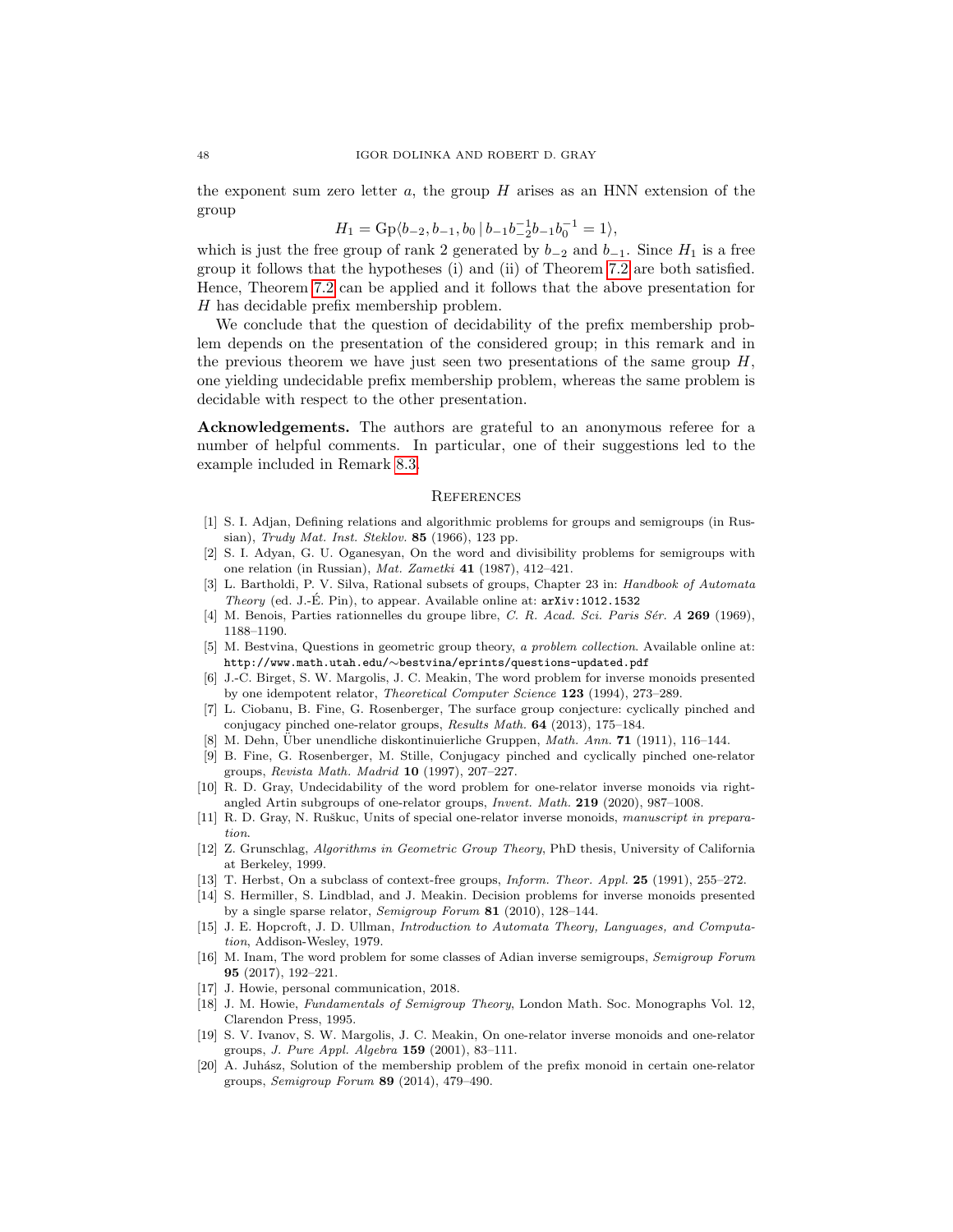the exponent sum zero letter $a$, the group $H$ arises as an HNN extension of the group

$$H_1 = \mathrm{Gp}\langle b_{-2}, b_{-1}, b_0 \mid b_{-1}b_{-2}^{-1}b_{-1}b_0^{-1} = 1\rangle,$$

which is just the free group of rank 2 generated by $b_{-2}$ and $b_{-1}$. Since $H_1$ is a free group it follows that the hypotheses (i) and (ii) of Theorem 7.2 are both satisfied. Hence, Theorem 7.2 can be applied and it follows that the above presentation for $H$ has decidable prefix membership problem.

We conclude that the question of decidability of the prefix membership problem depends on the presentation of the considered group; in this remark and in the previous theorem we have just seen two presentations of the same group $H$, one yielding undecidable prefix membership problem, whereas the same problem is decidable with respect to the other presentation.

**Acknowledgements.** The authors are grateful to an anonymous referee for a number of helpful comments. In particular, one of their suggestions led to the example included in Remark 8.3.

## References

[1] S. I. Adjan, Defining relations and algorithmic problems for groups and semigroups (in Russian), *Trudy Mat. Inst. Steklov.* **85** (1966), 123 pp.

[2] S. I. Adyan, G. U. Oganesyan, On the word and divisibility problems for semigroups with one relation (in Russian), *Mat. Zametki* **41** (1987), 412–421.

[3] L. Bartholdi, P. V. Silva, Rational subsets of groups, Chapter 23 in: *Handbook of Automata Theory* (ed. J.-É. Pin), to appear. Available online at: arXiv:1012.1532

[4] M. Benois, Parties rationnelles du groupe libre, *C. R. Acad. Sci. Paris Sér. A* **269** (1969), 1188–1190.

[5] M. Bestvina, Questions in geometric group theory, *a problem collection*. Available online at: http://www.math.utah.edu/∼bestvina/eprints/questions-updated.pdf

[6] J.-C. Birget, S. W. Margolis, J. C. Meakin, The word problem for inverse monoids presented by one idempotent relator, *Theoretical Computer Science* **123** (1994), 273–289.

[7] L. Ciobanu, B. Fine, G. Rosenberger, The surface group conjecture: cyclically pinched and conjugacy pinched one-relator groups, *Results Math.* **64** (2013), 175–184.

[8] M. Dehn, Über unendliche diskontinuierliche Gruppen, *Math. Ann.* **71** (1911), 116–144.

[9] B. Fine, G. Rosenberger, M. Stille, Conjugacy pinched and cyclically pinched one-relator groups, *Revista Math. Madrid* **10** (1997), 207–227.

[10] R. D. Gray, Undecidability of the word problem for one-relator inverse monoids via right-angled Artin subgroups of one-relator groups, *Invent. Math.* **219** (2020), 987–1008.

[11] R. D. Gray, N. Ruškuc, Units of special one-relator inverse monoids, *manuscript in preparation*.

[12] Z. Grunschlag, *Algorithms in Geometric Group Theory*, PhD thesis, University of California at Berkeley, 1999.

[13] T. Herbst, On a subclass of context-free groups, *Inform. Theor. Appl.* **25** (1991), 255–272.

[14] S. Hermiller, S. Lindblad, and J. Meakin. Decision problems for inverse monoids presented by a single sparse relator, *Semigroup Forum* **81** (2010), 128–144.

[15] J. E. Hopcroft, J. D. Ullman, *Introduction to Automata Theory, Languages, and Computation*, Addison-Wesley, 1979.

[16] M. Inam, The word problem for some classes of Adian inverse semigroups, *Semigroup Forum* **95** (2017), 192–221.

[17] J. Howie, personal communication, 2018.

[18] J. M. Howie, *Fundamentals of Semigroup Theory*, London Math. Soc. Monographs Vol. 12, Clarendon Press, 1995.

[19] S. V. Ivanov, S. W. Margolis, J. C. Meakin, On one-relator inverse monoids and one-relator groups, *J. Pure Appl. Algebra* **159** (2001), 83–111.

[20] A. Juhász, Solution of the membership problem of the prefix monoid in certain one-relator groups, *Semigroup Forum* **89** (2014), 479–490.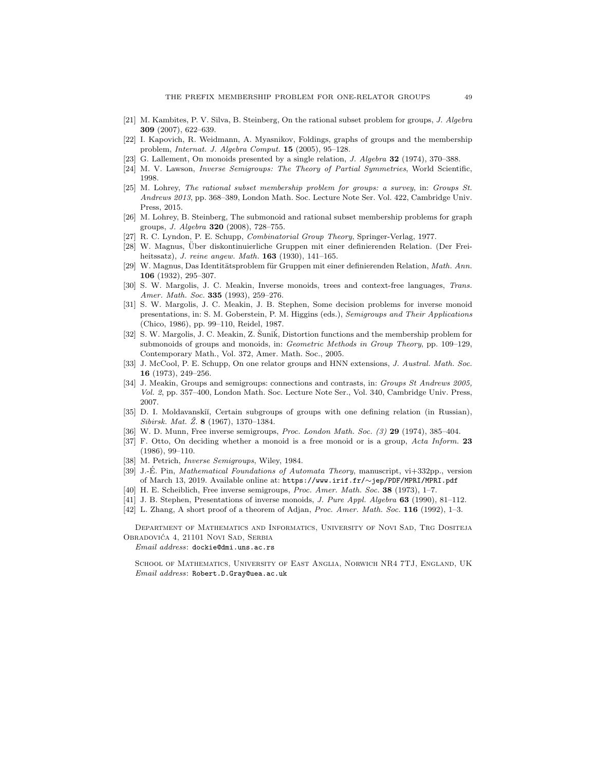[21] M. Kambites, P. V. Silva, B. Steinberg, On the rational subset problem for groups, *J. Algebra* **309** (2007), 622–639.

[22] I. Kapovich, R. Weidmann, A. Myasnikov, Foldings, graphs of groups and the membership problem, *Internat. J. Algebra Comput.* **15** (2005), 95–128.

[23] G. Lallement, On monoids presented by a single relation, *J. Algebra* **32** (1974), 370–388.

[24] M. V. Lawson, *Inverse Semigroups: The Theory of Partial Symmetries*, World Scientific, 1998.

[25] M. Lohrey, *The rational subset membership problem for groups: a survey*, in: *Groups St. Andrews 2013*, pp. 368–389, London Math. Soc. Lecture Note Ser. Vol. 422, Cambridge Univ. Press, 2015.

[26] M. Lohrey, B. Steinberg, The submonoid and rational subset membership problems for graph groups, *J. Algebra* **320** (2008), 728–755.

[27] R. C. Lyndon, P. E. Schupp, *Combinatorial Group Theory*, Springer-Verlag, 1977.

[28] W. Magnus, Über diskontinuierliche Gruppen mit einer definierenden Relation. (Der Freiheitssatz), *J. reine angew. Math.* **163** (1930), 141–165.

[29] W. Magnus, Das Identitätsproblem für Gruppen mit einer definierenden Relation, *Math. Ann.* **106** (1932), 295–307.

[30] S. W. Margolis, J. C. Meakin, Inverse monoids, trees and context-free languages, *Trans. Amer. Math. Soc.* **335** (1993), 259–276.

[31] S. W. Margolis, J. C. Meakin, J. B. Stephen, Some decision problems for inverse monoid presentations, in: S. M. Goberstein, P. M. Higgins (eds.), *Semigroups and Their Applications* (Chico, 1986), pp. 99–110, Reidel, 1987.

[32] S. W. Margolis, J. C. Meakin, Z. Šunić, Distortion functions and the membership problem for submonoids of groups and monoids, in: *Geometric Methods in Group Theory*, pp. 109–129, Contemporary Math., Vol. 372, Amer. Math. Soc., 2005.

[33] J. McCool, P. E. Schupp, On one relator groups and HNN extensions, *J. Austral. Math. Soc.* **16** (1973), 249–256.

[34] J. Meakin, Groups and semigroups: connections and contrasts, in: *Groups St Andrews 2005, Vol. 2*, pp. 357–400, London Math. Soc. Lecture Note Ser., Vol. 340, Cambridge Univ. Press, 2007.

[35] D. I. Moldavanskiĭ, Certain subgroups of groups with one defining relation (in Russian), *Sibirsk. Mat. Ž.* **8** (1967), 1370–1384.

[36] W. D. Munn, Free inverse semigroups, *Proc. London Math. Soc. (3)* **29** (1974), 385–404.

[37] F. Otto, On deciding whether a monoid is a free monoid or is a group, *Acta Inform.* **23** (1986), 99–110.

[38] M. Petrich, *Inverse Semigroups*, Wiley, 1984.

[39] J.-É. Pin, *Mathematical Foundations of Automata Theory*, manuscript, vi+332pp., version of March 13, 2019. Available online at: `https://www.irif.fr/~jep/PDF/MPRI/MPRI.pdf`

[40] H. E. Scheiblich, Free inverse semigroups, *Proc. Amer. Math. Soc.* **38** (1973), 1–7.

[41] J. B. Stephen, Presentations of inverse monoids, *J. Pure Appl. Algebra* **63** (1990), 81–112.

[42] L. Zhang, A short proof of a theorem of Adjan, *Proc. Amer. Math. Soc.* **116** (1992), 1–3.

Department of Mathematics and Informatics, University of Novi Sad, Trg Dositeja Obradovića 4, 21101 Novi Sad, Serbia

*Email address*: `dockie@dmi.uns.ac.rs`

School of Mathematics, University of East Anglia, Norwich NR4 7TJ, England, UK

*Email address*: `Robert.D.Gray@uea.ac.uk`